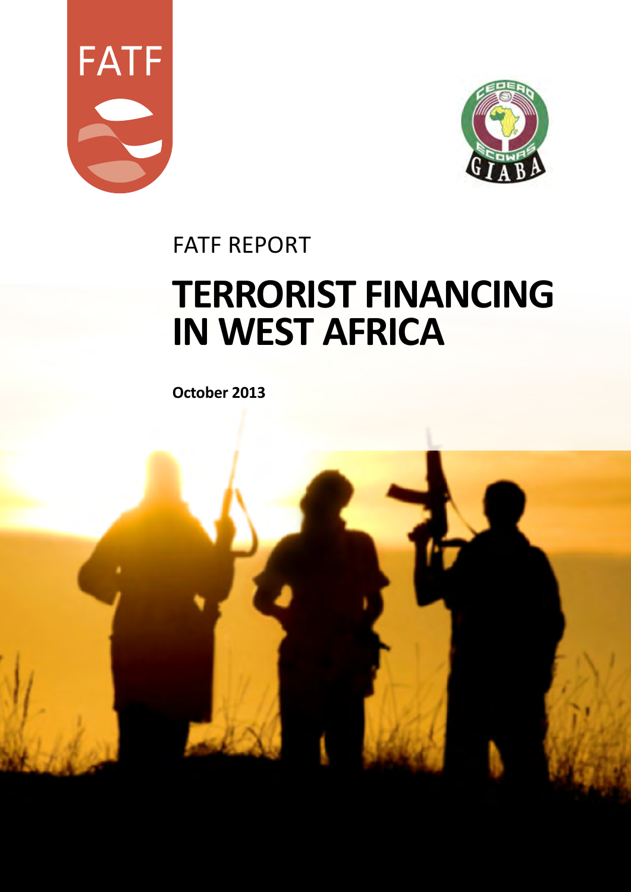FATF

FATF REPORT

# TERRORIST FINANCING IN WEST AFRICA

**October 2013**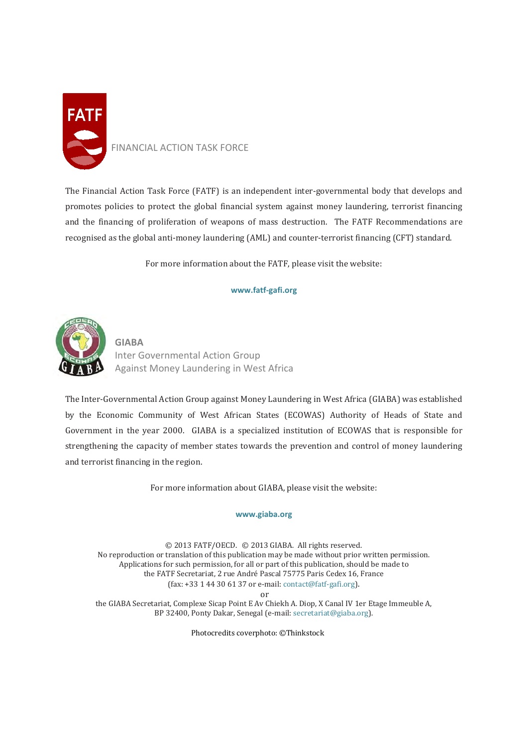FINANCIAL ACTION TASK FORCE

The Financial Action Task Force (FATF) is an independent inter-governmental body that develops and promotes policies to protect the global financial system against money laundering, terrorist financing and the financing of proliferation of weapons of mass destruction. The FATF Recommendations are recognised as the global anti-money laundering (AML) and counter-terrorist financing (CFT) standard.

For more information about the FATF, please visit the website:

**www.fatf-gafi.org**

**GIABA**
Inter Governmental Action Group
Against Money Laundering in West Africa

The Inter-Governmental Action Group against Money Laundering in West Africa (GIABA) was established by the Economic Community of West African States (ECOWAS) Authority of Heads of State and Government in the year 2000. GIABA is a specialized institution of ECOWAS that is responsible for strengthening the capacity of member states towards the prevention and control of money laundering and terrorist financing in the region.

For more information about GIABA, please visit the website:

**www.giaba.org**

© 2013 FATF/OECD. © 2013 GIABA. All rights reserved.
No reproduction or translation of this publication may be made without prior written permission.
Applications for such permission, for all or part of this publication, should be made to
the FATF Secretariat, 2 rue André Pascal 75775 Paris Cedex 16, France
(fax: +33 1 44 30 61 37 or e-mail: contact@fatf-gafi.org).
or
the GIABA Secretariat, Complexe Sicap Point E Av Chiekh A. Diop, X Canal IV 1er Etage Immeuble A,
BP 32400, Ponty Dakar, Senegal (e-mail: secretariat@giaba.org).

Photocredits coverphoto: ©Thinkstock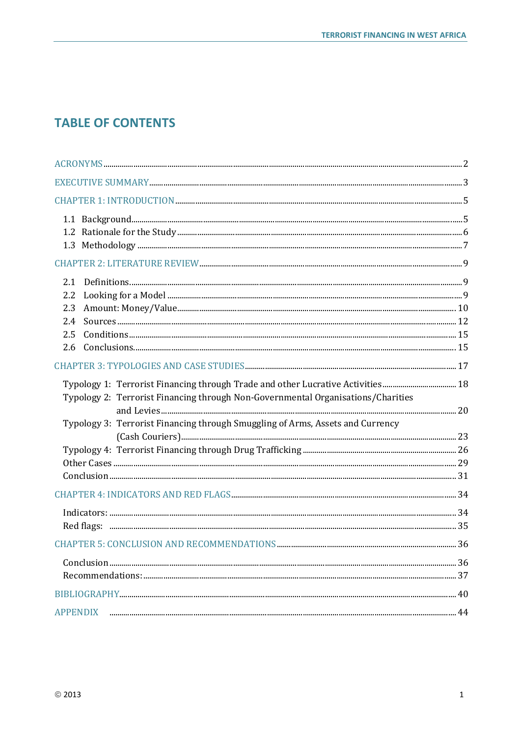# TABLE OF CONTENTS

ACRONYMS ..... 2

EXECUTIVE SUMMARY ..... 3

CHAPTER 1: INTRODUCTION ..... 5

- 1.1 Background ..... 5
- 1.2 Rationale for the Study ..... 6
- 1.3 Methodology ..... 7

CHAPTER 2: LITERATURE REVIEW ..... 9

- 2.1 Definitions ..... 9
- 2.2 Looking for a Model ..... 9
- 2.3 Amount: Money/Value ..... 10
- 2.4 Sources ..... 12
- 2.5 Conditions ..... 15
- 2.6 Conclusions ..... 15

CHAPTER 3: TYPOLOGIES AND CASE STUDIES ..... 17

- Typology 1: Terrorist Financing through Trade and other Lucrative Activities ..... 18
- Typology 2: Terrorist Financing through Non-Governmental Organisations/Charities and Levies ..... 20
- Typology 3: Terrorist Financing through Smuggling of Arms, Assets and Currency (Cash Couriers) ..... 23
- Typology 4: Terrorist Financing through Drug Trafficking ..... 26
- Other Cases ..... 29
- Conclusion ..... 31

CHAPTER 4: INDICATORS AND RED FLAGS ..... 34

- Indicators: ..... 34
- Red flags: ..... 35

CHAPTER 5: CONCLUSION AND RECOMMENDATIONS ..... 36

- Conclusion ..... 36
- Recommendations: ..... 37

BIBLIOGRAPHY ..... 40

APPENDIX ..... 44

© 2013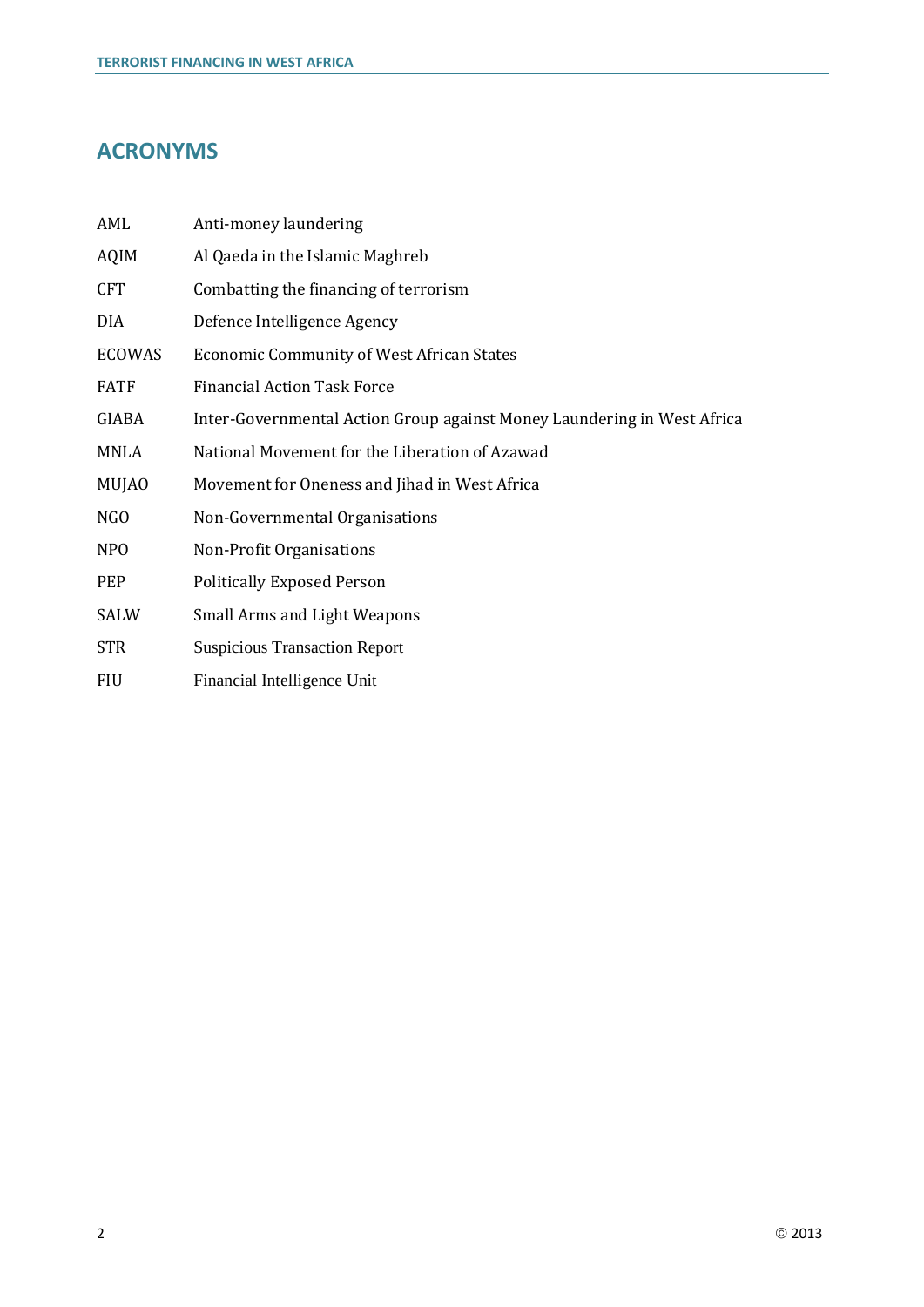## ACRONYMS

| | |
|---|---|
| AML | Anti-money laundering |
| AQIM | Al Qaeda in the Islamic Maghreb |
| CFT | Combatting the financing of terrorism |
| DIA | Defence Intelligence Agency |
| ECOWAS | Economic Community of West African States |
| FATF | Financial Action Task Force |
| GIABA | Inter-Governmental Action Group against Money Laundering in West Africa |
| MNLA | National Movement for the Liberation of Azawad |
| MUJAO | Movement for Oneness and Jihad in West Africa |
| NGO | Non-Governmental Organisations |
| NPO | Non-Profit Organisations |
| PEP | Politically Exposed Person |
| SALW | Small Arms and Light Weapons |
| STR | Suspicious Transaction Report |
| FIU | Financial Intelligence Unit |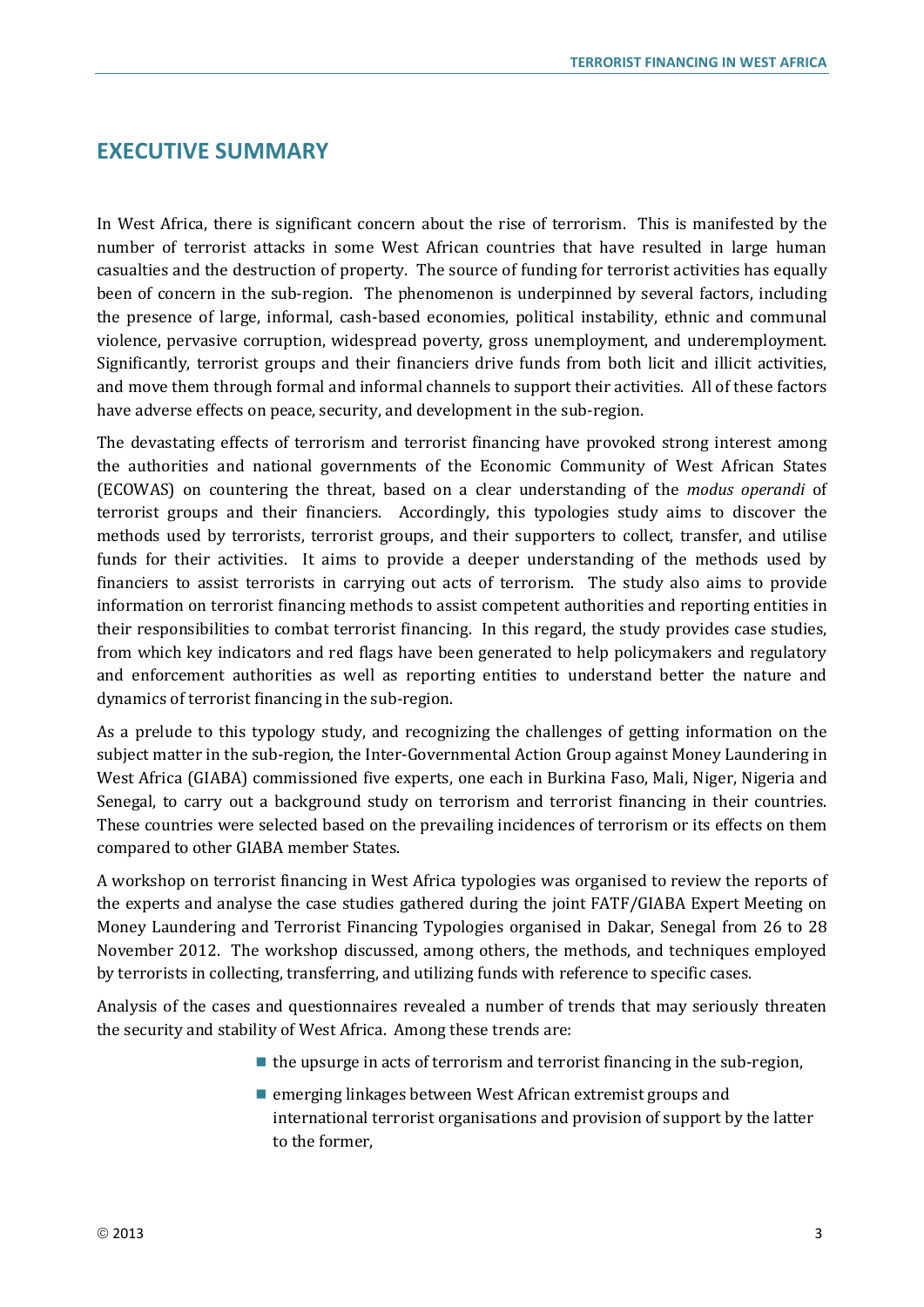# EXECUTIVE SUMMARY

In West Africa, there is significant concern about the rise of terrorism. This is manifested by the number of terrorist attacks in some West African countries that have resulted in large human casualties and the destruction of property. The source of funding for terrorist activities has equally been of concern in the sub-region. The phenomenon is underpinned by several factors, including the presence of large, informal, cash-based economies, political instability, ethnic and communal violence, pervasive corruption, widespread poverty, gross unemployment, and underemployment. Significantly, terrorist groups and their financiers drive funds from both licit and illicit activities, and move them through formal and informal channels to support their activities. All of these factors have adverse effects on peace, security, and development in the sub-region.

The devastating effects of terrorism and terrorist financing have provoked strong interest among the authorities and national governments of the Economic Community of West African States (ECOWAS) on countering the threat, based on a clear understanding of the *modus operandi* of terrorist groups and their financiers. Accordingly, this typologies study aims to discover the methods used by terrorists, terrorist groups, and their supporters to collect, transfer, and utilise funds for their activities. It aims to provide a deeper understanding of the methods used by financiers to assist terrorists in carrying out acts of terrorism. The study also aims to provide information on terrorist financing methods to assist competent authorities and reporting entities in their responsibilities to combat terrorist financing. In this regard, the study provides case studies, from which key indicators and red flags have been generated to help policymakers and regulatory and enforcement authorities as well as reporting entities to understand better the nature and dynamics of terrorist financing in the sub-region.

As a prelude to this typology study, and recognizing the challenges of getting information on the subject matter in the sub-region, the Inter-Governmental Action Group against Money Laundering in West Africa (GIABA) commissioned five experts, one each in Burkina Faso, Mali, Niger, Nigeria and Senegal, to carry out a background study on terrorism and terrorist financing in their countries. These countries were selected based on the prevailing incidences of terrorism or its effects on them compared to other GIABA member States.

A workshop on terrorist financing in West Africa typologies was organised to review the reports of the experts and analyse the case studies gathered during the joint FATF/GIABA Expert Meeting on Money Laundering and Terrorist Financing Typologies organised in Dakar, Senegal from 26 to 28 November 2012. The workshop discussed, among others, the methods, and techniques employed by terrorists in collecting, transferring, and utilizing funds with reference to specific cases.

Analysis of the cases and questionnaires revealed a number of trends that may seriously threaten the security and stability of West Africa. Among these trends are:

- the upsurge in acts of terrorism and terrorist financing in the sub-region,
- emerging linkages between West African extremist groups and international terrorist organisations and provision of support by the latter to the former,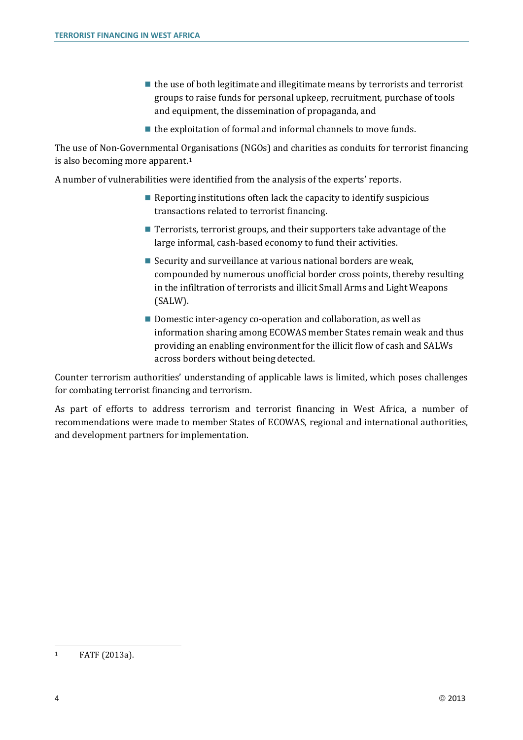- the use of both legitimate and illegitimate means by terrorists and terrorist groups to raise funds for personal upkeep, recruitment, purchase of tools and equipment, the dissemination of propaganda, and
- the exploitation of formal and informal channels to move funds.

The use of Non-Governmental Organisations (NGOs) and charities as conduits for terrorist financing is also becoming more apparent.[1]

A number of vulnerabilities were identified from the analysis of the experts' reports.

- Reporting institutions often lack the capacity to identify suspicious transactions related to terrorist financing.
- Terrorists, terrorist groups, and their supporters take advantage of the large informal, cash-based economy to fund their activities.
- Security and surveillance at various national borders are weak, compounded by numerous unofficial border cross points, thereby resulting in the infiltration of terrorists and illicit Small Arms and Light Weapons (SALW).
- Domestic inter-agency co-operation and collaboration, as well as information sharing among ECOWAS member States remain weak and thus providing an enabling environment for the illicit flow of cash and SALWs across borders without being detected.

Counter terrorism authorities' understanding of applicable laws is limited, which poses challenges for combating terrorist financing and terrorism.

As part of efforts to address terrorism and terrorist financing in West Africa, a number of recommendations were made to member States of ECOWAS, regional and international authorities, and development partners for implementation.

---

[1] FATF (2013a).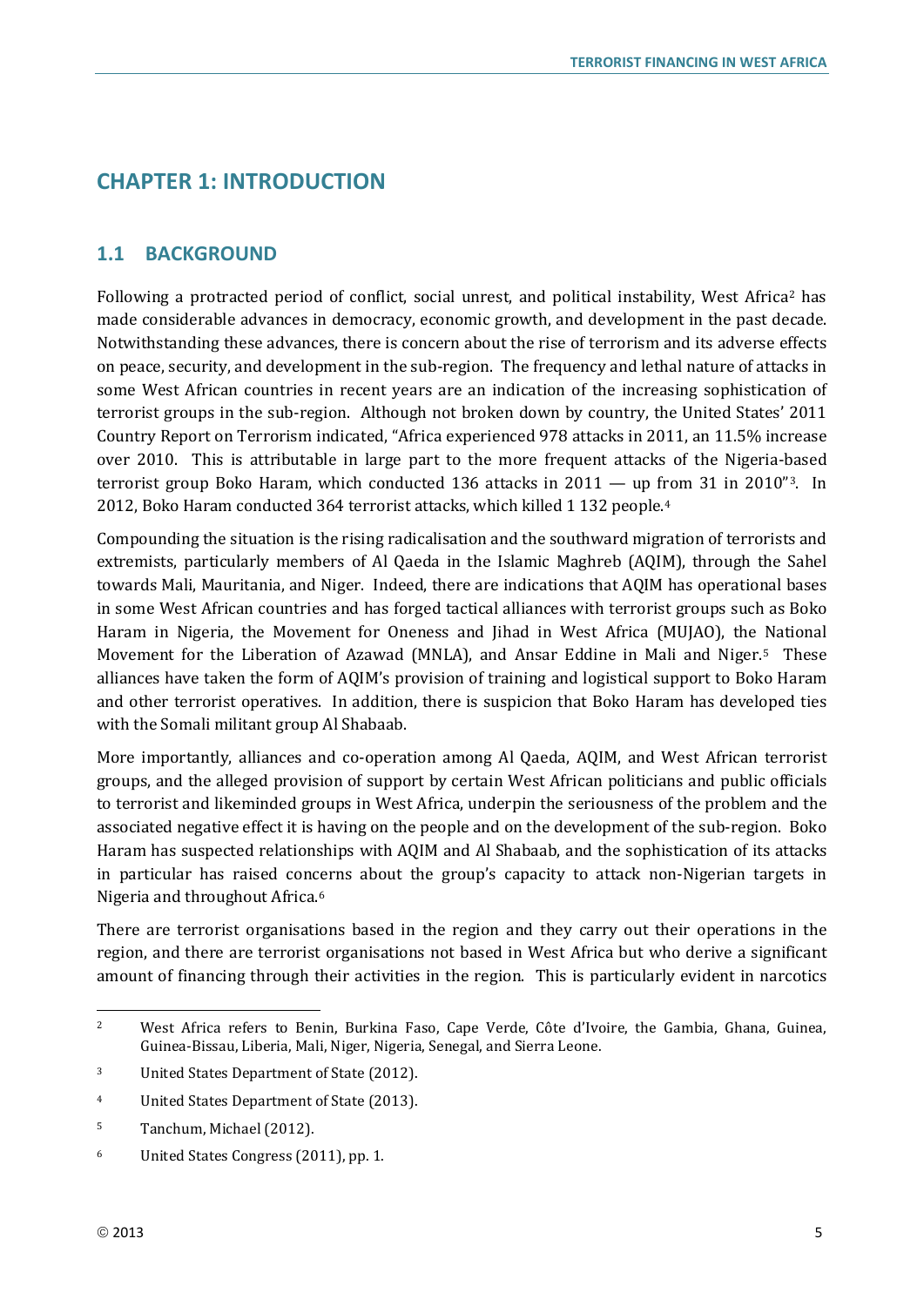# CHAPTER 1: INTRODUCTION

## 1.1 BACKGROUND

Following a protracted period of conflict, social unrest, and political instability, West Africa[2] has made considerable advances in democracy, economic growth, and development in the past decade. Notwithstanding these advances, there is concern about the rise of terrorism and its adverse effects on peace, security, and development in the sub-region. The frequency and lethal nature of attacks in some West African countries in recent years are an indication of the increasing sophistication of terrorist groups in the sub-region. Although not broken down by country, the United States' 2011 Country Report on Terrorism indicated, "Africa experienced 978 attacks in 2011, an 11.5% increase over 2010. This is attributable in large part to the more frequent attacks of the Nigeria-based terrorist group Boko Haram, which conducted 136 attacks in 2011 — up from 31 in 2010"[3]. In 2012, Boko Haram conducted 364 terrorist attacks, which killed 1 132 people.[4]

Compounding the situation is the rising radicalisation and the southward migration of terrorists and extremists, particularly members of Al Qaeda in the Islamic Maghreb (AQIM), through the Sahel towards Mali, Mauritania, and Niger. Indeed, there are indications that AQIM has operational bases in some West African countries and has forged tactical alliances with terrorist groups such as Boko Haram in Nigeria, the Movement for Oneness and Jihad in West Africa (MUJAO), the National Movement for the Liberation of Azawad (MNLA), and Ansar Eddine in Mali and Niger.[5] These alliances have taken the form of AQIM's provision of training and logistical support to Boko Haram and other terrorist operatives. In addition, there is suspicion that Boko Haram has developed ties with the Somali militant group Al Shabaab.

More importantly, alliances and co-operation among Al Qaeda, AQIM, and West African terrorist groups, and the alleged provision of support by certain West African politicians and public officials to terrorist and likeminded groups in West Africa, underpin the seriousness of the problem and the associated negative effect it is having on the people and on the development of the sub-region. Boko Haram has suspected relationships with AQIM and Al Shabaab, and the sophistication of its attacks in particular has raised concerns about the group's capacity to attack non-Nigerian targets in Nigeria and throughout Africa.[6]

There are terrorist organisations based in the region and they carry out their operations in the region, and there are terrorist organisations not based in West Africa but who derive a significant amount of financing through their activities in the region. This is particularly evident in narcotics

---

[2] West Africa refers to Benin, Burkina Faso, Cape Verde, Côte d'Ivoire, the Gambia, Ghana, Guinea, Guinea-Bissau, Liberia, Mali, Niger, Nigeria, Senegal, and Sierra Leone.

[3] United States Department of State (2012).

[4] United States Department of State (2013).

[5] Tanchum, Michael (2012).

[6] United States Congress (2011), pp. 1.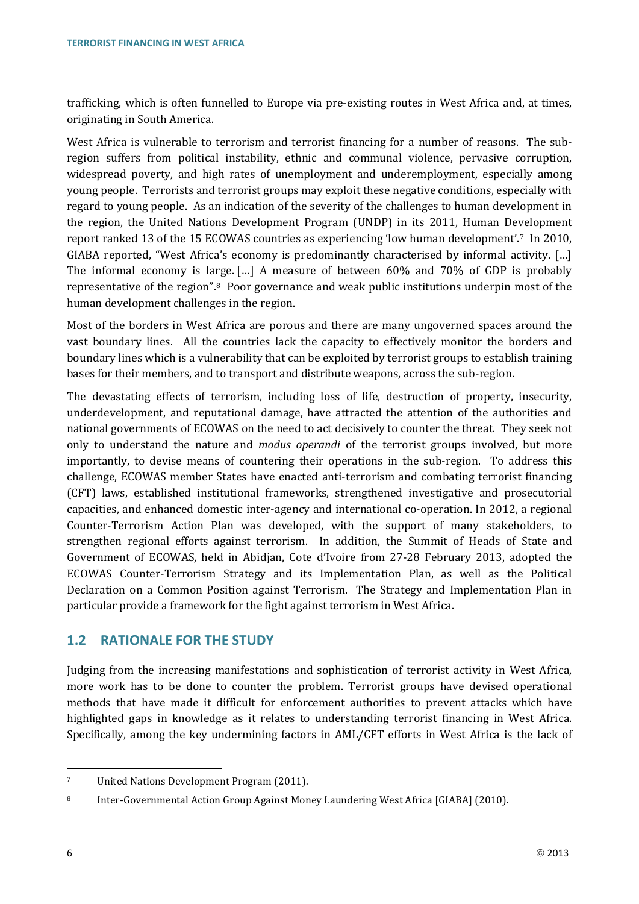trafficking, which is often funnelled to Europe via pre-existing routes in West Africa and, at times, originating in South America.

West Africa is vulnerable to terrorism and terrorist financing for a number of reasons. The sub-region suffers from political instability, ethnic and communal violence, pervasive corruption, widespread poverty, and high rates of unemployment and underemployment, especially among young people. Terrorists and terrorist groups may exploit these negative conditions, especially with regard to young people. As an indication of the severity of the challenges to human development in the region, the United Nations Development Program (UNDP) in its 2011, Human Development report ranked 13 of the 15 ECOWAS countries as experiencing 'low human development'.[7] In 2010, GIABA reported, "West Africa's economy is predominantly characterised by informal activity. […] The informal economy is large. […] A measure of between 60% and 70% of GDP is probably representative of the region".[8] Poor governance and weak public institutions underpin most of the human development challenges in the region.

Most of the borders in West Africa are porous and there are many ungoverned spaces around the vast boundary lines. All the countries lack the capacity to effectively monitor the borders and boundary lines which is a vulnerability that can be exploited by terrorist groups to establish training bases for their members, and to transport and distribute weapons, across the sub-region.

The devastating effects of terrorism, including loss of life, destruction of property, insecurity, underdevelopment, and reputational damage, have attracted the attention of the authorities and national governments of ECOWAS on the need to act decisively to counter the threat. They seek not only to understand the nature and *modus operandi* of the terrorist groups involved, but more importantly, to devise means of countering their operations in the sub-region. To address this challenge, ECOWAS member States have enacted anti-terrorism and combating terrorist financing (CFT) laws, established institutional frameworks, strengthened investigative and prosecutorial capacities, and enhanced domestic inter-agency and international co-operation. In 2012, a regional Counter-Terrorism Action Plan was developed, with the support of many stakeholders, to strengthen regional efforts against terrorism. In addition, the Summit of Heads of State and Government of ECOWAS, held in Abidjan, Cote d'Ivoire from 27-28 February 2013, adopted the ECOWAS Counter-Terrorism Strategy and its Implementation Plan, as well as the Political Declaration on a Common Position against Terrorism. The Strategy and Implementation Plan in particular provide a framework for the fight against terrorism in West Africa.

## 1.2 RATIONALE FOR THE STUDY

Judging from the increasing manifestations and sophistication of terrorist activity in West Africa, more work has to be done to counter the problem. Terrorist groups have devised operational methods that have made it difficult for enforcement authorities to prevent attacks which have highlighted gaps in knowledge as it relates to understanding terrorist financing in West Africa. Specifically, among the key undermining factors in AML/CFT efforts in West Africa is the lack of

---

[7] United Nations Development Program (2011).

[8] Inter-Governmental Action Group Against Money Laundering West Africa [GIABA] (2010).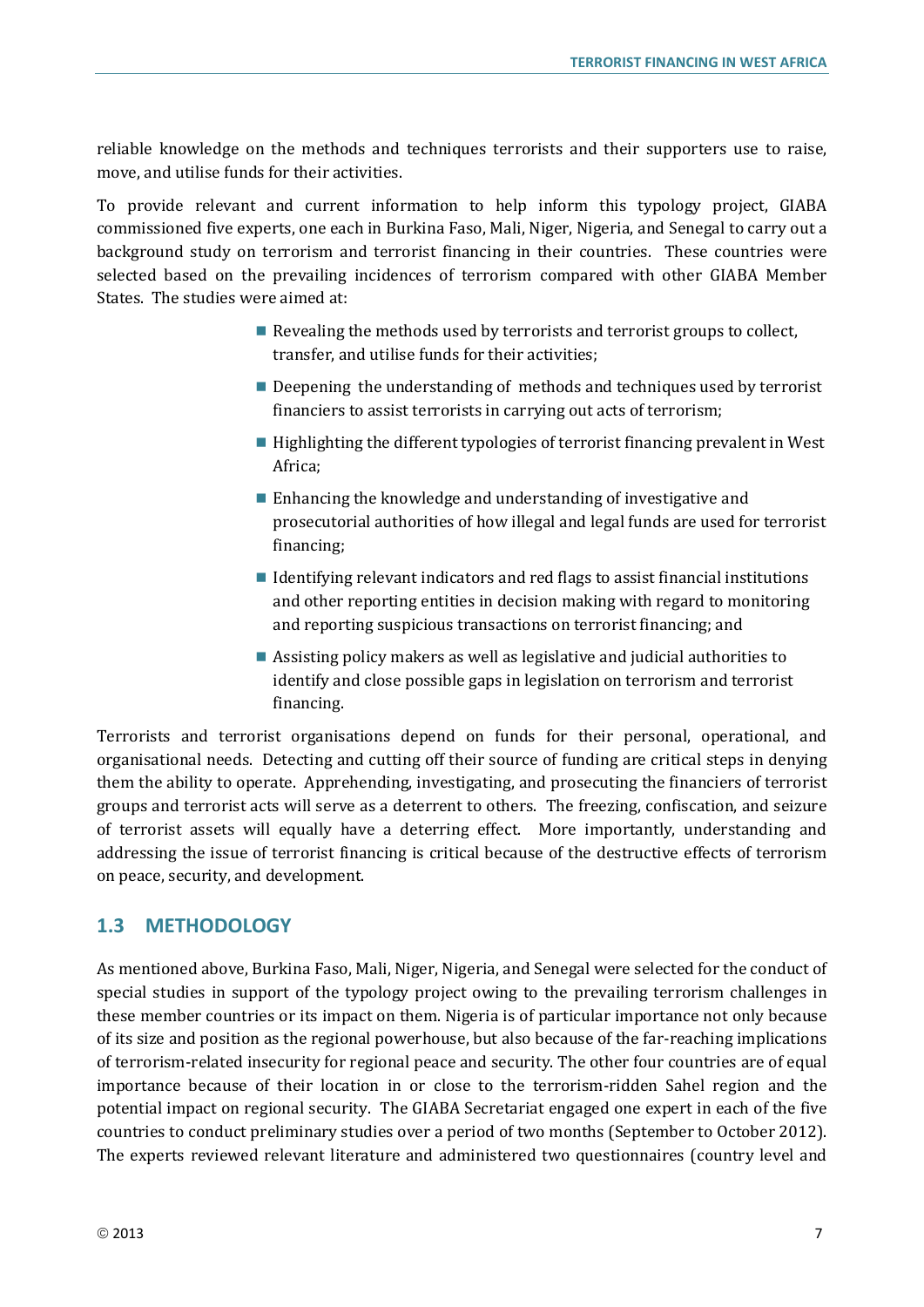reliable knowledge on the methods and techniques terrorists and their supporters use to raise, move, and utilise funds for their activities.

To provide relevant and current information to help inform this typology project, GIABA commissioned five experts, one each in Burkina Faso, Mali, Niger, Nigeria, and Senegal to carry out a background study on terrorism and terrorist financing in their countries. These countries were selected based on the prevailing incidences of terrorism compared with other GIABA Member States. The studies were aimed at:

- Revealing the methods used by terrorists and terrorist groups to collect, transfer, and utilise funds for their activities;
- Deepening the understanding of methods and techniques used by terrorist financiers to assist terrorists in carrying out acts of terrorism;
- Highlighting the different typologies of terrorist financing prevalent in West Africa;
- Enhancing the knowledge and understanding of investigative and prosecutorial authorities of how illegal and legal funds are used for terrorist financing;
- Identifying relevant indicators and red flags to assist financial institutions and other reporting entities in decision making with regard to monitoring and reporting suspicious transactions on terrorist financing; and
- Assisting policy makers as well as legislative and judicial authorities to identify and close possible gaps in legislation on terrorism and terrorist financing.

Terrorists and terrorist organisations depend on funds for their personal, operational, and organisational needs. Detecting and cutting off their source of funding are critical steps in denying them the ability to operate. Apprehending, investigating, and prosecuting the financiers of terrorist groups and terrorist acts will serve as a deterrent to others. The freezing, confiscation, and seizure of terrorist assets will equally have a deterring effect. More importantly, understanding and addressing the issue of terrorist financing is critical because of the destructive effects of terrorism on peace, security, and development.

## 1.3 METHODOLOGY

As mentioned above, Burkina Faso, Mali, Niger, Nigeria, and Senegal were selected for the conduct of special studies in support of the typology project owing to the prevailing terrorism challenges in these member countries or its impact on them. Nigeria is of particular importance not only because of its size and position as the regional powerhouse, but also because of the far-reaching implications of terrorism-related insecurity for regional peace and security. The other four countries are of equal importance because of their location in or close to the terrorism-ridden Sahel region and the potential impact on regional security. The GIABA Secretariat engaged one expert in each of the five countries to conduct preliminary studies over a period of two months (September to October 2012). The experts reviewed relevant literature and administered two questionnaires (country level and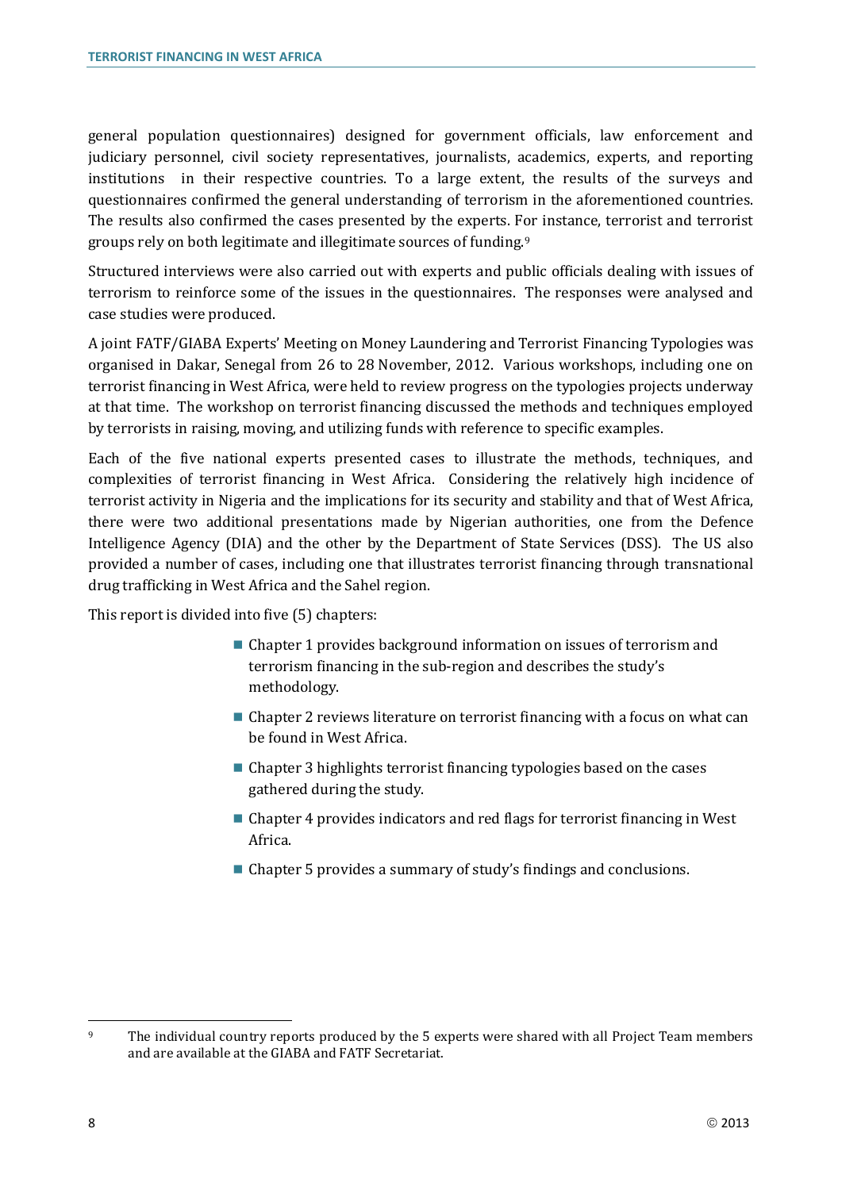general population questionnaires) designed for government officials, law enforcement and judiciary personnel, civil society representatives, journalists, academics, experts, and reporting institutions in their respective countries. To a large extent, the results of the surveys and questionnaires confirmed the general understanding of terrorism in the aforementioned countries. The results also confirmed the cases presented by the experts. For instance, terrorist and terrorist groups rely on both legitimate and illegitimate sources of funding.[9]

Structured interviews were also carried out with experts and public officials dealing with issues of terrorism to reinforce some of the issues in the questionnaires. The responses were analysed and case studies were produced.

A joint FATF/GIABA Experts' Meeting on Money Laundering and Terrorist Financing Typologies was organised in Dakar, Senegal from 26 to 28 November, 2012. Various workshops, including one on terrorist financing in West Africa, were held to review progress on the typologies projects underway at that time. The workshop on terrorist financing discussed the methods and techniques employed by terrorists in raising, moving, and utilizing funds with reference to specific examples.

Each of the five national experts presented cases to illustrate the methods, techniques, and complexities of terrorist financing in West Africa. Considering the relatively high incidence of terrorist activity in Nigeria and the implications for its security and stability and that of West Africa, there were two additional presentations made by Nigerian authorities, one from the Defence Intelligence Agency (DIA) and the other by the Department of State Services (DSS). The US also provided a number of cases, including one that illustrates terrorist financing through transnational drug trafficking in West Africa and the Sahel region.

This report is divided into five (5) chapters:

- Chapter 1 provides background information on issues of terrorism and terrorism financing in the sub-region and describes the study's methodology.
- Chapter 2 reviews literature on terrorist financing with a focus on what can be found in West Africa.
- Chapter 3 highlights terrorist financing typologies based on the cases gathered during the study.
- Chapter 4 provides indicators and red flags for terrorist financing in West Africa.
- Chapter 5 provides a summary of study's findings and conclusions.

---

[9] The individual country reports produced by the 5 experts were shared with all Project Team members and are available at the GIABA and FATF Secretariat.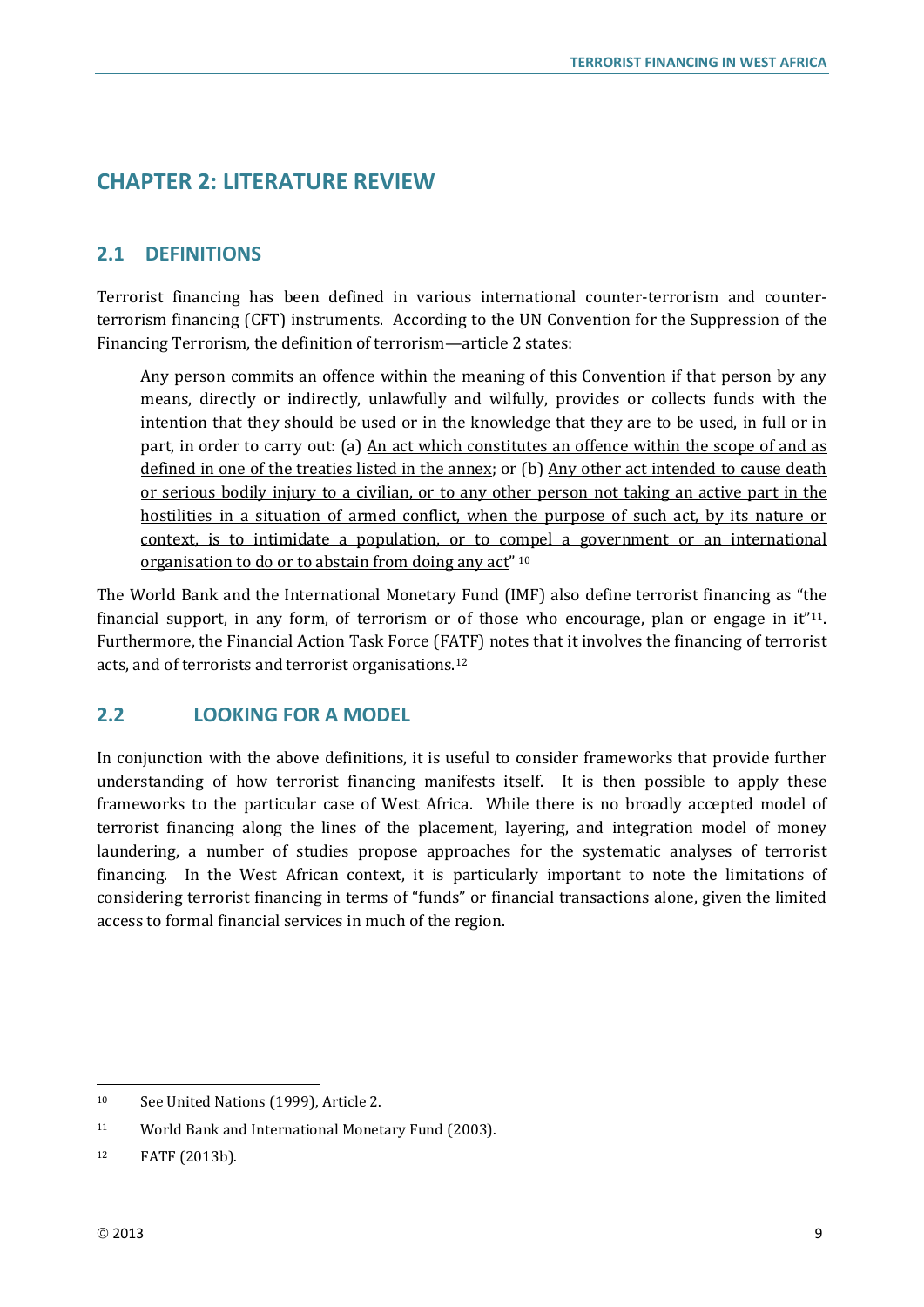# CHAPTER 2: LITERATURE REVIEW

## 2.1 DEFINITIONS

Terrorist financing has been defined in various international counter-terrorism and counter-terrorism financing (CFT) instruments. According to the UN Convention for the Suppression of the Financing Terrorism, the definition of terrorism—article 2 states:

> Any person commits an offence within the meaning of this Convention if that person by any means, directly or indirectly, unlawfully and wilfully, provides or collects funds with the intention that they should be used or in the knowledge that they are to be used, in full or in part, in order to carry out: (a) <u>An act which constitutes an offence within the scope of and as defined in one of the treaties listed in the annex</u>; or (b) <u>Any other act intended to cause death or serious bodily injury to a civilian, or to any other person not taking an active part in the hostilities in a situation of armed conflict, when the purpose of such act, by its nature or context, is to intimidate a population, or to compel a government or an international organisation to do or to abstain from doing any act</u>" [10]

The World Bank and the International Monetary Fund (IMF) also define terrorist financing as "the financial support, in any form, of terrorism or of those who encourage, plan or engage in it"[11]. Furthermore, the Financial Action Task Force (FATF) notes that it involves the financing of terrorist acts, and of terrorists and terrorist organisations.[12]

## 2.2 LOOKING FOR A MODEL

In conjunction with the above definitions, it is useful to consider frameworks that provide further understanding of how terrorist financing manifests itself. It is then possible to apply these frameworks to the particular case of West Africa. While there is no broadly accepted model of terrorist financing along the lines of the placement, layering, and integration model of money laundering, a number of studies propose approaches for the systematic analyses of terrorist financing. In the West African context, it is particularly important to note the limitations of considering terrorist financing in terms of "funds" or financial transactions alone, given the limited access to formal financial services in much of the region.

---

[10] See United Nations (1999), Article 2.

[11] World Bank and International Monetary Fund (2003).

[12] FATF (2013b).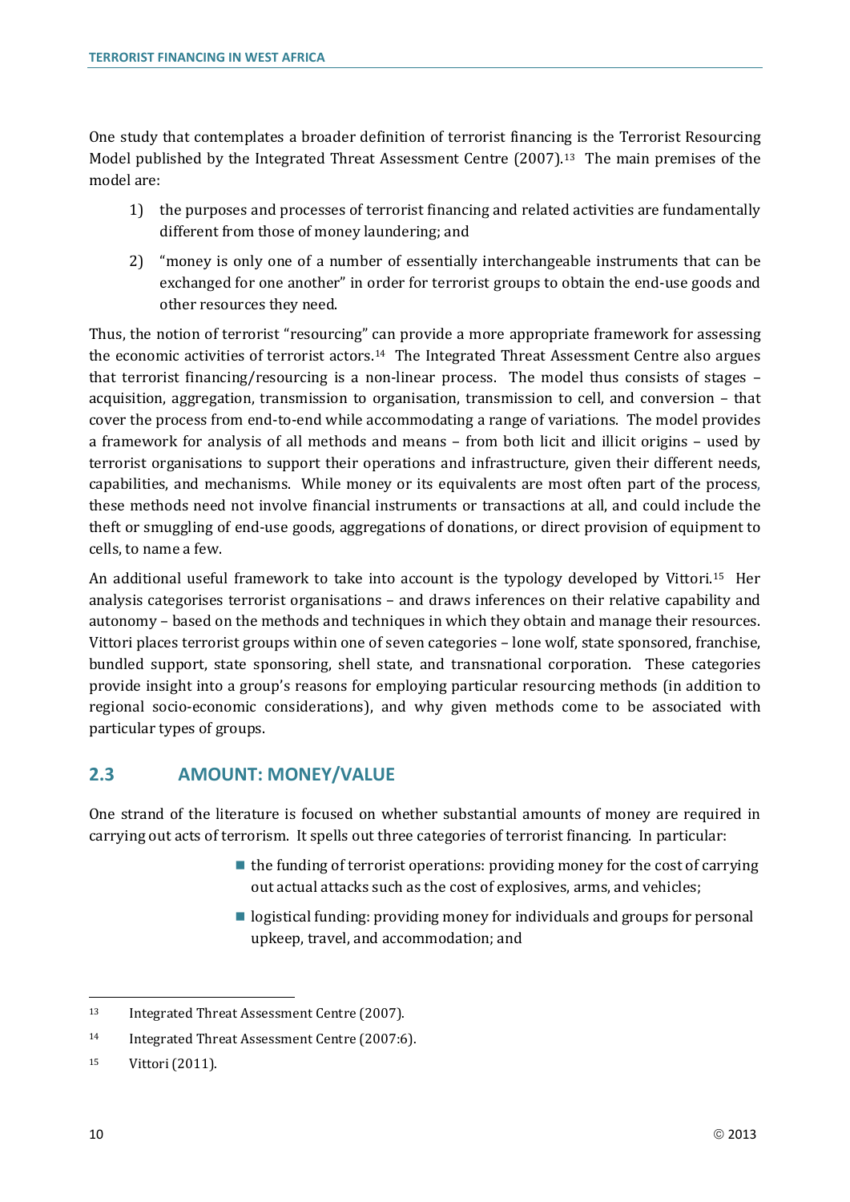One study that contemplates a broader definition of terrorist financing is the Terrorist Resourcing Model published by the Integrated Threat Assessment Centre (2007).[13] The main premises of the model are:

1) the purposes and processes of terrorist financing and related activities are fundamentally different from those of money laundering; and
2) "money is only one of a number of essentially interchangeable instruments that can be exchanged for one another" in order for terrorist groups to obtain the end-use goods and other resources they need.

Thus, the notion of terrorist "resourcing" can provide a more appropriate framework for assessing the economic activities of terrorist actors.[14] The Integrated Threat Assessment Centre also argues that terrorist financing/resourcing is a non-linear process. The model thus consists of stages – acquisition, aggregation, transmission to organisation, transmission to cell, and conversion – that cover the process from end-to-end while accommodating a range of variations. The model provides a framework for analysis of all methods and means – from both licit and illicit origins – used by terrorist organisations to support their operations and infrastructure, given their different needs, capabilities, and mechanisms. While money or its equivalents are most often part of the process, these methods need not involve financial instruments or transactions at all, and could include the theft or smuggling of end-use goods, aggregations of donations, or direct provision of equipment to cells, to name a few.

An additional useful framework to take into account is the typology developed by Vittori.[15] Her analysis categorises terrorist organisations – and draws inferences on their relative capability and autonomy – based on the methods and techniques in which they obtain and manage their resources. Vittori places terrorist groups within one of seven categories – lone wolf, state sponsored, franchise, bundled support, state sponsoring, shell state, and transnational corporation. These categories provide insight into a group's reasons for employing particular resourcing methods (in addition to regional socio-economic considerations), and why given methods come to be associated with particular types of groups.

## 2.3 AMOUNT: MONEY/VALUE

One strand of the literature is focused on whether substantial amounts of money are required in carrying out acts of terrorism. It spells out three categories of terrorist financing. In particular:

- the funding of terrorist operations: providing money for the cost of carrying out actual attacks such as the cost of explosives, arms, and vehicles;
- logistical funding: providing money for individuals and groups for personal upkeep, travel, and accommodation; and

[13] Integrated Threat Assessment Centre (2007).

[14] Integrated Threat Assessment Centre (2007:6).

[15] Vittori (2011).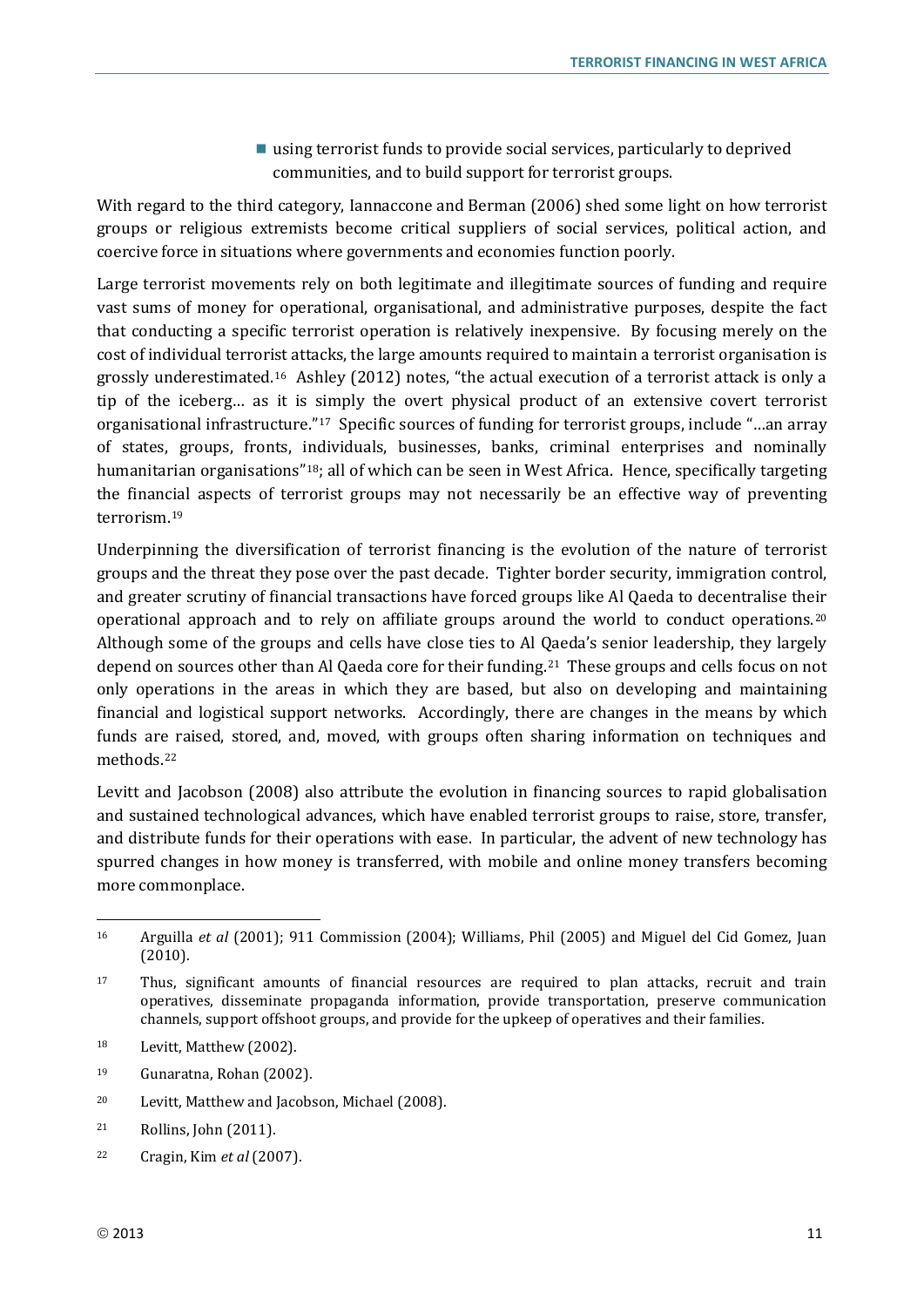- using terrorist funds to provide social services, particularly to deprived communities, and to build support for terrorist groups.

With regard to the third category, Iannaccone and Berman (2006) shed some light on how terrorist groups or religious extremists become critical suppliers of social services, political action, and coercive force in situations where governments and economies function poorly.

Large terrorist movements rely on both legitimate and illegitimate sources of funding and require vast sums of money for operational, organisational, and administrative purposes, despite the fact that conducting a specific terrorist operation is relatively inexpensive. By focusing merely on the cost of individual terrorist attacks, the large amounts required to maintain a terrorist organisation is grossly underestimated.[16] Ashley (2012) notes, "the actual execution of a terrorist attack is only a tip of the iceberg… as it is simply the overt physical product of an extensive covert terrorist organisational infrastructure."[17] Specific sources of funding for terrorist groups, include "…an array of states, groups, fronts, individuals, businesses, banks, criminal enterprises and nominally humanitarian organisations"[18]; all of which can be seen in West Africa. Hence, specifically targeting the financial aspects of terrorist groups may not necessarily be an effective way of preventing terrorism.[19]

Underpinning the diversification of terrorist financing is the evolution of the nature of terrorist groups and the threat they pose over the past decade. Tighter border security, immigration control, and greater scrutiny of financial transactions have forced groups like Al Qaeda to decentralise their operational approach and to rely on affiliate groups around the world to conduct operations.[20] Although some of the groups and cells have close ties to Al Qaeda's senior leadership, they largely depend on sources other than Al Qaeda core for their funding.[21] These groups and cells focus on not only operations in the areas in which they are based, but also on developing and maintaining financial and logistical support networks. Accordingly, there are changes in the means by which funds are raised, stored, and, moved, with groups often sharing information on techniques and methods.[22]

Levitt and Jacobson (2008) also attribute the evolution in financing sources to rapid globalisation and sustained technological advances, which have enabled terrorist groups to raise, store, transfer, and distribute funds for their operations with ease. In particular, the advent of new technology has spurred changes in how money is transferred, with mobile and online money transfers becoming more commonplace.

---

[16] Arguilla *et al* (2001); 911 Commission (2004); Williams, Phil (2005) and Miguel del Cid Gomez, Juan (2010).

[17] Thus, significant amounts of financial resources are required to plan attacks, recruit and train operatives, disseminate propaganda information, provide transportation, preserve communication channels, support offshoot groups, and provide for the upkeep of operatives and their families.

[18] Levitt, Matthew (2002).

[19] Gunaratna, Rohan (2002).

[20] Levitt, Matthew and Jacobson, Michael (2008).

[21] Rollins, John (2011).

[22] Cragin, Kim *et al* (2007).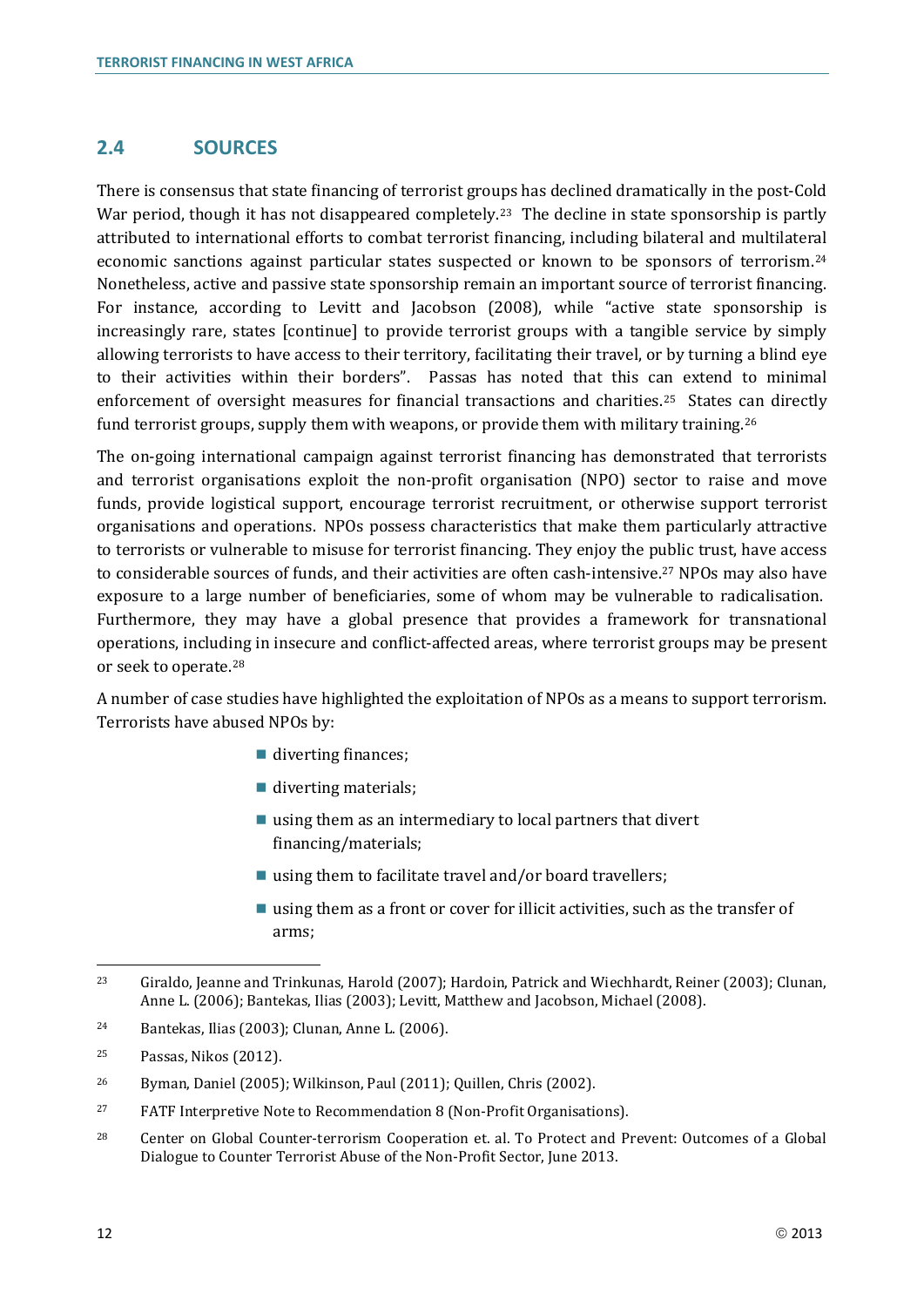## 2.4 SOURCES

There is consensus that state financing of terrorist groups has declined dramatically in the post-Cold War period, though it has not disappeared completely.[23] The decline in state sponsorship is partly attributed to international efforts to combat terrorist financing, including bilateral and multilateral economic sanctions against particular states suspected or known to be sponsors of terrorism.[24] Nonetheless, active and passive state sponsorship remain an important source of terrorist financing. For instance, according to Levitt and Jacobson (2008), while "active state sponsorship is increasingly rare, states [continue] to provide terrorist groups with a tangible service by simply allowing terrorists to have access to their territory, facilitating their travel, or by turning a blind eye to their activities within their borders". Passas has noted that this can extend to minimal enforcement of oversight measures for financial transactions and charities.[25] States can directly fund terrorist groups, supply them with weapons, or provide them with military training.[26]

The on-going international campaign against terrorist financing has demonstrated that terrorists and terrorist organisations exploit the non-profit organisation (NPO) sector to raise and move funds, provide logistical support, encourage terrorist recruitment, or otherwise support terrorist organisations and operations. NPOs possess characteristics that make them particularly attractive to terrorists or vulnerable to misuse for terrorist financing. They enjoy the public trust, have access to considerable sources of funds, and their activities are often cash-intensive.[27] NPOs may also have exposure to a large number of beneficiaries, some of whom may be vulnerable to radicalisation. Furthermore, they may have a global presence that provides a framework for transnational operations, including in insecure and conflict-affected areas, where terrorist groups may be present or seek to operate.[28]

A number of case studies have highlighted the exploitation of NPOs as a means to support terrorism. Terrorists have abused NPOs by:

- diverting finances;
- diverting materials;
- using them as an intermediary to local partners that divert financing/materials;
- using them to facilitate travel and/or board travellers;
- using them as a front or cover for illicit activities, such as the transfer of arms;

---

[23] Giraldo, Jeanne and Trinkunas, Harold (2007); Hardoin, Patrick and Wiechhardt, Reiner (2003); Clunan, Anne L. (2006); Bantekas, Ilias (2003); Levitt, Matthew and Jacobson, Michael (2008).

[24] Bantekas, Ilias (2003); Clunan, Anne L. (2006).

[25] Passas, Nikos (2012).

[26] Byman, Daniel (2005); Wilkinson, Paul (2011); Quillen, Chris (2002).

[27] FATF Interpretive Note to Recommendation 8 (Non-Profit Organisations).

[28] Center on Global Counter-terrorism Cooperation et. al. To Protect and Prevent: Outcomes of a Global Dialogue to Counter Terrorist Abuse of the Non-Profit Sector, June 2013.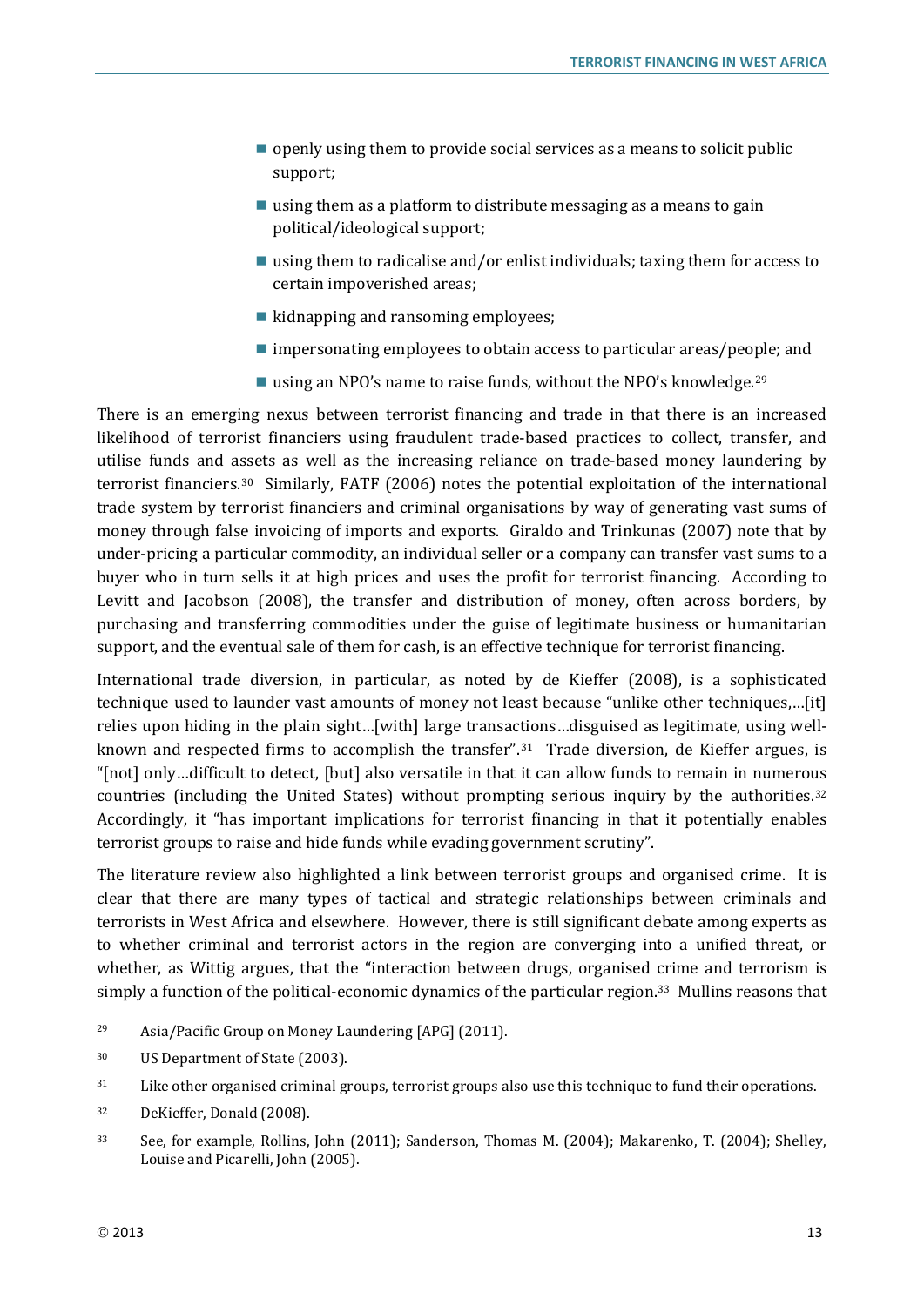- openly using them to provide social services as a means to solicit public support;
- using them as a platform to distribute messaging as a means to gain political/ideological support;
- using them to radicalise and/or enlist individuals; taxing them for access to certain impoverished areas;
- kidnapping and ransoming employees;
- impersonating employees to obtain access to particular areas/people; and
- using an NPO's name to raise funds, without the NPO's knowledge.[29]

There is an emerging nexus between terrorist financing and trade in that there is an increased likelihood of terrorist financiers using fraudulent trade-based practices to collect, transfer, and utilise funds and assets as well as the increasing reliance on trade-based money laundering by terrorist financiers.[30] Similarly, FATF (2006) notes the potential exploitation of the international trade system by terrorist financiers and criminal organisations by way of generating vast sums of money through false invoicing of imports and exports. Giraldo and Trinkunas (2007) note that by under-pricing a particular commodity, an individual seller or a company can transfer vast sums to a buyer who in turn sells it at high prices and uses the profit for terrorist financing. According to Levitt and Jacobson (2008), the transfer and distribution of money, often across borders, by purchasing and transferring commodities under the guise of legitimate business or humanitarian support, and the eventual sale of them for cash, is an effective technique for terrorist financing.

International trade diversion, in particular, as noted by de Kieffer (2008), is a sophisticated technique used to launder vast amounts of money not least because "unlike other techniques,…[it] relies upon hiding in the plain sight…[with] large transactions…disguised as legitimate, using well-known and respected firms to accomplish the transfer".[31] Trade diversion, de Kieffer argues, is "[not] only…difficult to detect, [but] also versatile in that it can allow funds to remain in numerous countries (including the United States) without prompting serious inquiry by the authorities.[32] Accordingly, it "has important implications for terrorist financing in that it potentially enables terrorist groups to raise and hide funds while evading government scrutiny".

The literature review also highlighted a link between terrorist groups and organised crime. It is clear that there are many types of tactical and strategic relationships between criminals and terrorists in West Africa and elsewhere. However, there is still significant debate among experts as to whether criminal and terrorist actors in the region are converging into a unified threat, or whether, as Wittig argues, that the "interaction between drugs, organised crime and terrorism is simply a function of the political-economic dynamics of the particular region.[33] Mullins reasons that

---

[29] Asia/Pacific Group on Money Laundering [APG] (2011).

[30] US Department of State (2003).

[31] Like other organised criminal groups, terrorist groups also use this technique to fund their operations.

[32] DeKieffer, Donald (2008).

[33] See, for example, Rollins, John (2011); Sanderson, Thomas M. (2004); Makarenko, T. (2004); Shelley, Louise and Picarelli, John (2005).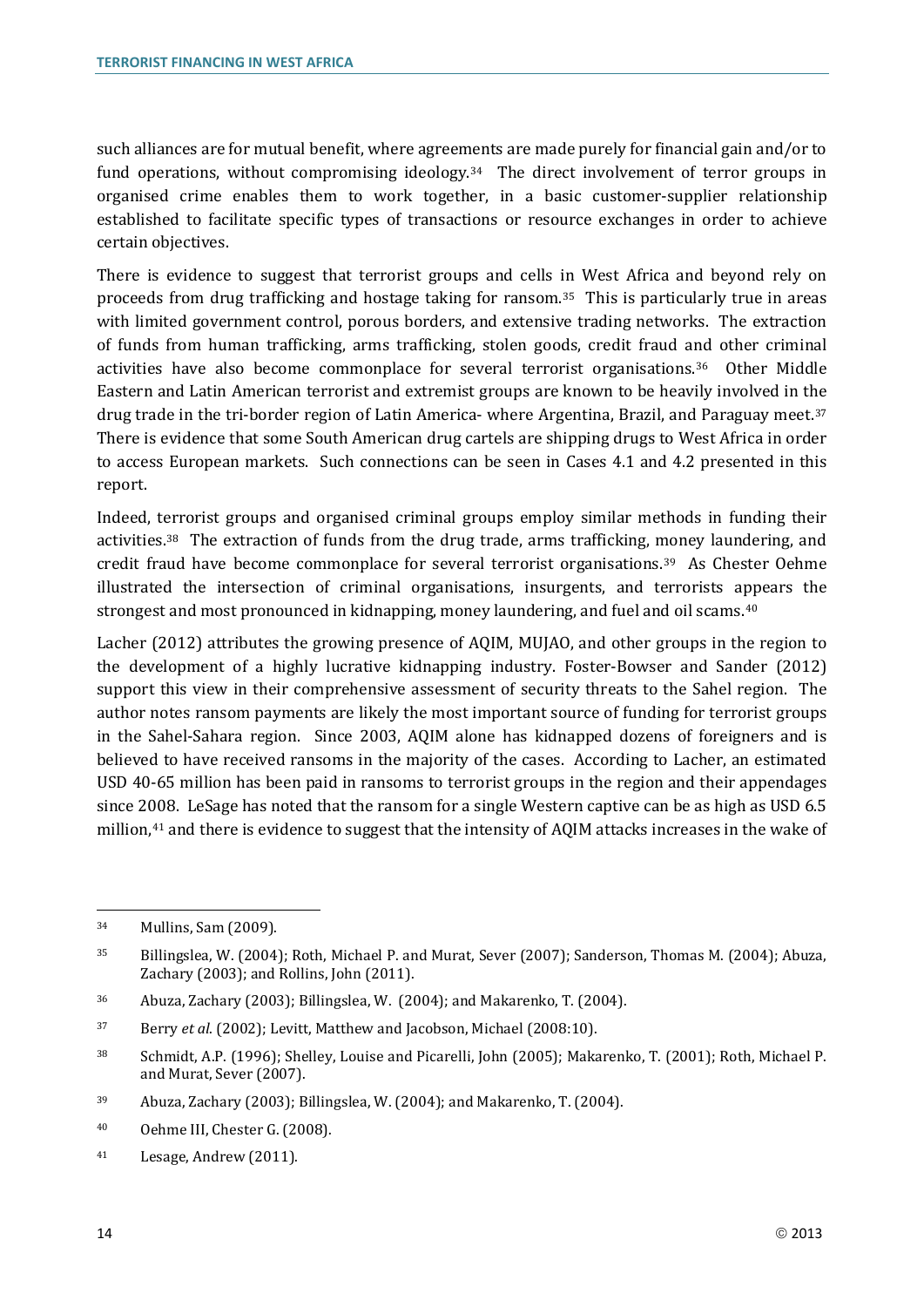such alliances are for mutual benefit, where agreements are made purely for financial gain and/or to fund operations, without compromising ideology.[34] The direct involvement of terror groups in organised crime enables them to work together, in a basic customer-supplier relationship established to facilitate specific types of transactions or resource exchanges in order to achieve certain objectives.

There is evidence to suggest that terrorist groups and cells in West Africa and beyond rely on proceeds from drug trafficking and hostage taking for ransom.[35] This is particularly true in areas with limited government control, porous borders, and extensive trading networks. The extraction of funds from human trafficking, arms trafficking, stolen goods, credit fraud and other criminal activities have also become commonplace for several terrorist organisations.[36] Other Middle Eastern and Latin American terrorist and extremist groups are known to be heavily involved in the drug trade in the tri-border region of Latin America- where Argentina, Brazil, and Paraguay meet.[37] There is evidence that some South American drug cartels are shipping drugs to West Africa in order to access European markets. Such connections can be seen in Cases 4.1 and 4.2 presented in this report.

Indeed, terrorist groups and organised criminal groups employ similar methods in funding their activities.[38] The extraction of funds from the drug trade, arms trafficking, money laundering, and credit fraud have become commonplace for several terrorist organisations.[39] As Chester Oehme illustrated the intersection of criminal organisations, insurgents, and terrorists appears the strongest and most pronounced in kidnapping, money laundering, and fuel and oil scams.[40]

Lacher (2012) attributes the growing presence of AQIM, MUJAO, and other groups in the region to the development of a highly lucrative kidnapping industry. Foster-Bowser and Sander (2012) support this view in their comprehensive assessment of security threats to the Sahel region. The author notes ransom payments are likely the most important source of funding for terrorist groups in the Sahel-Sahara region. Since 2003, AQIM alone has kidnapped dozens of foreigners and is believed to have received ransoms in the majority of the cases. According to Lacher, an estimated USD 40-65 million has been paid in ransoms to terrorist groups in the region and their appendages since 2008. LeSage has noted that the ransom for a single Western captive can be as high as USD 6.5 million,[41] and there is evidence to suggest that the intensity of AQIM attacks increases in the wake of

---

[34] Mullins, Sam (2009).

[35] Billingslea, W. (2004); Roth, Michael P. and Murat, Sever (2007); Sanderson, Thomas M. (2004); Abuza, Zachary (2003); and Rollins, John (2011).

[36] Abuza, Zachary (2003); Billingslea, W. (2004); and Makarenko, T. (2004).

[37] Berry *et al*. (2002); Levitt, Matthew and Jacobson, Michael (2008:10).

[38] Schmidt, A.P. (1996); Shelley, Louise and Picarelli, John (2005); Makarenko, T. (2001); Roth, Michael P. and Murat, Sever (2007).

[39] Abuza, Zachary (2003); Billingslea, W. (2004); and Makarenko, T. (2004).

[40] Oehme III, Chester G. (2008).

[41] Lesage, Andrew (2011).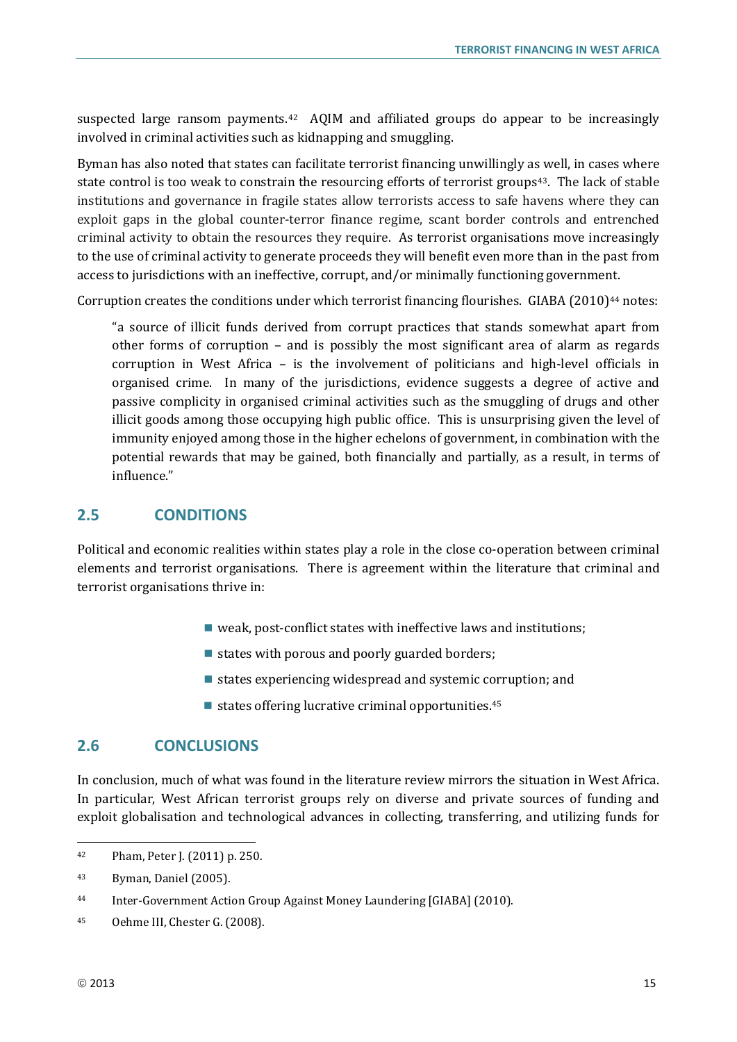suspected large ransom payments.[42] AQIM and affiliated groups do appear to be increasingly involved in criminal activities such as kidnapping and smuggling.

Byman has also noted that states can facilitate terrorist financing unwillingly as well, in cases where state control is too weak to constrain the resourcing efforts of terrorist groups[43]. The lack of stable institutions and governance in fragile states allow terrorists access to safe havens where they can exploit gaps in the global counter-terror finance regime, scant border controls and entrenched criminal activity to obtain the resources they require. As terrorist organisations move increasingly to the use of criminal activity to generate proceeds they will benefit even more than in the past from access to jurisdictions with an ineffective, corrupt, and/or minimally functioning government.

Corruption creates the conditions under which terrorist financing flourishes. GIABA (2010)[44] notes:

> "a source of illicit funds derived from corrupt practices that stands somewhat apart from other forms of corruption – and is possibly the most significant area of alarm as regards corruption in West Africa – is the involvement of politicians and high-level officials in organised crime. In many of the jurisdictions, evidence suggests a degree of active and passive complicity in organised criminal activities such as the smuggling of drugs and other illicit goods among those occupying high public office. This is unsurprising given the level of immunity enjoyed among those in the higher echelons of government, in combination with the potential rewards that may be gained, both financially and partially, as a result, in terms of influence."

## 2.5 CONDITIONS

Political and economic realities within states play a role in the close co-operation between criminal elements and terrorist organisations. There is agreement within the literature that criminal and terrorist organisations thrive in:

- weak, post-conflict states with ineffective laws and institutions;
- states with porous and poorly guarded borders;
- states experiencing widespread and systemic corruption; and
- states offering lucrative criminal opportunities.[45]

## 2.6 CONCLUSIONS

In conclusion, much of what was found in the literature review mirrors the situation in West Africa. In particular, West African terrorist groups rely on diverse and private sources of funding and exploit globalisation and technological advances in collecting, transferring, and utilizing funds for

---

[42] Pham, Peter J. (2011) p. 250.

[43] Byman, Daniel (2005).

[44] Inter-Government Action Group Against Money Laundering [GIABA] (2010).

[45] Oehme III, Chester G. (2008).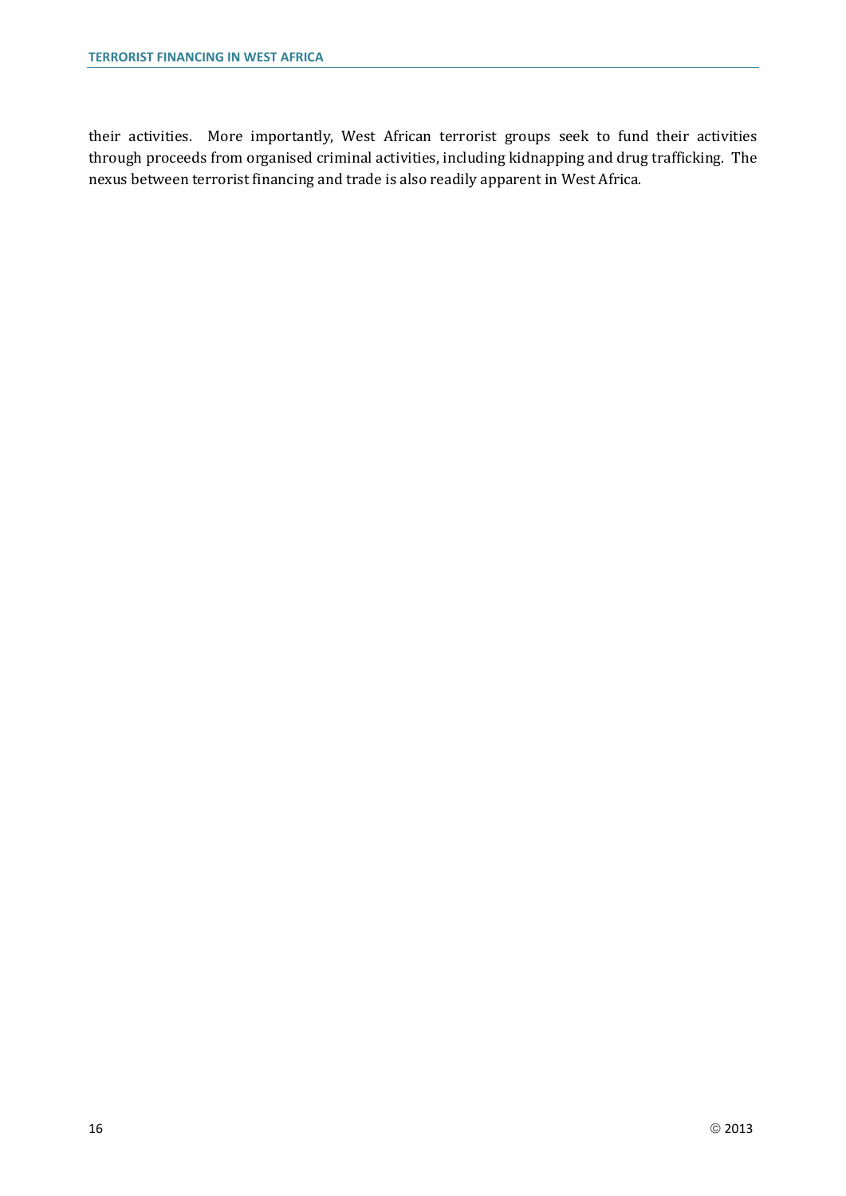their activities. More importantly, West African terrorist groups seek to fund their activities through proceeds from organised criminal activities, including kidnapping and drug trafficking. The nexus between terrorist financing and trade is also readily apparent in West Africa.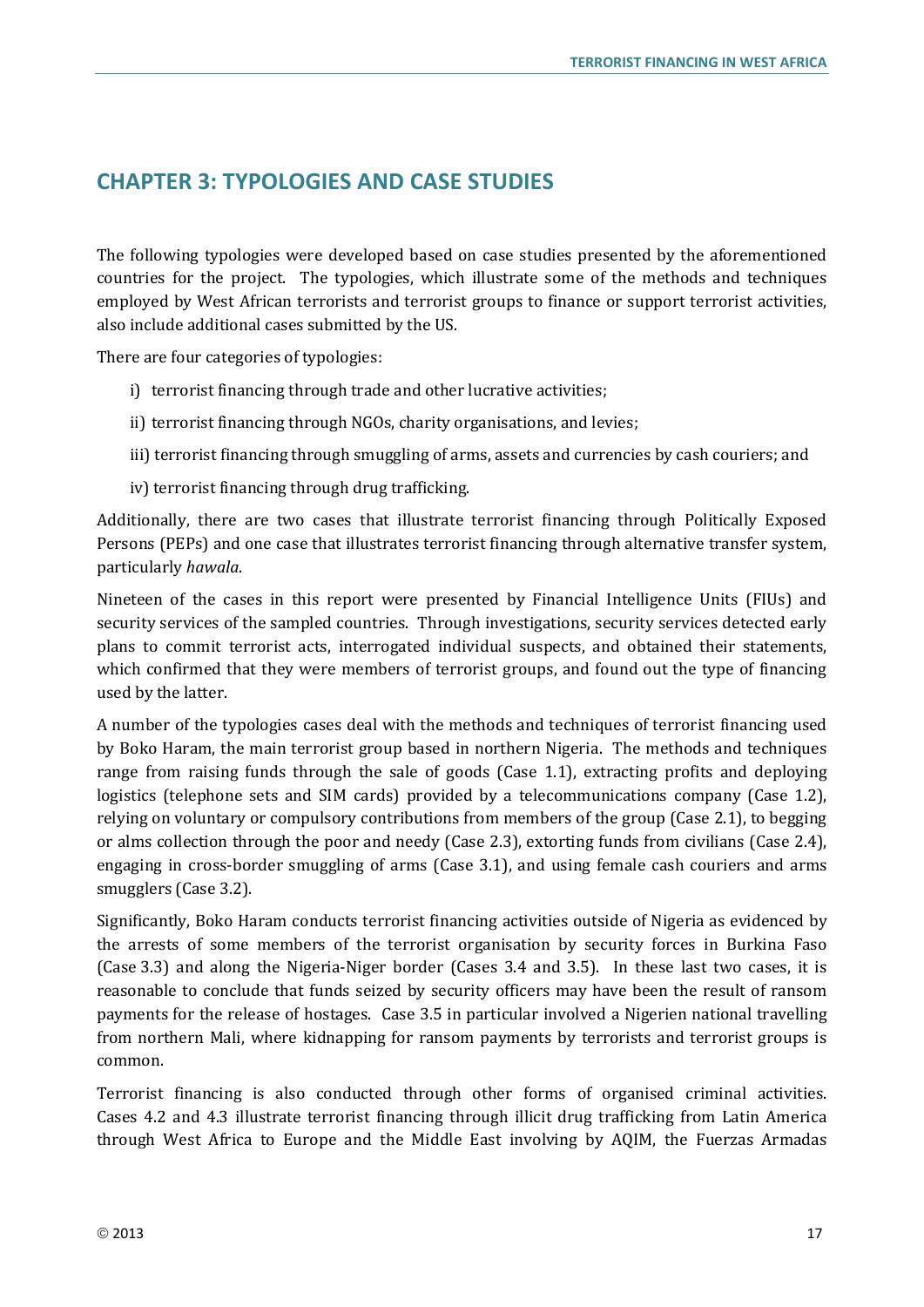# CHAPTER 3: TYPOLOGIES AND CASE STUDIES

The following typologies were developed based on case studies presented by the aforementioned countries for the project. The typologies, which illustrate some of the methods and techniques employed by West African terrorists and terrorist groups to finance or support terrorist activities, also include additional cases submitted by the US.

There are four categories of typologies:

i) terrorist financing through trade and other lucrative activities;

ii) terrorist financing through NGOs, charity organisations, and levies;

iii) terrorist financing through smuggling of arms, assets and currencies by cash couriers; and

iv) terrorist financing through drug trafficking.

Additionally, there are two cases that illustrate terrorist financing through Politically Exposed Persons (PEPs) and one case that illustrates terrorist financing through alternative transfer system, particularly *hawala*.

Nineteen of the cases in this report were presented by Financial Intelligence Units (FIUs) and security services of the sampled countries. Through investigations, security services detected early plans to commit terrorist acts, interrogated individual suspects, and obtained their statements, which confirmed that they were members of terrorist groups, and found out the type of financing used by the latter.

A number of the typologies cases deal with the methods and techniques of terrorist financing used by Boko Haram, the main terrorist group based in northern Nigeria. The methods and techniques range from raising funds through the sale of goods (Case 1.1), extracting profits and deploying logistics (telephone sets and SIM cards) provided by a telecommunications company (Case 1.2), relying on voluntary or compulsory contributions from members of the group (Case 2.1), to begging or alms collection through the poor and needy (Case 2.3), extorting funds from civilians (Case 2.4), engaging in cross-border smuggling of arms (Case 3.1), and using female cash couriers and arms smugglers (Case 3.2).

Significantly, Boko Haram conducts terrorist financing activities outside of Nigeria as evidenced by the arrests of some members of the terrorist organisation by security forces in Burkina Faso (Case 3.3) and along the Nigeria-Niger border (Cases 3.4 and 3.5). In these last two cases, it is reasonable to conclude that funds seized by security officers may have been the result of ransom payments for the release of hostages. Case 3.5 in particular involved a Nigerien national travelling from northern Mali, where kidnapping for ransom payments by terrorists and terrorist groups is common.

Terrorist financing is also conducted through other forms of organised criminal activities. Cases 4.2 and 4.3 illustrate terrorist financing through illicit drug trafficking from Latin America through West Africa to Europe and the Middle East involving by AQIM, the Fuerzas Armadas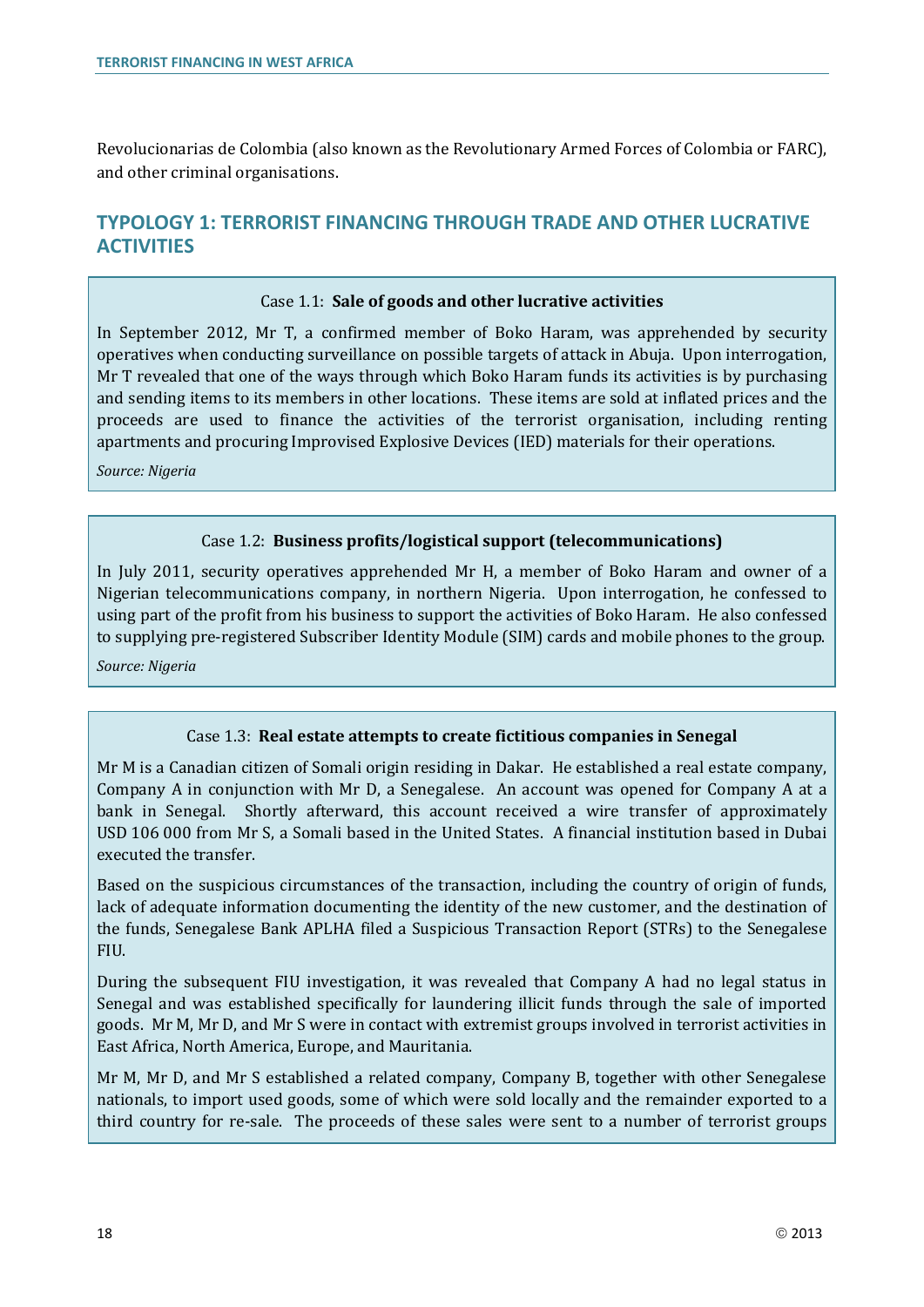Revolucionarias de Colombia (also known as the Revolutionary Armed Forces of Colombia or FARC), and other criminal organisations.

## TYPOLOGY 1: TERRORIST FINANCING THROUGH TRADE AND OTHER LUCRATIVE ACTIVITIES

Case 1.1: **Sale of goods and other lucrative activities**

In September 2012, Mr T, a confirmed member of Boko Haram, was apprehended by security operatives when conducting surveillance on possible targets of attack in Abuja. Upon interrogation, Mr T revealed that one of the ways through which Boko Haram funds its activities is by purchasing and sending items to its members in other locations. These items are sold at inflated prices and the proceeds are used to finance the activities of the terrorist organisation, including renting apartments and procuring Improvised Explosive Devices (IED) materials for their operations.

*Source: Nigeria*

Case 1.2: **Business profits/logistical support (telecommunications)**

In July 2011, security operatives apprehended Mr H, a member of Boko Haram and owner of a Nigerian telecommunications company, in northern Nigeria. Upon interrogation, he confessed to using part of the profit from his business to support the activities of Boko Haram. He also confessed to supplying pre-registered Subscriber Identity Module (SIM) cards and mobile phones to the group.

*Source: Nigeria*

Case 1.3: **Real estate attempts to create fictitious companies in Senegal**

Mr M is a Canadian citizen of Somali origin residing in Dakar. He established a real estate company, Company A in conjunction with Mr D, a Senegalese. An account was opened for Company A at a bank in Senegal. Shortly afterward, this account received a wire transfer of approximately USD 106 000 from Mr S, a Somali based in the United States. A financial institution based in Dubai executed the transfer.

Based on the suspicious circumstances of the transaction, including the country of origin of funds, lack of adequate information documenting the identity of the new customer, and the destination of the funds, Senegalese Bank APLHA filed a Suspicious Transaction Report (STRs) to the Senegalese FIU.

During the subsequent FIU investigation, it was revealed that Company A had no legal status in Senegal and was established specifically for laundering illicit funds through the sale of imported goods. Mr M, Mr D, and Mr S were in contact with extremist groups involved in terrorist activities in East Africa, North America, Europe, and Mauritania.

Mr M, Mr D, and Mr S established a related company, Company B, together with other Senegalese nationals, to import used goods, some of which were sold locally and the remainder exported to a third country for re-sale. The proceeds of these sales were sent to a number of terrorist groups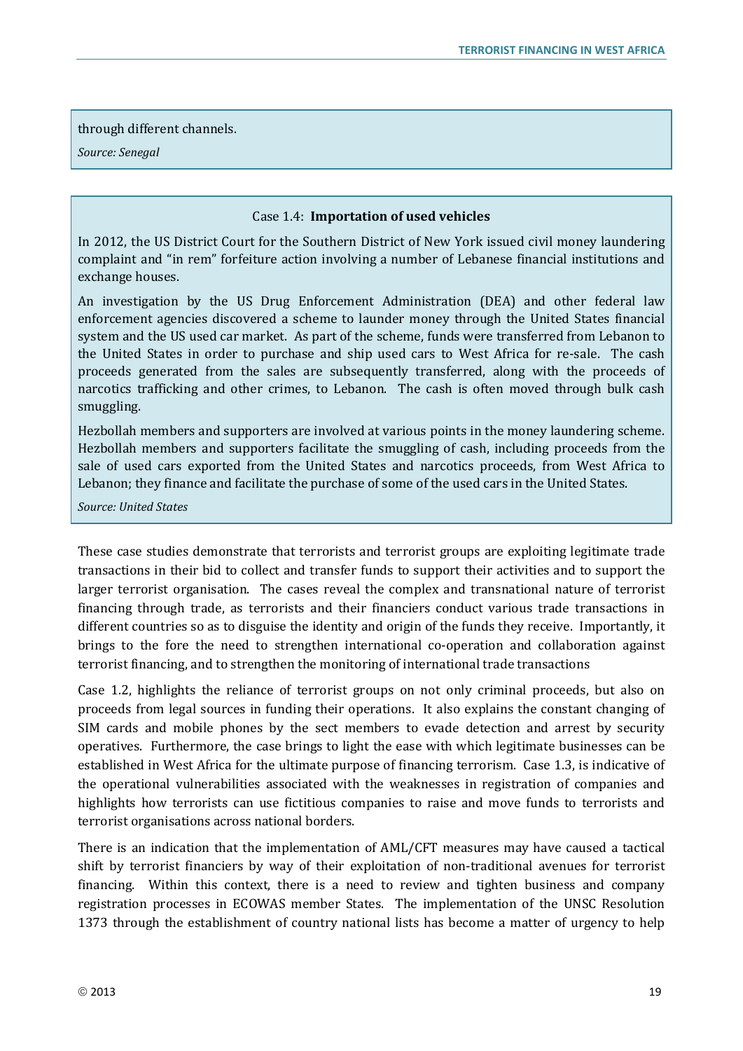through different channels.

*Source: Senegal*

Case 1.4: **Importation of used vehicles**

In 2012, the US District Court for the Southern District of New York issued civil money laundering complaint and "in rem" forfeiture action involving a number of Lebanese financial institutions and exchange houses.

An investigation by the US Drug Enforcement Administration (DEA) and other federal law enforcement agencies discovered a scheme to launder money through the United States financial system and the US used car market. As part of the scheme, funds were transferred from Lebanon to the United States in order to purchase and ship used cars to West Africa for re-sale. The cash proceeds generated from the sales are subsequently transferred, along with the proceeds of narcotics trafficking and other crimes, to Lebanon. The cash is often moved through bulk cash smuggling.

Hezbollah members and supporters are involved at various points in the money laundering scheme. Hezbollah members and supporters facilitate the smuggling of cash, including proceeds from the sale of used cars exported from the United States and narcotics proceeds, from West Africa to Lebanon; they finance and facilitate the purchase of some of the used cars in the United States.

*Source: United States*

These case studies demonstrate that terrorists and terrorist groups are exploiting legitimate trade transactions in their bid to collect and transfer funds to support their activities and to support the larger terrorist organisation. The cases reveal the complex and transnational nature of terrorist financing through trade, as terrorists and their financiers conduct various trade transactions in different countries so as to disguise the identity and origin of the funds they receive. Importantly, it brings to the fore the need to strengthen international co-operation and collaboration against terrorist financing, and to strengthen the monitoring of international trade transactions

Case 1.2, highlights the reliance of terrorist groups on not only criminal proceeds, but also on proceeds from legal sources in funding their operations. It also explains the constant changing of SIM cards and mobile phones by the sect members to evade detection and arrest by security operatives. Furthermore, the case brings to light the ease with which legitimate businesses can be established in West Africa for the ultimate purpose of financing terrorism. Case 1.3, is indicative of the operational vulnerabilities associated with the weaknesses in registration of companies and highlights how terrorists can use fictitious companies to raise and move funds to terrorists and terrorist organisations across national borders.

There is an indication that the implementation of AML/CFT measures may have caused a tactical shift by terrorist financiers by way of their exploitation of non-traditional avenues for terrorist financing. Within this context, there is a need to review and tighten business and company registration processes in ECOWAS member States. The implementation of the UNSC Resolution 1373 through the establishment of country national lists has become a matter of urgency to help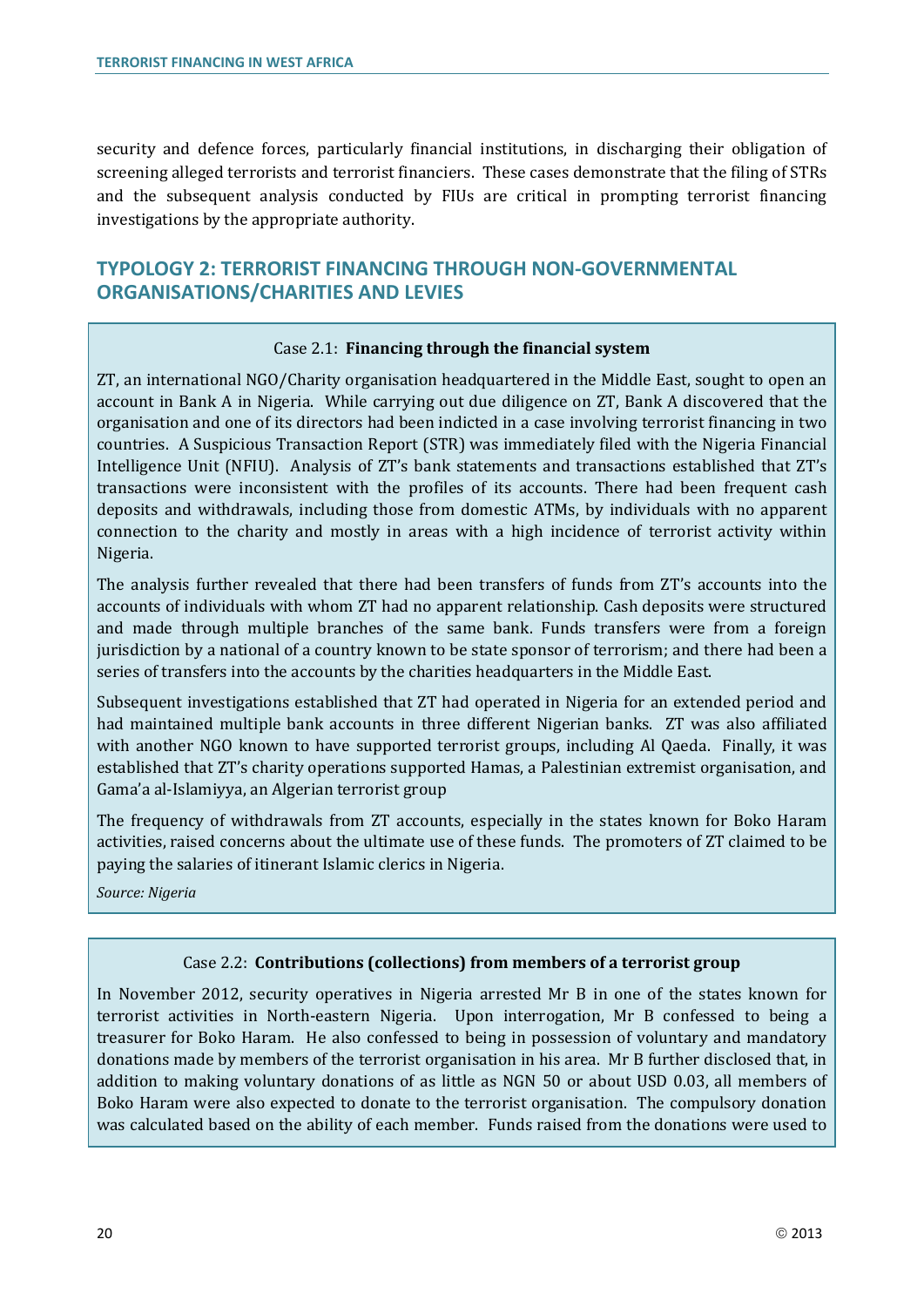security and defence forces, particularly financial institutions, in discharging their obligation of screening alleged terrorists and terrorist financiers. These cases demonstrate that the filing of STRs and the subsequent analysis conducted by FIUs are critical in prompting terrorist financing investigations by the appropriate authority.

## TYPOLOGY 2: TERRORIST FINANCING THROUGH NON-GOVERNMENTAL ORGANISATIONS/CHARITIES AND LEVIES

### Case 2.1: **Financing through the financial system**

ZT, an international NGO/Charity organisation headquartered in the Middle East, sought to open an account in Bank A in Nigeria. While carrying out due diligence on ZT, Bank A discovered that the organisation and one of its directors had been indicted in a case involving terrorist financing in two countries. A Suspicious Transaction Report (STR) was immediately filed with the Nigeria Financial Intelligence Unit (NFIU). Analysis of ZT's bank statements and transactions established that ZT's transactions were inconsistent with the profiles of its accounts. There had been frequent cash deposits and withdrawals, including those from domestic ATMs, by individuals with no apparent connection to the charity and mostly in areas with a high incidence of terrorist activity within Nigeria.

The analysis further revealed that there had been transfers of funds from ZT's accounts into the accounts of individuals with whom ZT had no apparent relationship. Cash deposits were structured and made through multiple branches of the same bank. Funds transfers were from a foreign jurisdiction by a national of a country known to be state sponsor of terrorism; and there had been a series of transfers into the accounts by the charities headquarters in the Middle East.

Subsequent investigations established that ZT had operated in Nigeria for an extended period and had maintained multiple bank accounts in three different Nigerian banks. ZT was also affiliated with another NGO known to have supported terrorist groups, including Al Qaeda. Finally, it was established that ZT's charity operations supported Hamas, a Palestinian extremist organisation, and Gama'a al-Islamiyya, an Algerian terrorist group

The frequency of withdrawals from ZT accounts, especially in the states known for Boko Haram activities, raised concerns about the ultimate use of these funds. The promoters of ZT claimed to be paying the salaries of itinerant Islamic clerics in Nigeria.

*Source: Nigeria*

### Case 2.2: **Contributions (collections) from members of a terrorist group**

In November 2012, security operatives in Nigeria arrested Mr B in one of the states known for terrorist activities in North-eastern Nigeria. Upon interrogation, Mr B confessed to being a treasurer for Boko Haram. He also confessed to being in possession of voluntary and mandatory donations made by members of the terrorist organisation in his area. Mr B further disclosed that, in addition to making voluntary donations of as little as NGN 50 or about USD 0.03, all members of Boko Haram were also expected to donate to the terrorist organisation. The compulsory donation was calculated based on the ability of each member. Funds raised from the donations were used to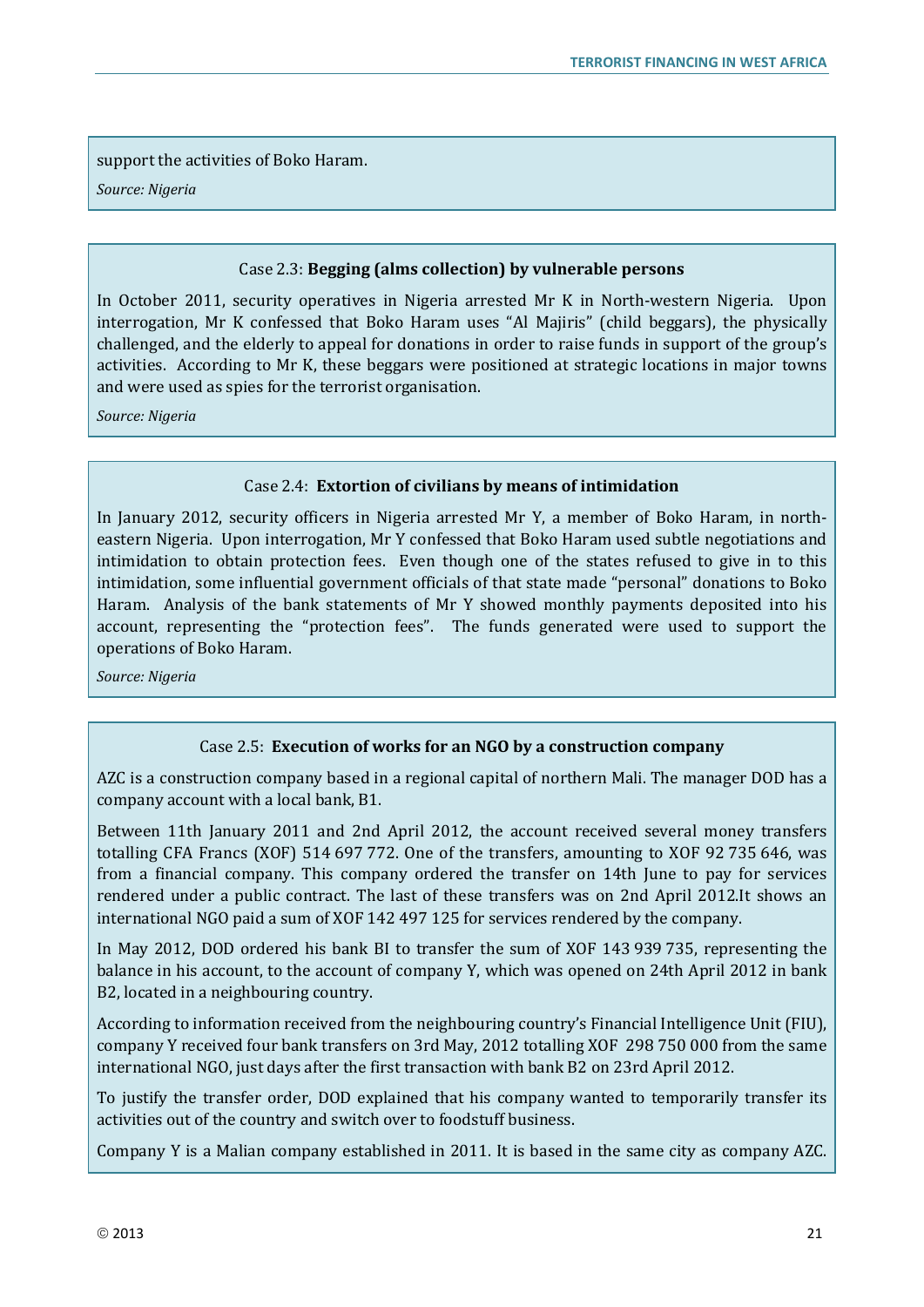support the activities of Boko Haram.

*Source: Nigeria*

Case 2.3: **Begging (alms collection) by vulnerable persons**

In October 2011, security operatives in Nigeria arrested Mr K in North-western Nigeria. Upon interrogation, Mr K confessed that Boko Haram uses "Al Majiris" (child beggars), the physically challenged, and the elderly to appeal for donations in order to raise funds in support of the group's activities. According to Mr K, these beggars were positioned at strategic locations in major towns and were used as spies for the terrorist organisation.

*Source: Nigeria*

Case 2.4: **Extortion of civilians by means of intimidation**

In January 2012, security officers in Nigeria arrested Mr Y, a member of Boko Haram, in north-eastern Nigeria. Upon interrogation, Mr Y confessed that Boko Haram used subtle negotiations and intimidation to obtain protection fees. Even though one of the states refused to give in to this intimidation, some influential government officials of that state made "personal" donations to Boko Haram. Analysis of the bank statements of Mr Y showed monthly payments deposited into his account, representing the "protection fees". The funds generated were used to support the operations of Boko Haram.

*Source: Nigeria*

Case 2.5: **Execution of works for an NGO by a construction company**

AZC is a construction company based in a regional capital of northern Mali. The manager DOD has a company account with a local bank, B1.

Between 11th January 2011 and 2nd April 2012, the account received several money transfers totalling CFA Francs (XOF) 514 697 772. One of the transfers, amounting to XOF 92 735 646, was from a financial company. This company ordered the transfer on 14th June to pay for services rendered under a public contract. The last of these transfers was on 2nd April 2012.It shows an international NGO paid a sum of XOF 142 497 125 for services rendered by the company.

In May 2012, DOD ordered his bank BI to transfer the sum of XOF 143 939 735, representing the balance in his account, to the account of company Y, which was opened on 24th April 2012 in bank B2, located in a neighbouring country.

According to information received from the neighbouring country's Financial Intelligence Unit (FIU), company Y received four bank transfers on 3rd May, 2012 totalling XOF 298 750 000 from the same international NGO, just days after the first transaction with bank B2 on 23rd April 2012.

To justify the transfer order, DOD explained that his company wanted to temporarily transfer its activities out of the country and switch over to foodstuff business.

Company Y is a Malian company established in 2011. It is based in the same city as company AZC.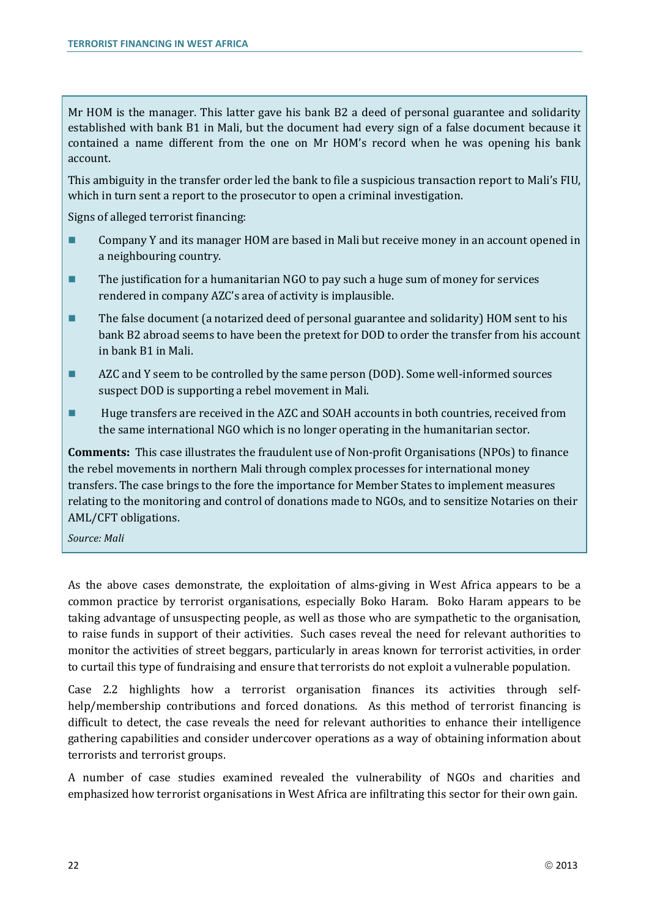Mr HOM is the manager. This latter gave his bank B2 a deed of personal guarantee and solidarity established with bank B1 in Mali, but the document had every sign of a false document because it contained a name different from the one on Mr HOM's record when he was opening his bank account.

This ambiguity in the transfer order led the bank to file a suspicious transaction report to Mali's FIU, which in turn sent a report to the prosecutor to open a criminal investigation.

Signs of alleged terrorist financing:

- Company Y and its manager HOM are based in Mali but receive money in an account opened in a neighbouring country.
- The justification for a humanitarian NGO to pay such a huge sum of money for services rendered in company AZC's area of activity is implausible.
- The false document (a notarized deed of personal guarantee and solidarity) HOM sent to his bank B2 abroad seems to have been the pretext for DOD to order the transfer from his account in bank B1 in Mali.
- AZC and Y seem to be controlled by the same person (DOD). Some well-informed sources suspect DOD is supporting a rebel movement in Mali.
- Huge transfers are received in the AZC and SOAH accounts in both countries, received from the same international NGO which is no longer operating in the humanitarian sector.

**Comments:** This case illustrates the fraudulent use of Non-profit Organisations (NPOs) to finance the rebel movements in northern Mali through complex processes for international money transfers. The case brings to the fore the importance for Member States to implement measures relating to the monitoring and control of donations made to NGOs, and to sensitize Notaries on their AML/CFT obligations.

*Source: Mali*

As the above cases demonstrate, the exploitation of alms-giving in West Africa appears to be a common practice by terrorist organisations, especially Boko Haram. Boko Haram appears to be taking advantage of unsuspecting people, as well as those who are sympathetic to the organisation, to raise funds in support of their activities. Such cases reveal the need for relevant authorities to monitor the activities of street beggars, particularly in areas known for terrorist activities, in order to curtail this type of fundraising and ensure that terrorists do not exploit a vulnerable population.

Case 2.2 highlights how a terrorist organisation finances its activities through self-help/membership contributions and forced donations. As this method of terrorist financing is difficult to detect, the case reveals the need for relevant authorities to enhance their intelligence gathering capabilities and consider undercover operations as a way of obtaining information about terrorists and terrorist groups.

A number of case studies examined revealed the vulnerability of NGOs and charities and emphasized how terrorist organisations in West Africa are infiltrating this sector for their own gain.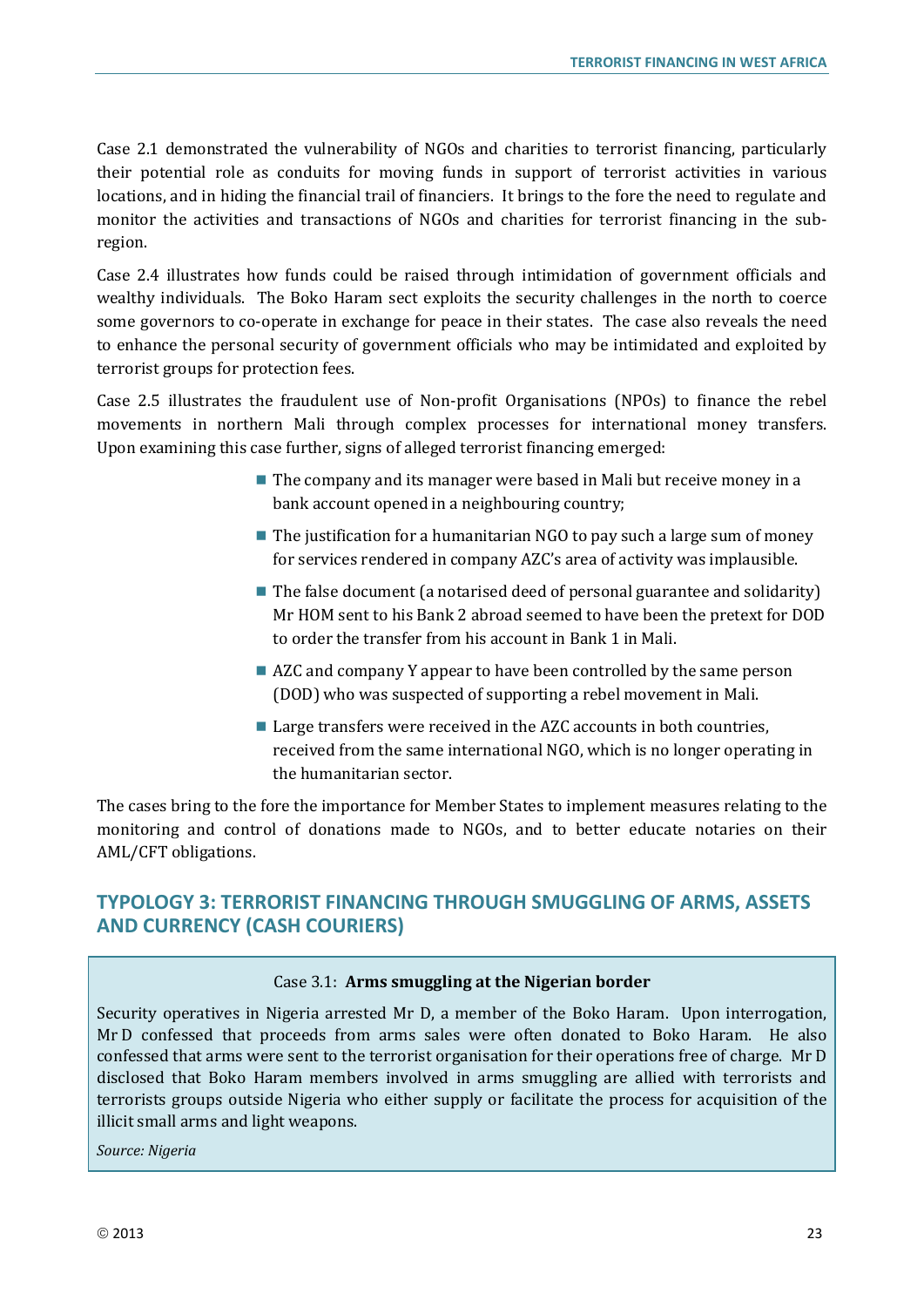Case 2.1 demonstrated the vulnerability of NGOs and charities to terrorist financing, particularly their potential role as conduits for moving funds in support of terrorist activities in various locations, and in hiding the financial trail of financiers. It brings to the fore the need to regulate and monitor the activities and transactions of NGOs and charities for terrorist financing in the sub-region.

Case 2.4 illustrates how funds could be raised through intimidation of government officials and wealthy individuals. The Boko Haram sect exploits the security challenges in the north to coerce some governors to co-operate in exchange for peace in their states. The case also reveals the need to enhance the personal security of government officials who may be intimidated and exploited by terrorist groups for protection fees.

Case 2.5 illustrates the fraudulent use of Non-profit Organisations (NPOs) to finance the rebel movements in northern Mali through complex processes for international money transfers. Upon examining this case further, signs of alleged terrorist financing emerged:

- The company and its manager were based in Mali but receive money in a bank account opened in a neighbouring country;
- The justification for a humanitarian NGO to pay such a large sum of money for services rendered in company AZC's area of activity was implausible.
- The false document (a notarised deed of personal guarantee and solidarity) Mr HOM sent to his Bank 2 abroad seemed to have been the pretext for DOD to order the transfer from his account in Bank 1 in Mali.
- AZC and company Y appear to have been controlled by the same person (DOD) who was suspected of supporting a rebel movement in Mali.
- Large transfers were received in the AZC accounts in both countries, received from the same international NGO, which is no longer operating in the humanitarian sector.

The cases bring to the fore the importance for Member States to implement measures relating to the monitoring and control of donations made to NGOs, and to better educate notaries on their AML/CFT obligations.

## TYPOLOGY 3: TERRORIST FINANCING THROUGH SMUGGLING OF ARMS, ASSETS AND CURRENCY (CASH COURIERS)

Case 3.1: **Arms smuggling at the Nigerian border**

Security operatives in Nigeria arrested Mr D, a member of the Boko Haram. Upon interrogation, Mr D confessed that proceeds from arms sales were often donated to Boko Haram. He also confessed that arms were sent to the terrorist organisation for their operations free of charge. Mr D disclosed that Boko Haram members involved in arms smuggling are allied with terrorists and terrorists groups outside Nigeria who either supply or facilitate the process for acquisition of the illicit small arms and light weapons.

*Source: Nigeria*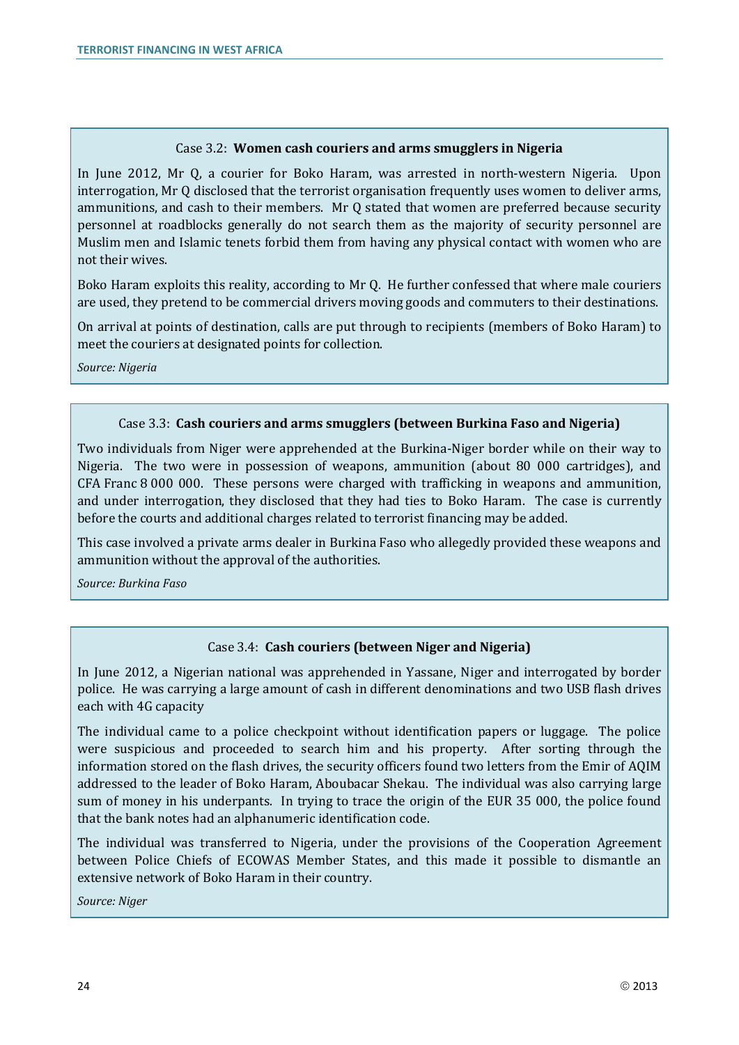Case 3.2: **Women cash couriers and arms smugglers in Nigeria**

In June 2012, Mr Q, a courier for Boko Haram, was arrested in north-western Nigeria. Upon interrogation, Mr Q disclosed that the terrorist organisation frequently uses women to deliver arms, ammunitions, and cash to their members. Mr Q stated that women are preferred because security personnel at roadblocks generally do not search them as the majority of security personnel are Muslim men and Islamic tenets forbid them from having any physical contact with women who are not their wives.

Boko Haram exploits this reality, according to Mr Q. He further confessed that where male couriers are used, they pretend to be commercial drivers moving goods and commuters to their destinations.

On arrival at points of destination, calls are put through to recipients (members of Boko Haram) to meet the couriers at designated points for collection.

*Source: Nigeria*

Case 3.3: **Cash couriers and arms smugglers (between Burkina Faso and Nigeria)**

Two individuals from Niger were apprehended at the Burkina-Niger border while on their way to Nigeria. The two were in possession of weapons, ammunition (about 80 000 cartridges), and CFA Franc 8 000 000. These persons were charged with trafficking in weapons and ammunition, and under interrogation, they disclosed that they had ties to Boko Haram. The case is currently before the courts and additional charges related to terrorist financing may be added.

This case involved a private arms dealer in Burkina Faso who allegedly provided these weapons and ammunition without the approval of the authorities.

*Source: Burkina Faso*

Case 3.4: **Cash couriers (between Niger and Nigeria)**

In June 2012, a Nigerian national was apprehended in Yassane, Niger and interrogated by border police. He was carrying a large amount of cash in different denominations and two USB flash drives each with 4G capacity

The individual came to a police checkpoint without identification papers or luggage. The police were suspicious and proceeded to search him and his property. After sorting through the information stored on the flash drives, the security officers found two letters from the Emir of AQIM addressed to the leader of Boko Haram, Aboubacar Shekau. The individual was also carrying large sum of money in his underpants. In trying to trace the origin of the EUR 35 000, the police found that the bank notes had an alphanumeric identification code.

The individual was transferred to Nigeria, under the provisions of the Cooperation Agreement between Police Chiefs of ECOWAS Member States, and this made it possible to dismantle an extensive network of Boko Haram in their country.

*Source: Niger*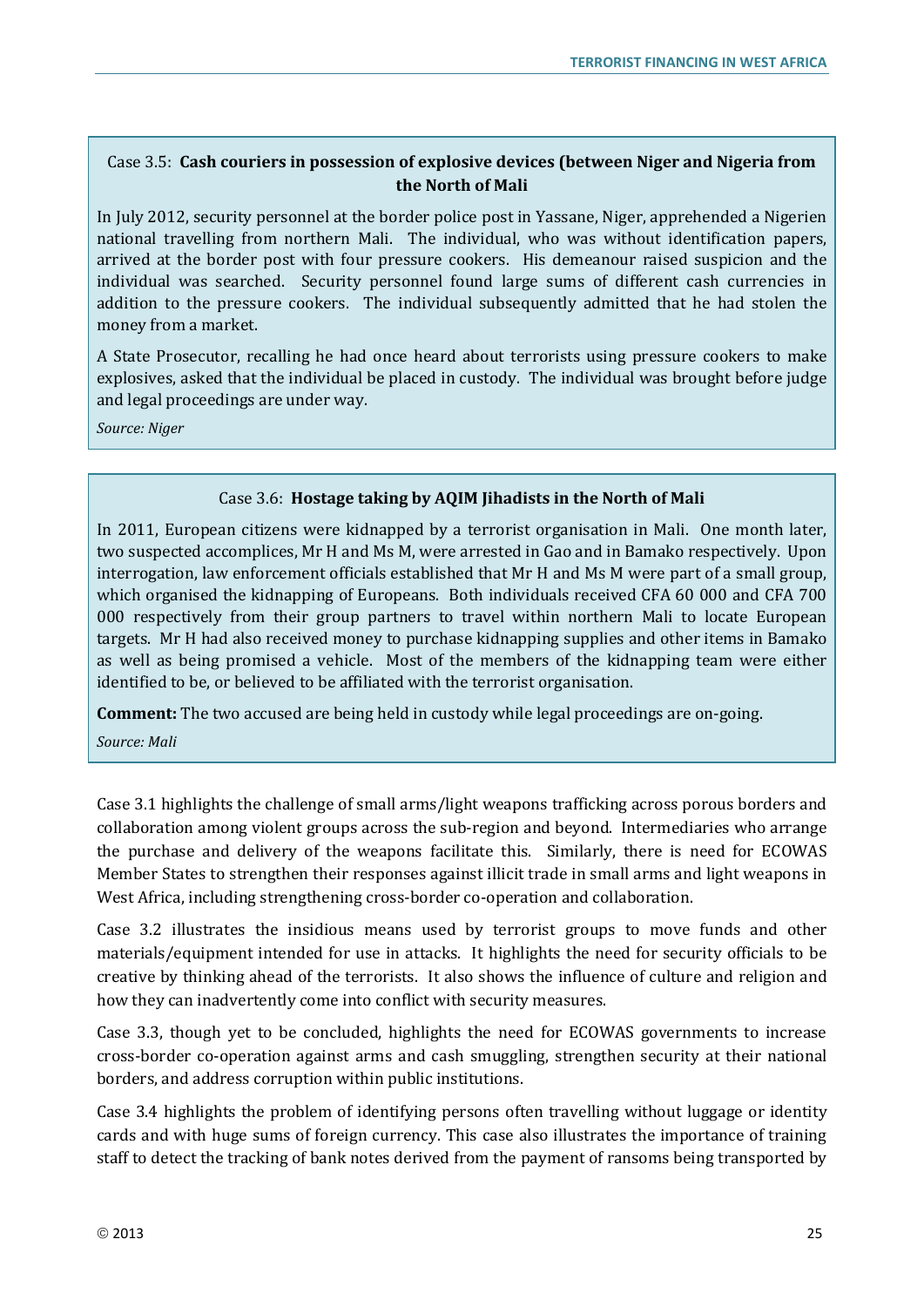Case 3.5: **Cash couriers in possession of explosive devices (between Niger and Nigeria from the North of Mali**

In July 2012, security personnel at the border police post in Yassane, Niger, apprehended a Nigerien national travelling from northern Mali. The individual, who was without identification papers, arrived at the border post with four pressure cookers. His demeanour raised suspicion and the individual was searched. Security personnel found large sums of different cash currencies in addition to the pressure cookers. The individual subsequently admitted that he had stolen the money from a market.

A State Prosecutor, recalling he had once heard about terrorists using pressure cookers to make explosives, asked that the individual be placed in custody. The individual was brought before judge and legal proceedings are under way.

*Source: Niger*

Case 3.6: **Hostage taking by AQIM Jihadists in the North of Mali**

In 2011, European citizens were kidnapped by a terrorist organisation in Mali. One month later, two suspected accomplices, Mr H and Ms M, were arrested in Gao and in Bamako respectively. Upon interrogation, law enforcement officials established that Mr H and Ms M were part of a small group, which organised the kidnapping of Europeans. Both individuals received CFA 60 000 and CFA 700 000 respectively from their group partners to travel within northern Mali to locate European targets. Mr H had also received money to purchase kidnapping supplies and other items in Bamako as well as being promised a vehicle. Most of the members of the kidnapping team were either identified to be, or believed to be affiliated with the terrorist organisation.

**Comment:** The two accused are being held in custody while legal proceedings are on-going.

*Source: Mali*

Case 3.1 highlights the challenge of small arms/light weapons trafficking across porous borders and collaboration among violent groups across the sub-region and beyond. Intermediaries who arrange the purchase and delivery of the weapons facilitate this. Similarly, there is need for ECOWAS Member States to strengthen their responses against illicit trade in small arms and light weapons in West Africa, including strengthening cross-border co-operation and collaboration.

Case 3.2 illustrates the insidious means used by terrorist groups to move funds and other materials/equipment intended for use in attacks. It highlights the need for security officials to be creative by thinking ahead of the terrorists. It also shows the influence of culture and religion and how they can inadvertently come into conflict with security measures.

Case 3.3, though yet to be concluded, highlights the need for ECOWAS governments to increase cross-border co-operation against arms and cash smuggling, strengthen security at their national borders, and address corruption within public institutions.

Case 3.4 highlights the problem of identifying persons often travelling without luggage or identity cards and with huge sums of foreign currency. This case also illustrates the importance of training staff to detect the tracking of bank notes derived from the payment of ransoms being transported by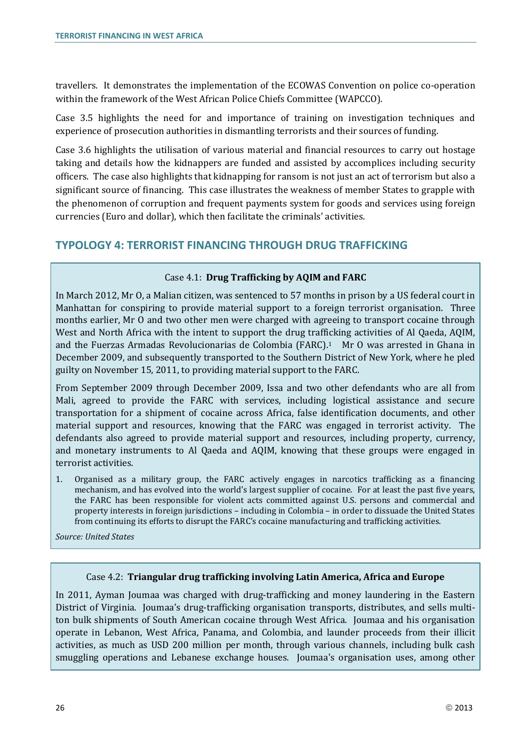travellers. It demonstrates the implementation of the ECOWAS Convention on police co-operation within the framework of the West African Police Chiefs Committee (WAPCCO).

Case 3.5 highlights the need for and importance of training on investigation techniques and experience of prosecution authorities in dismantling terrorists and their sources of funding.

Case 3.6 highlights the utilisation of various material and financial resources to carry out hostage taking and details how the kidnappers are funded and assisted by accomplices including security officers. The case also highlights that kidnapping for ransom is not just an act of terrorism but also a significant source of financing. This case illustrates the weakness of member States to grapple with the phenomenon of corruption and frequent payments system for goods and services using foreign currencies (Euro and dollar), which then facilitate the criminals' activities.

## TYPOLOGY 4: TERRORIST FINANCING THROUGH DRUG TRAFFICKING

### Case 4.1: **Drug Trafficking by AQIM and FARC**

In March 2012, Mr O, a Malian citizen, was sentenced to 57 months in prison by a US federal court in Manhattan for conspiring to provide material support to a foreign terrorist organisation. Three months earlier, Mr O and two other men were charged with agreeing to transport cocaine through West and North Africa with the intent to support the drug trafficking activities of Al Qaeda, AQIM, and the Fuerzas Armadas Revolucionarias de Colombia (FARC).[1] Mr O was arrested in Ghana in December 2009, and subsequently transported to the Southern District of New York, where he pled guilty on November 15, 2011, to providing material support to the FARC.

From September 2009 through December 2009, Issa and two other defendants who are all from Mali, agreed to provide the FARC with services, including logistical assistance and secure transportation for a shipment of cocaine across Africa, false identification documents, and other material support and resources, knowing that the FARC was engaged in terrorist activity. The defendants also agreed to provide material support and resources, including property, currency, and monetary instruments to Al Qaeda and AQIM, knowing that these groups were engaged in terrorist activities.

1. Organised as a military group, the FARC actively engages in narcotics trafficking as a financing mechanism, and has evolved into the world's largest supplier of cocaine. For at least the past five years, the FARC has been responsible for violent acts committed against U.S. persons and commercial and property interests in foreign jurisdictions – including in Colombia – in order to dissuade the United States from continuing its efforts to disrupt the FARC's cocaine manufacturing and trafficking activities.

*Source: United States*

### Case 4.2: **Triangular drug trafficking involving Latin America, Africa and Europe**

In 2011, Ayman Joumaa was charged with drug-trafficking and money laundering in the Eastern District of Virginia. Joumaa's drug-trafficking organisation transports, distributes, and sells multi-ton bulk shipments of South American cocaine through West Africa. Joumaa and his organisation operate in Lebanon, West Africa, Panama, and Colombia, and launder proceeds from their illicit activities, as much as USD 200 million per month, through various channels, including bulk cash smuggling operations and Lebanese exchange houses. Joumaa's organisation uses, among other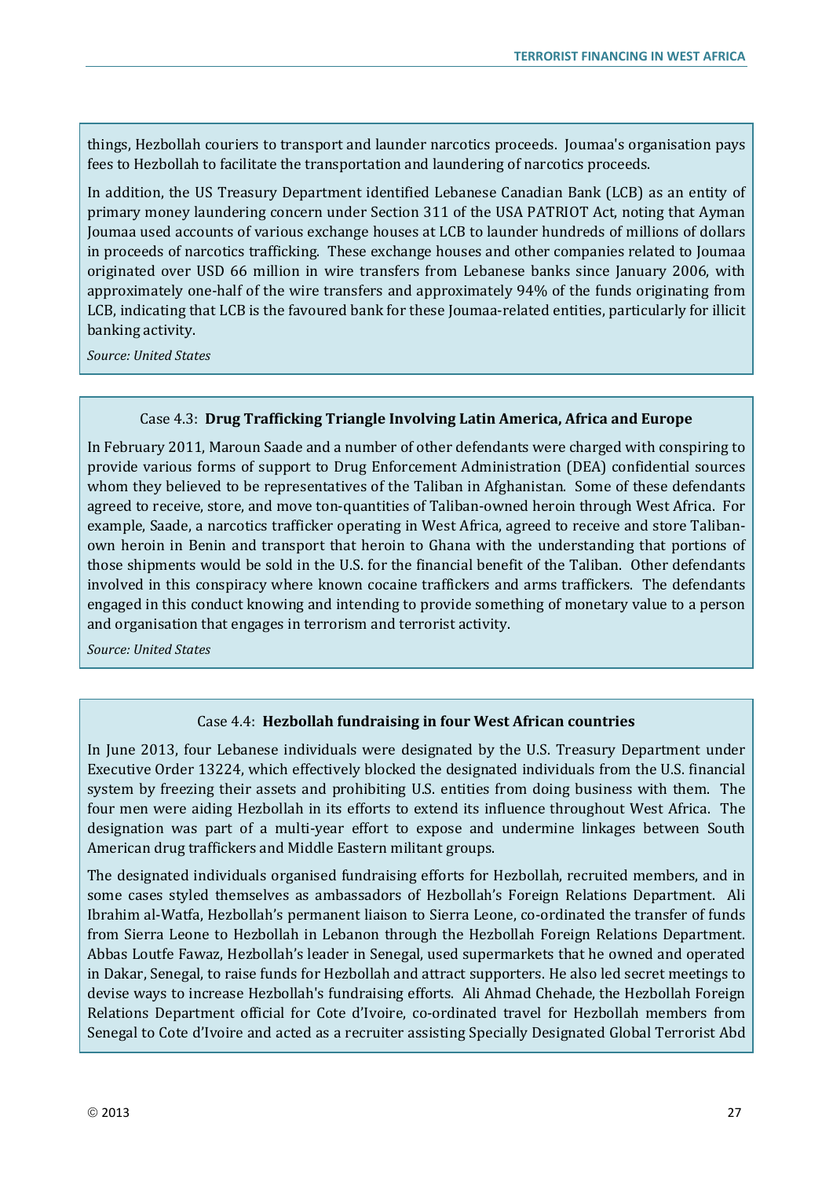things, Hezbollah couriers to transport and launder narcotics proceeds. Joumaa's organisation pays fees to Hezbollah to facilitate the transportation and laundering of narcotics proceeds.

In addition, the US Treasury Department identified Lebanese Canadian Bank (LCB) as an entity of primary money laundering concern under Section 311 of the USA PATRIOT Act, noting that Ayman Joumaa used accounts of various exchange houses at LCB to launder hundreds of millions of dollars in proceeds of narcotics trafficking. These exchange houses and other companies related to Joumaa originated over USD 66 million in wire transfers from Lebanese banks since January 2006, with approximately one-half of the wire transfers and approximately 94% of the funds originating from LCB, indicating that LCB is the favoured bank for these Joumaa-related entities, particularly for illicit banking activity.

*Source: United States*

Case 4.3: **Drug Trafficking Triangle Involving Latin America, Africa and Europe**

In February 2011, Maroun Saade and a number of other defendants were charged with conspiring to provide various forms of support to Drug Enforcement Administration (DEA) confidential sources whom they believed to be representatives of the Taliban in Afghanistan. Some of these defendants agreed to receive, store, and move ton-quantities of Taliban-owned heroin through West Africa. For example, Saade, a narcotics trafficker operating in West Africa, agreed to receive and store Taliban-own heroin in Benin and transport that heroin to Ghana with the understanding that portions of those shipments would be sold in the U.S. for the financial benefit of the Taliban. Other defendants involved in this conspiracy where known cocaine traffickers and arms traffickers. The defendants engaged in this conduct knowing and intending to provide something of monetary value to a person and organisation that engages in terrorism and terrorist activity.

*Source: United States*

Case 4.4: **Hezbollah fundraising in four West African countries**

In June 2013, four Lebanese individuals were designated by the U.S. Treasury Department under Executive Order 13224, which effectively blocked the designated individuals from the U.S. financial system by freezing their assets and prohibiting U.S. entities from doing business with them. The four men were aiding Hezbollah in its efforts to extend its influence throughout West Africa. The designation was part of a multi-year effort to expose and undermine linkages between South American drug traffickers and Middle Eastern militant groups.

The designated individuals organised fundraising efforts for Hezbollah, recruited members, and in some cases styled themselves as ambassadors of Hezbollah's Foreign Relations Department. Ali Ibrahim al-Watfa, Hezbollah's permanent liaison to Sierra Leone, co-ordinated the transfer of funds from Sierra Leone to Hezbollah in Lebanon through the Hezbollah Foreign Relations Department. Abbas Loutfe Fawaz, Hezbollah's leader in Senegal, used supermarkets that he owned and operated in Dakar, Senegal, to raise funds for Hezbollah and attract supporters. He also led secret meetings to devise ways to increase Hezbollah's fundraising efforts. Ali Ahmad Chehade, the Hezbollah Foreign Relations Department official for Cote d'Ivoire, co-ordinated travel for Hezbollah members from Senegal to Cote d'Ivoire and acted as a recruiter assisting Specially Designated Global Terrorist Abd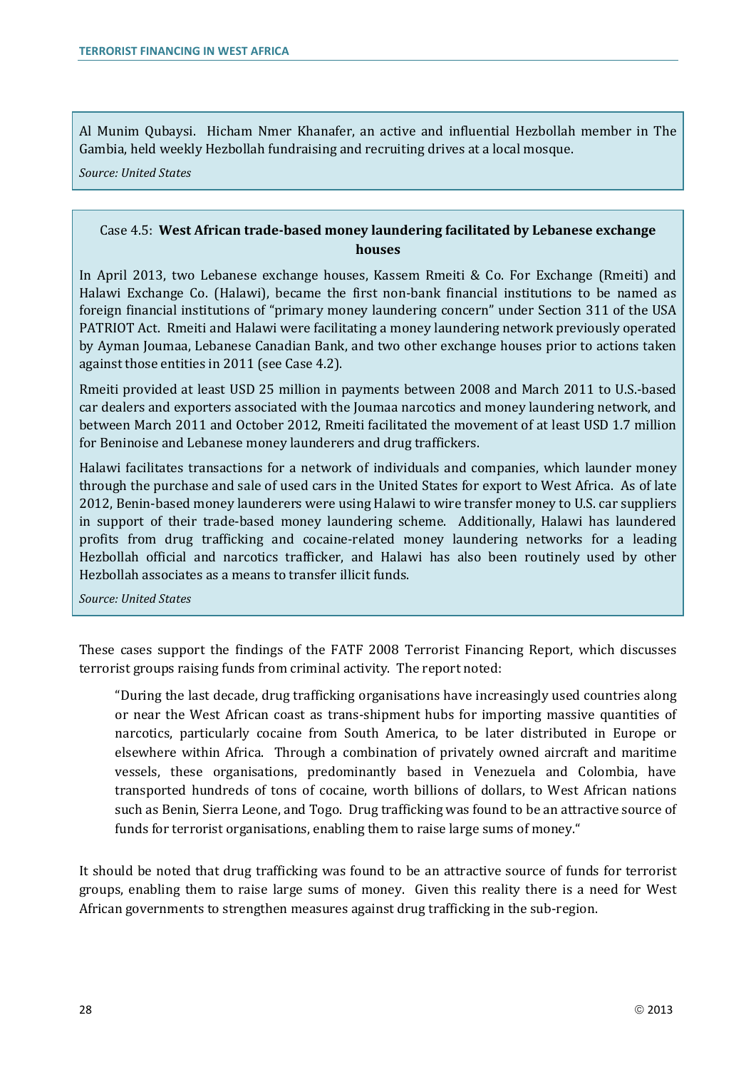Al Munim Qubaysi. Hicham Nmer Khanafer, an active and influential Hezbollah member in The Gambia, held weekly Hezbollah fundraising and recruiting drives at a local mosque.

*Source: United States*

### Case 4.5: **West African trade-based money laundering facilitated by Lebanese exchange houses**

In April 2013, two Lebanese exchange houses, Kassem Rmeiti & Co. For Exchange (Rmeiti) and Halawi Exchange Co. (Halawi), became the first non-bank financial institutions to be named as foreign financial institutions of "primary money laundering concern" under Section 311 of the USA PATRIOT Act. Rmeiti and Halawi were facilitating a money laundering network previously operated by Ayman Joumaa, Lebanese Canadian Bank, and two other exchange houses prior to actions taken against those entities in 2011 (see Case 4.2).

Rmeiti provided at least USD 25 million in payments between 2008 and March 2011 to U.S.-based car dealers and exporters associated with the Joumaa narcotics and money laundering network, and between March 2011 and October 2012, Rmeiti facilitated the movement of at least USD 1.7 million for Beninoise and Lebanese money launderers and drug traffickers.

Halawi facilitates transactions for a network of individuals and companies, which launder money through the purchase and sale of used cars in the United States for export to West Africa. As of late 2012, Benin-based money launderers were using Halawi to wire transfer money to U.S. car suppliers in support of their trade-based money laundering scheme. Additionally, Halawi has laundered profits from drug trafficking and cocaine-related money laundering networks for a leading Hezbollah official and narcotics trafficker, and Halawi has also been routinely used by other Hezbollah associates as a means to transfer illicit funds.

*Source: United States*

These cases support the findings of the FATF 2008 Terrorist Financing Report, which discusses terrorist groups raising funds from criminal activity. The report noted:

> "During the last decade, drug trafficking organisations have increasingly used countries along or near the West African coast as trans-shipment hubs for importing massive quantities of narcotics, particularly cocaine from South America, to be later distributed in Europe or elsewhere within Africa. Through a combination of privately owned aircraft and maritime vessels, these organisations, predominantly based in Venezuela and Colombia, have transported hundreds of tons of cocaine, worth billions of dollars, to West African nations such as Benin, Sierra Leone, and Togo. Drug trafficking was found to be an attractive source of funds for terrorist organisations, enabling them to raise large sums of money."

It should be noted that drug trafficking was found to be an attractive source of funds for terrorist groups, enabling them to raise large sums of money. Given this reality there is a need for West African governments to strengthen measures against drug trafficking in the sub-region.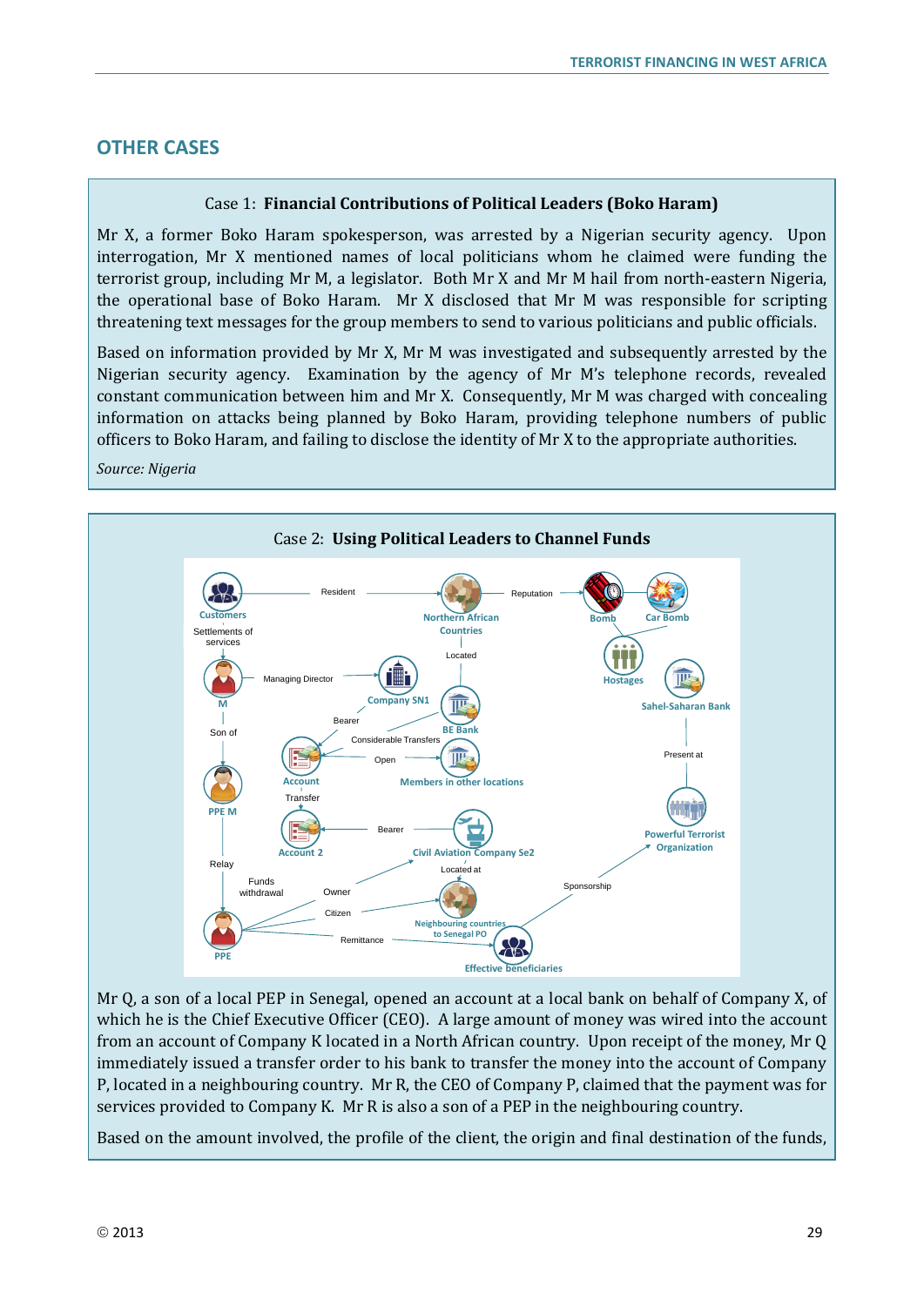## OTHER CASES

Case 1: **Financial Contributions of Political Leaders (Boko Haram)**

Mr X, a former Boko Haram spokesperson, was arrested by a Nigerian security agency. Upon interrogation, Mr X mentioned names of local politicians whom he claimed were funding the terrorist group, including Mr M, a legislator. Both Mr X and Mr M hail from north-eastern Nigeria, the operational base of Boko Haram. Mr X disclosed that Mr M was responsible for scripting threatening text messages for the group members to send to various politicians and public officials.

Based on information provided by Mr X, Mr M was investigated and subsequently arrested by the Nigerian security agency. Examination by the agency of Mr M's telephone records, revealed constant communication between him and Mr X. Consequently, Mr M was charged with concealing information on attacks being planned by Boko Haram, providing telephone numbers of public officers to Boko Haram, and failing to disclose the identity of Mr X to the appropriate authorities.

*Source: Nigeria*

Case 2: **Using Political Leaders to Channel Funds**

Customers — Resident → Northern African Countries — Reputation → Bomb, Car Bomb, Hostages

Customers — Settlements of services → M

M — Managing Director → Company SN1

Northern African Countries — Located → BE Bank

Company SN1 — Bearer → Account

BE Bank — Considerable Transfers → Account

Members in other locations — Open → Account

M — Son of → PPE M

Account — Transfer → Account 2

Civil Aviation Company Se2 — Bearer → Account 2

PPE M — Relay → PPE

PPE — Funds withdrawal → Account 2

PPE — Owner → Civil Aviation Company Se2

Civil Aviation Company Se2 — Located at → Neighbouring countries to Senegal PO

PPE — Citizen → Neighbouring countries to Senegal PO

PPE — Remittance → Effective beneficiaries

Effective beneficiaries — Sponsorship → Powerful Terrorist Organization

Sahel-Saharan Bank — Present at → Powerful Terrorist Organization

Mr Q, a son of a local PEP in Senegal, opened an account at a local bank on behalf of Company X, of which he is the Chief Executive Officer (CEO). A large amount of money was wired into the account from an account of Company K located in a North African country. Upon receipt of the money, Mr Q immediately issued a transfer order to his bank to transfer the money into the account of Company P, located in a neighbouring country. Mr R, the CEO of Company P, claimed that the payment was for services provided to Company K. Mr R is also a son of a PEP in the neighbouring country.

Based on the amount involved, the profile of the client, the origin and final destination of the funds,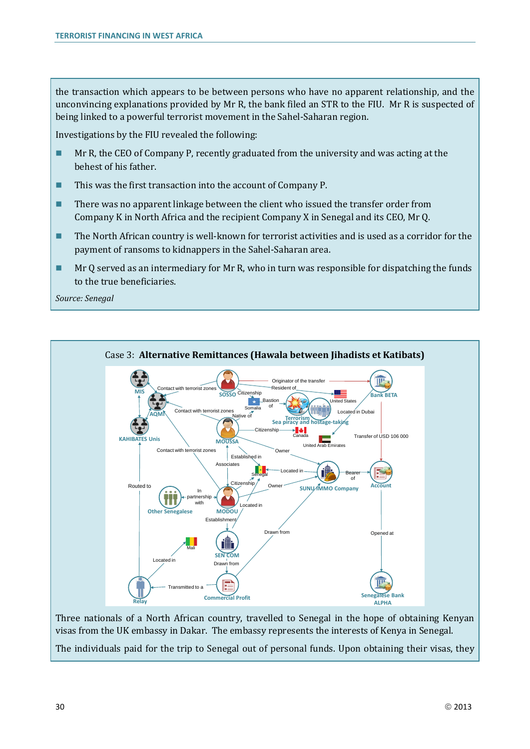the transaction which appears to be between persons who have no apparent relationship, and the unconvincing explanations provided by Mr R, the bank filed an STR to the FIU. Mr R is suspected of being linked to a powerful terrorist movement in the Sahel-Saharan region.

Investigations by the FIU revealed the following:

- Mr R, the CEO of Company P, recently graduated from the university and was acting at the behest of his father.
- This was the first transaction into the account of Company P.
- There was no apparent linkage between the client who issued the transfer order from Company K in North Africa and the recipient Company X in Senegal and its CEO, Mr Q.
- The North African country is well-known for terrorist activities and is used as a corridor for the payment of ransoms to kidnappers in the Sahel-Saharan area.
- Mr Q served as an intermediary for Mr R, who in turn was responsible for dispatching the funds to the true beneficiaries.

*Source: Senegal*

Case 3: **Alternative Remittances (Hawala between Jihadists et Katibats)**

Three nationals of a North African country, travelled to Senegal in the hope of obtaining Kenyan visas from the UK embassy in Dakar. The embassy represents the interests of Kenya in Senegal.

The individuals paid for the trip to Senegal out of personal funds. Upon obtaining their visas, they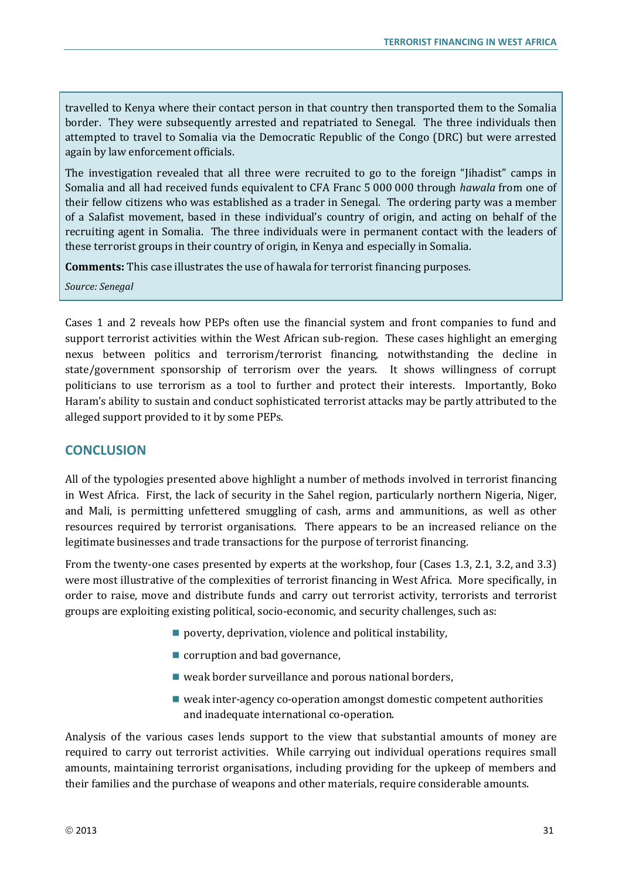travelled to Kenya where their contact person in that country then transported them to the Somalia border. They were subsequently arrested and repatriated to Senegal. The three individuals then attempted to travel to Somalia via the Democratic Republic of the Congo (DRC) but were arrested again by law enforcement officials.

The investigation revealed that all three were recruited to go to the foreign "Jihadist" camps in Somalia and all had received funds equivalent to CFA Franc 5 000 000 through *hawala* from one of their fellow citizens who was established as a trader in Senegal. The ordering party was a member of a Salafist movement, based in these individual's country of origin, and acting on behalf of the recruiting agent in Somalia. The three individuals were in permanent contact with the leaders of these terrorist groups in their country of origin, in Kenya and especially in Somalia.

**Comments:** This case illustrates the use of hawala for terrorist financing purposes.

*Source: Senegal*

Cases 1 and 2 reveals how PEPs often use the financial system and front companies to fund and support terrorist activities within the West African sub-region. These cases highlight an emerging nexus between politics and terrorism/terrorist financing, notwithstanding the decline in state/government sponsorship of terrorism over the years. It shows willingness of corrupt politicians to use terrorism as a tool to further and protect their interests. Importantly, Boko Haram's ability to sustain and conduct sophisticated terrorist attacks may be partly attributed to the alleged support provided to it by some PEPs.

## CONCLUSION

All of the typologies presented above highlight a number of methods involved in terrorist financing in West Africa. First, the lack of security in the Sahel region, particularly northern Nigeria, Niger, and Mali, is permitting unfettered smuggling of cash, arms and ammunitions, as well as other resources required by terrorist organisations. There appears to be an increased reliance on the legitimate businesses and trade transactions for the purpose of terrorist financing.

From the twenty-one cases presented by experts at the workshop, four (Cases 1.3, 2.1, 3.2, and 3.3) were most illustrative of the complexities of terrorist financing in West Africa. More specifically, in order to raise, move and distribute funds and carry out terrorist activity, terrorists and terrorist groups are exploiting existing political, socio-economic, and security challenges, such as:

- poverty, deprivation, violence and political instability,
- corruption and bad governance,
- weak border surveillance and porous national borders,
- weak inter-agency co-operation amongst domestic competent authorities and inadequate international co-operation.

Analysis of the various cases lends support to the view that substantial amounts of money are required to carry out terrorist activities. While carrying out individual operations requires small amounts, maintaining terrorist organisations, including providing for the upkeep of members and their families and the purchase of weapons and other materials, require considerable amounts.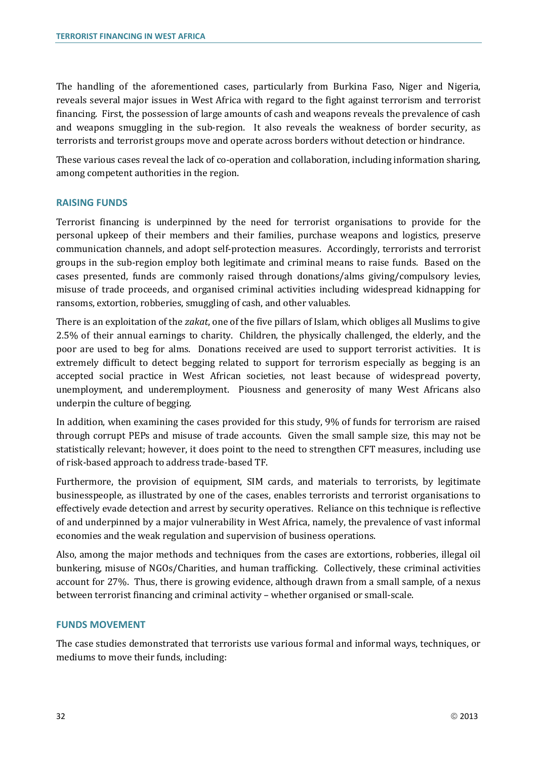The handling of the aforementioned cases, particularly from Burkina Faso, Niger and Nigeria, reveals several major issues in West Africa with regard to the fight against terrorism and terrorist financing. First, the possession of large amounts of cash and weapons reveals the prevalence of cash and weapons smuggling in the sub-region. It also reveals the weakness of border security, as terrorists and terrorist groups move and operate across borders without detection or hindrance.

These various cases reveal the lack of co-operation and collaboration, including information sharing, among competent authorities in the region.

## RAISING FUNDS

Terrorist financing is underpinned by the need for terrorist organisations to provide for the personal upkeep of their members and their families, purchase weapons and logistics, preserve communication channels, and adopt self-protection measures. Accordingly, terrorists and terrorist groups in the sub-region employ both legitimate and criminal means to raise funds. Based on the cases presented, funds are commonly raised through donations/alms giving/compulsory levies, misuse of trade proceeds, and organised criminal activities including widespread kidnapping for ransoms, extortion, robberies, smuggling of cash, and other valuables.

There is an exploitation of the *zakat*, one of the five pillars of Islam, which obliges all Muslims to give 2.5% of their annual earnings to charity. Children, the physically challenged, the elderly, and the poor are used to beg for alms. Donations received are used to support terrorist activities. It is extremely difficult to detect begging related to support for terrorism especially as begging is an accepted social practice in West African societies, not least because of widespread poverty, unemployment, and underemployment. Piousness and generosity of many West Africans also underpin the culture of begging.

In addition, when examining the cases provided for this study, 9% of funds for terrorism are raised through corrupt PEPs and misuse of trade accounts. Given the small sample size, this may not be statistically relevant; however, it does point to the need to strengthen CFT measures, including use of risk-based approach to address trade-based TF.

Furthermore, the provision of equipment, SIM cards, and materials to terrorists, by legitimate businesspeople, as illustrated by one of the cases, enables terrorists and terrorist organisations to effectively evade detection and arrest by security operatives. Reliance on this technique is reflective of and underpinned by a major vulnerability in West Africa, namely, the prevalence of vast informal economies and the weak regulation and supervision of business operations.

Also, among the major methods and techniques from the cases are extortions, robberies, illegal oil bunkering, misuse of NGOs/Charities, and human trafficking. Collectively, these criminal activities account for 27%. Thus, there is growing evidence, although drawn from a small sample, of a nexus between terrorist financing and criminal activity – whether organised or small-scale.

## FUNDS MOVEMENT

The case studies demonstrated that terrorists use various formal and informal ways, techniques, or mediums to move their funds, including: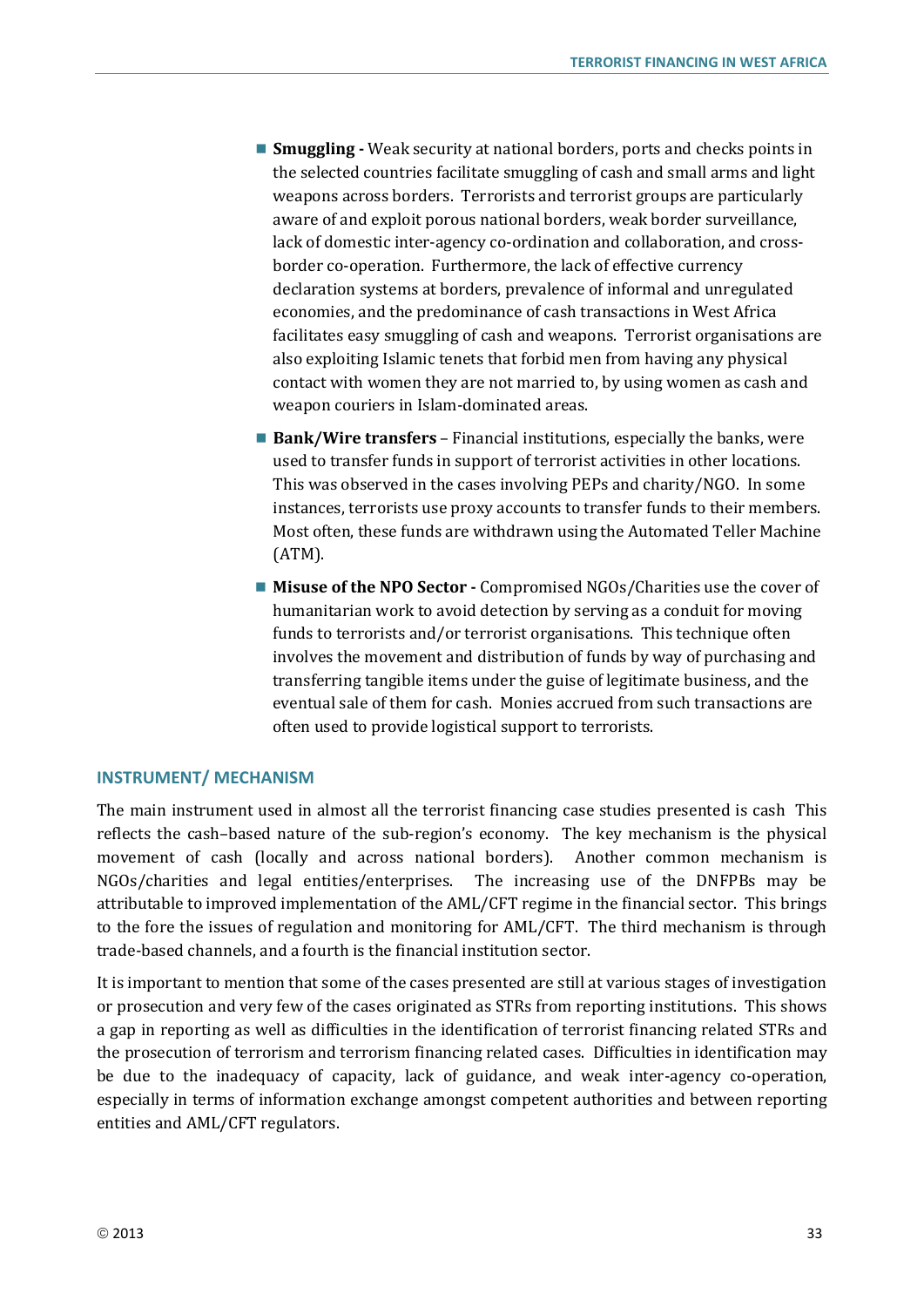- **Smuggling -** Weak security at national borders, ports and checks points in the selected countries facilitate smuggling of cash and small arms and light weapons across borders. Terrorists and terrorist groups are particularly aware of and exploit porous national borders, weak border surveillance, lack of domestic inter-agency co-ordination and collaboration, and cross-border co-operation. Furthermore, the lack of effective currency declaration systems at borders, prevalence of informal and unregulated economies, and the predominance of cash transactions in West Africa facilitates easy smuggling of cash and weapons. Terrorist organisations are also exploiting Islamic tenets that forbid men from having any physical contact with women they are not married to, by using women as cash and weapon couriers in Islam-dominated areas.
- **Bank/Wire transfers** – Financial institutions, especially the banks, were used to transfer funds in support of terrorist activities in other locations. This was observed in the cases involving PEPs and charity/NGO. In some instances, terrorists use proxy accounts to transfer funds to their members. Most often, these funds are withdrawn using the Automated Teller Machine (ATM).
- **Misuse of the NPO Sector -** Compromised NGOs/Charities use the cover of humanitarian work to avoid detection by serving as a conduit for moving funds to terrorists and/or terrorist organisations. This technique often involves the movement and distribution of funds by way of purchasing and transferring tangible items under the guise of legitimate business, and the eventual sale of them for cash. Monies accrued from such transactions are often used to provide logistical support to terrorists.

## INSTRUMENT/ MECHANISM

The main instrument used in almost all the terrorist financing case studies presented is cash This reflects the cash–based nature of the sub-region's economy. The key mechanism is the physical movement of cash (locally and across national borders). Another common mechanism is NGOs/charities and legal entities/enterprises. The increasing use of the DNFPBs may be attributable to improved implementation of the AML/CFT regime in the financial sector. This brings to the fore the issues of regulation and monitoring for AML/CFT. The third mechanism is through trade-based channels, and a fourth is the financial institution sector.

It is important to mention that some of the cases presented are still at various stages of investigation or prosecution and very few of the cases originated as STRs from reporting institutions. This shows a gap in reporting as well as difficulties in the identification of terrorist financing related STRs and the prosecution of terrorism and terrorism financing related cases. Difficulties in identification may be due to the inadequacy of capacity, lack of guidance, and weak inter-agency co-operation, especially in terms of information exchange amongst competent authorities and between reporting entities and AML/CFT regulators.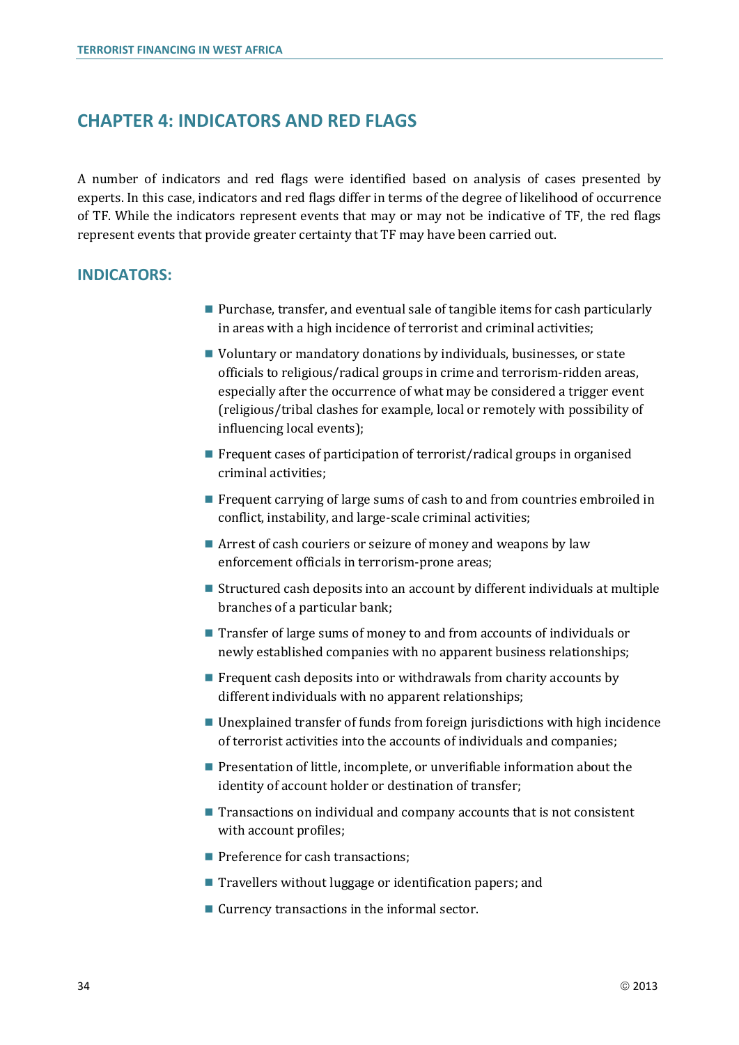# CHAPTER 4: INDICATORS AND RED FLAGS

A number of indicators and red flags were identified based on analysis of cases presented by experts. In this case, indicators and red flags differ in terms of the degree of likelihood of occurrence of TF. While the indicators represent events that may or may not be indicative of TF, the red flags represent events that provide greater certainty that TF may have been carried out.

## INDICATORS:

- Purchase, transfer, and eventual sale of tangible items for cash particularly in areas with a high incidence of terrorist and criminal activities;
- Voluntary or mandatory donations by individuals, businesses, or state officials to religious/radical groups in crime and terrorism-ridden areas, especially after the occurrence of what may be considered a trigger event (religious/tribal clashes for example, local or remotely with possibility of influencing local events);
- Frequent cases of participation of terrorist/radical groups in organised criminal activities;
- Frequent carrying of large sums of cash to and from countries embroiled in conflict, instability, and large-scale criminal activities;
- Arrest of cash couriers or seizure of money and weapons by law enforcement officials in terrorism-prone areas;
- Structured cash deposits into an account by different individuals at multiple branches of a particular bank;
- Transfer of large sums of money to and from accounts of individuals or newly established companies with no apparent business relationships;
- Frequent cash deposits into or withdrawals from charity accounts by different individuals with no apparent relationships;
- Unexplained transfer of funds from foreign jurisdictions with high incidence of terrorist activities into the accounts of individuals and companies;
- Presentation of little, incomplete, or unverifiable information about the identity of account holder or destination of transfer;
- Transactions on individual and company accounts that is not consistent with account profiles;
- Preference for cash transactions;
- Travellers without luggage or identification papers; and
- Currency transactions in the informal sector.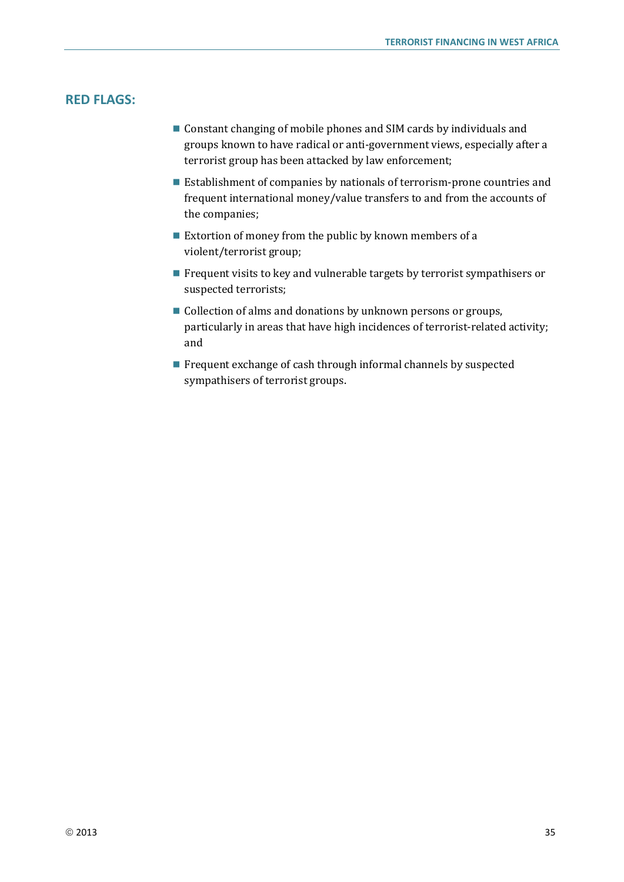## RED FLAGS:

- Constant changing of mobile phones and SIM cards by individuals and groups known to have radical or anti-government views, especially after a terrorist group has been attacked by law enforcement;
- Establishment of companies by nationals of terrorism-prone countries and frequent international money/value transfers to and from the accounts of the companies;
- Extortion of money from the public by known members of a violent/terrorist group;
- Frequent visits to key and vulnerable targets by terrorist sympathisers or suspected terrorists;
- Collection of alms and donations by unknown persons or groups, particularly in areas that have high incidences of terrorist-related activity; and
- Frequent exchange of cash through informal channels by suspected sympathisers of terrorist groups.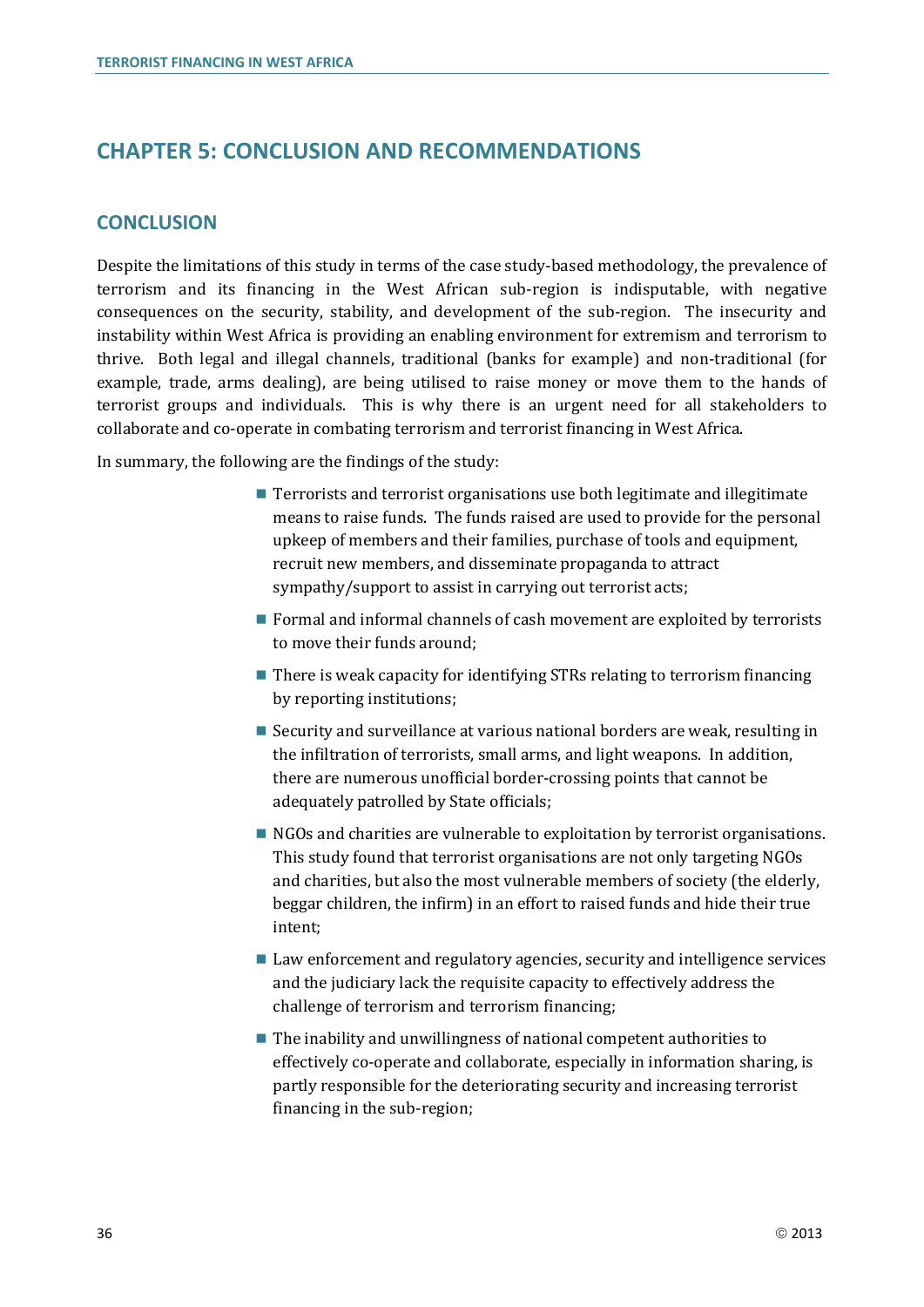# CHAPTER 5: CONCLUSION AND RECOMMENDATIONS

## CONCLUSION

Despite the limitations of this study in terms of the case study-based methodology, the prevalence of terrorism and its financing in the West African sub-region is indisputable, with negative consequences on the security, stability, and development of the sub-region. The insecurity and instability within West Africa is providing an enabling environment for extremism and terrorism to thrive. Both legal and illegal channels, traditional (banks for example) and non-traditional (for example, trade, arms dealing), are being utilised to raise money or move them to the hands of terrorist groups and individuals. This is why there is an urgent need for all stakeholders to collaborate and co-operate in combating terrorism and terrorist financing in West Africa.

In summary, the following are the findings of the study:

- Terrorists and terrorist organisations use both legitimate and illegitimate means to raise funds. The funds raised are used to provide for the personal upkeep of members and their families, purchase of tools and equipment, recruit new members, and disseminate propaganda to attract sympathy/support to assist in carrying out terrorist acts;
- Formal and informal channels of cash movement are exploited by terrorists to move their funds around;
- There is weak capacity for identifying STRs relating to terrorism financing by reporting institutions;
- Security and surveillance at various national borders are weak, resulting in the infiltration of terrorists, small arms, and light weapons. In addition, there are numerous unofficial border-crossing points that cannot be adequately patrolled by State officials;
- NGOs and charities are vulnerable to exploitation by terrorist organisations. This study found that terrorist organisations are not only targeting NGOs and charities, but also the most vulnerable members of society (the elderly, beggar children, the infirm) in an effort to raised funds and hide their true intent;
- Law enforcement and regulatory agencies, security and intelligence services and the judiciary lack the requisite capacity to effectively address the challenge of terrorism and terrorism financing;
- The inability and unwillingness of national competent authorities to effectively co-operate and collaborate, especially in information sharing, is partly responsible for the deteriorating security and increasing terrorist financing in the sub-region;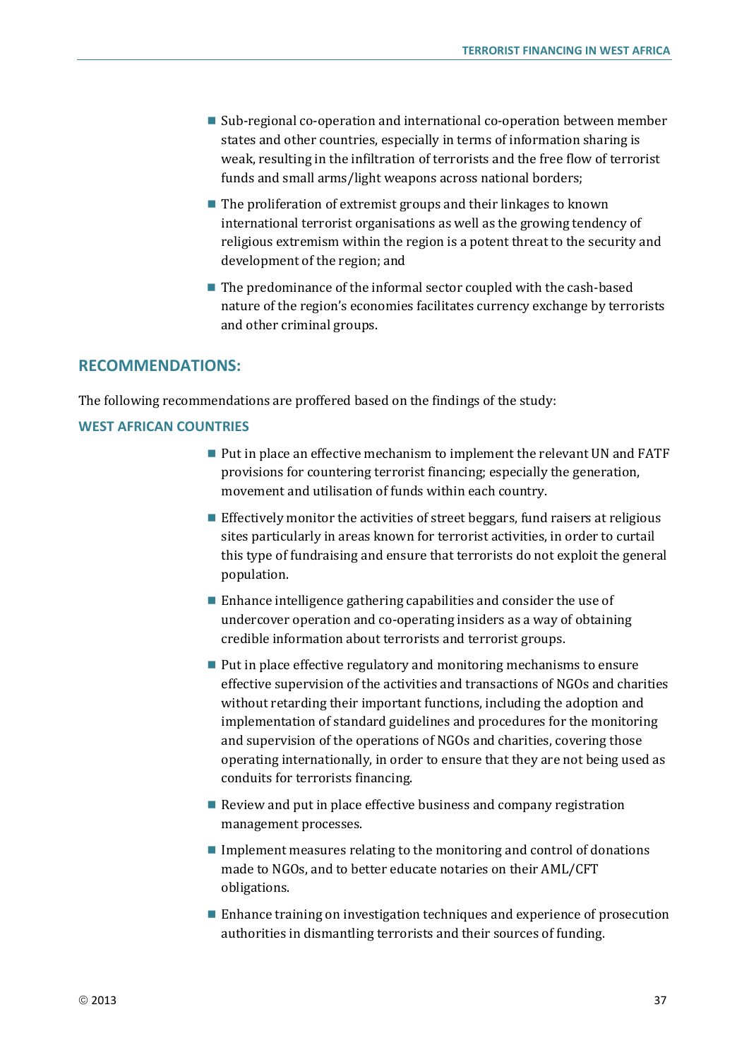- Sub-regional co-operation and international co-operation between member states and other countries, especially in terms of information sharing is weak, resulting in the infiltration of terrorists and the free flow of terrorist funds and small arms/light weapons across national borders;
- The proliferation of extremist groups and their linkages to known international terrorist organisations as well as the growing tendency of religious extremism within the region is a potent threat to the security and development of the region; and
- The predominance of the informal sector coupled with the cash-based nature of the region's economies facilitates currency exchange by terrorists and other criminal groups.

## RECOMMENDATIONS:

The following recommendations are proffered based on the findings of the study:

### WEST AFRICAN COUNTRIES

- Put in place an effective mechanism to implement the relevant UN and FATF provisions for countering terrorist financing; especially the generation, movement and utilisation of funds within each country.
- Effectively monitor the activities of street beggars, fund raisers at religious sites particularly in areas known for terrorist activities, in order to curtail this type of fundraising and ensure that terrorists do not exploit the general population.
- Enhance intelligence gathering capabilities and consider the use of undercover operation and co-operating insiders as a way of obtaining credible information about terrorists and terrorist groups.
- Put in place effective regulatory and monitoring mechanisms to ensure effective supervision of the activities and transactions of NGOs and charities without retarding their important functions, including the adoption and implementation of standard guidelines and procedures for the monitoring and supervision of the operations of NGOs and charities, covering those operating internationally, in order to ensure that they are not being used as conduits for terrorists financing.
- Review and put in place effective business and company registration management processes.
- Implement measures relating to the monitoring and control of donations made to NGOs, and to better educate notaries on their AML/CFT obligations.
- Enhance training on investigation techniques and experience of prosecution authorities in dismantling terrorists and their sources of funding.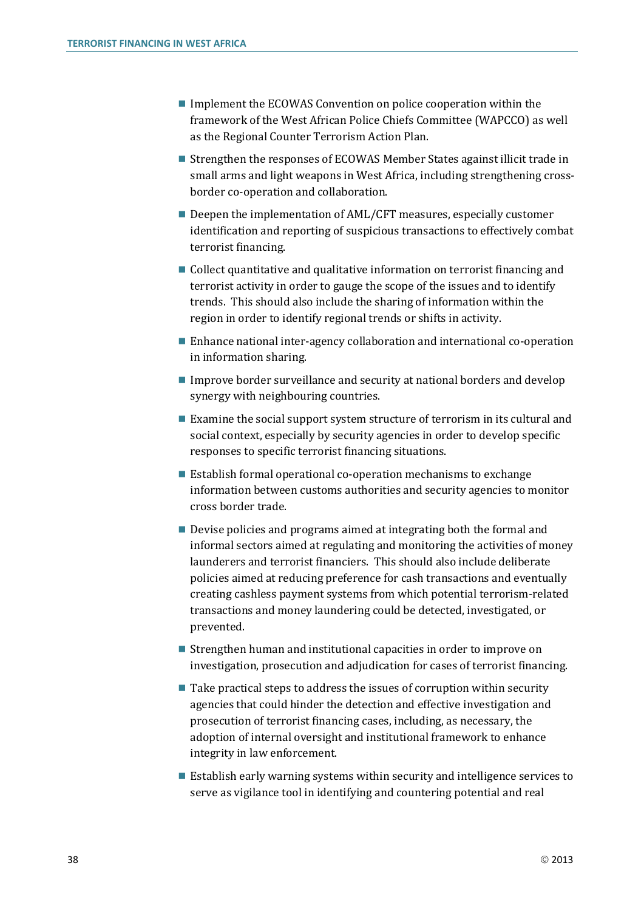- Implement the ECOWAS Convention on police cooperation within the framework of the West African Police Chiefs Committee (WAPCCO) as well as the Regional Counter Terrorism Action Plan.
- Strengthen the responses of ECOWAS Member States against illicit trade in small arms and light weapons in West Africa, including strengthening cross-border co-operation and collaboration.
- Deepen the implementation of AML/CFT measures, especially customer identification and reporting of suspicious transactions to effectively combat terrorist financing.
- Collect quantitative and qualitative information on terrorist financing and terrorist activity in order to gauge the scope of the issues and to identify trends. This should also include the sharing of information within the region in order to identify regional trends or shifts in activity.
- Enhance national inter-agency collaboration and international co-operation in information sharing.
- Improve border surveillance and security at national borders and develop synergy with neighbouring countries.
- Examine the social support system structure of terrorism in its cultural and social context, especially by security agencies in order to develop specific responses to specific terrorist financing situations.
- Establish formal operational co-operation mechanisms to exchange information between customs authorities and security agencies to monitor cross border trade.
- Devise policies and programs aimed at integrating both the formal and informal sectors aimed at regulating and monitoring the activities of money launderers and terrorist financiers. This should also include deliberate policies aimed at reducing preference for cash transactions and eventually creating cashless payment systems from which potential terrorism-related transactions and money laundering could be detected, investigated, or prevented.
- Strengthen human and institutional capacities in order to improve on investigation, prosecution and adjudication for cases of terrorist financing.
- Take practical steps to address the issues of corruption within security agencies that could hinder the detection and effective investigation and prosecution of terrorist financing cases, including, as necessary, the adoption of internal oversight and institutional framework to enhance integrity in law enforcement.
- Establish early warning systems within security and intelligence services to serve as vigilance tool in identifying and countering potential and real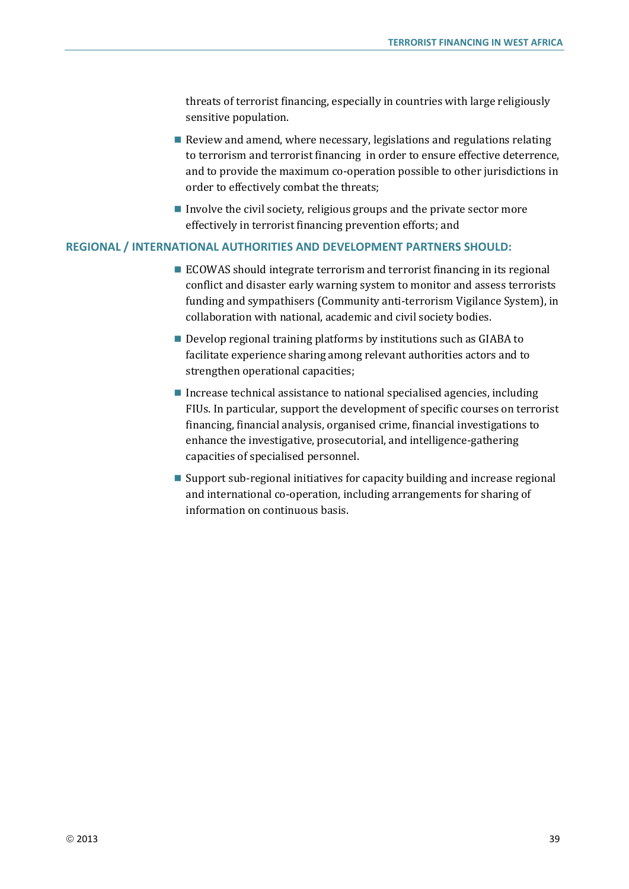threats of terrorist financing, especially in countries with large religiously sensitive population.

- Review and amend, where necessary, legislations and regulations relating to terrorism and terrorist financing in order to ensure effective deterrence, and to provide the maximum co-operation possible to other jurisdictions in order to effectively combat the threats;
- Involve the civil society, religious groups and the private sector more effectively in terrorist financing prevention efforts; and

### REGIONAL / INTERNATIONAL AUTHORITIES AND DEVELOPMENT PARTNERS SHOULD:

- ECOWAS should integrate terrorism and terrorist financing in its regional conflict and disaster early warning system to monitor and assess terrorists funding and sympathisers (Community anti-terrorism Vigilance System), in collaboration with national, academic and civil society bodies.
- Develop regional training platforms by institutions such as GIABA to facilitate experience sharing among relevant authorities actors and to strengthen operational capacities;
- Increase technical assistance to national specialised agencies, including FIUs. In particular, support the development of specific courses on terrorist financing, financial analysis, organised crime, financial investigations to enhance the investigative, prosecutorial, and intelligence-gathering capacities of specialised personnel.
- Support sub-regional initiatives for capacity building and increase regional and international co-operation, including arrangements for sharing of information on continuous basis.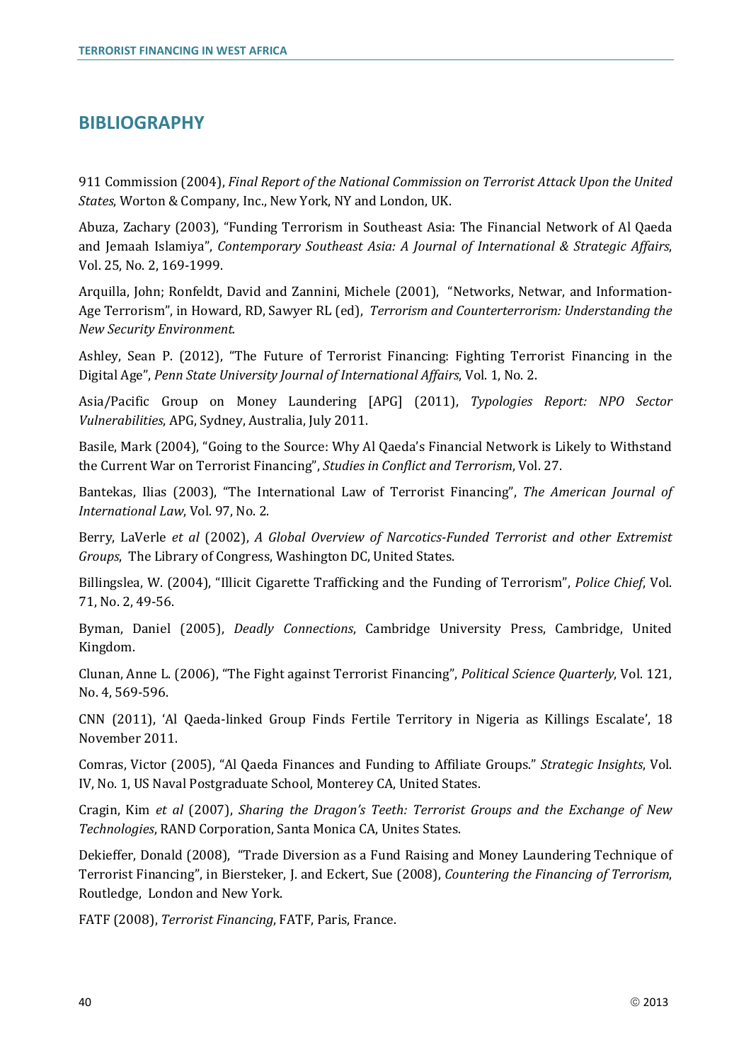## BIBLIOGRAPHY

911 Commission (2004), *Final Report of the National Commission on Terrorist Attack Upon the United States*, Worton & Company, Inc., New York, NY and London, UK.

Abuza, Zachary (2003), "Funding Terrorism in Southeast Asia: The Financial Network of Al Qaeda and Jemaah Islamiya", *Contemporary Southeast Asia: A Journal of International & Strategic Affairs*, Vol. 25, No. 2, 169-1999.

Arquilla, John; Ronfeldt, David and Zannini, Michele (2001), "Networks, Netwar, and Information-Age Terrorism", in Howard, RD, Sawyer RL (ed), *Terrorism and Counterterrorism: Understanding the New Security Environment*.

Ashley, Sean P. (2012), "The Future of Terrorist Financing: Fighting Terrorist Financing in the Digital Age", *Penn State University Journal of International Affairs*, Vol. 1, No. 2.

Asia/Pacific Group on Money Laundering [APG] (2011), *Typologies Report: NPO Sector Vulnerabilities*, APG, Sydney, Australia, July 2011.

Basile, Mark (2004), "Going to the Source: Why Al Qaeda's Financial Network is Likely to Withstand the Current War on Terrorist Financing", *Studies in Conflict and Terrorism*, Vol. 27.

Bantekas, Ilias (2003), "The International Law of Terrorist Financing", *The American Journal of International Law*, Vol. 97, No. 2.

Berry, LaVerle *et al* (2002), *A Global Overview of Narcotics-Funded Terrorist and other Extremist Groups*, The Library of Congress, Washington DC, United States.

Billingslea, W. (2004), "Illicit Cigarette Trafficking and the Funding of Terrorism", *Police Chief*, Vol. 71, No. 2, 49-56.

Byman, Daniel (2005), *Deadly Connections*, Cambridge University Press, Cambridge, United Kingdom.

Clunan, Anne L. (2006), "The Fight against Terrorist Financing", *Political Science Quarterly*, Vol. 121, No. 4, 569-596.

CNN (2011), 'Al Qaeda-linked Group Finds Fertile Territory in Nigeria as Killings Escalate', 18 November 2011.

Comras, Victor (2005), "Al Qaeda Finances and Funding to Affiliate Groups." *Strategic Insights*, Vol. IV, No. 1, US Naval Postgraduate School, Monterey CA, United States.

Cragin, Kim *et al* (2007), *Sharing the Dragon's Teeth: Terrorist Groups and the Exchange of New Technologies*, RAND Corporation, Santa Monica CA, Unites States.

Dekieffer, Donald (2008), "Trade Diversion as a Fund Raising and Money Laundering Technique of Terrorist Financing", in Biersteker, J. and Eckert, Sue (2008), *Countering the Financing of Terrorism*, Routledge, London and New York.

FATF (2008), *Terrorist Financing*, FATF, Paris, France.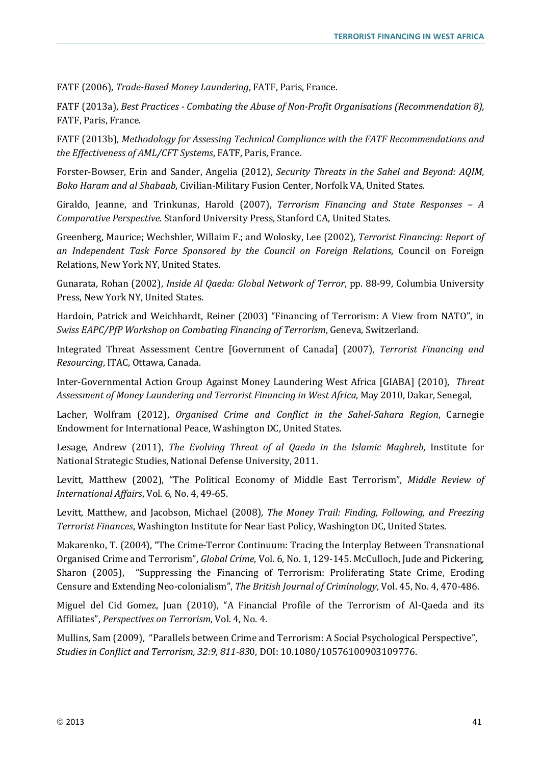FATF (2006), *Trade-Based Money Laundering*, FATF, Paris, France.

FATF (2013a), *Best Practices - Combating the Abuse of Non-Profit Organisations (Recommendation 8),* FATF, Paris, France.

FATF (2013b), *Methodology for Assessing Technical Compliance with the FATF Recommendations and the Effectiveness of AML/CFT Systems*, FATF, Paris, France.

Forster-Bowser, Erin and Sander, Angelia (2012), *Security Threats in the Sahel and Beyond: AQIM, Boko Haram and al Shabaab*, Civilian-Military Fusion Center, Norfolk VA, United States.

Giraldo, Jeanne, and Trinkunas, Harold (2007), *Terrorism Financing and State Responses – A Comparative Perspective*. Stanford University Press, Stanford CA, United States.

Greenberg, Maurice; Wechshler, Willaim F.; and Wolosky, Lee (2002), *Terrorist Financing: Report of an Independent Task Force Sponsored by the Council on Foreign Relations*, Council on Foreign Relations, New York NY, United States.

Gunarata, Rohan (2002), *Inside Al Qaeda: Global Network of Terror*, pp. 88-99, Columbia University Press, New York NY, United States.

Hardoin, Patrick and Weichhardt, Reiner (2003) "Financing of Terrorism: A View from NATO", in *Swiss EAPC/PfP Workshop on Combating Financing of Terrorism*, Geneva, Switzerland.

Integrated Threat Assessment Centre [Government of Canada] (2007), *Terrorist Financing and Resourcing*, ITAC, Ottawa, Canada.

Inter-Governmental Action Group Against Money Laundering West Africa [GIABA] (2010), *Threat Assessment of Money Laundering and Terrorist Financing in West Africa*, May 2010, Dakar, Senegal,

Lacher, Wolfram (2012), *Organised Crime and Conflict in the Sahel-Sahara Region*, Carnegie Endowment for International Peace, Washington DC, United States.

Lesage, Andrew (2011), *The Evolving Threat of al Qaeda in the Islamic Maghreb*, Institute for National Strategic Studies, National Defense University, 2011.

Levitt, Matthew (2002), "The Political Economy of Middle East Terrorism", *Middle Review of International Affairs*, Vol. 6, No. 4, 49-65.

Levitt, Matthew, and Jacobson, Michael (2008), *The Money Trail: Finding, Following, and Freezing Terrorist Finances*, Washington Institute for Near East Policy, Washington DC, United States.

Makarenko, T. (2004), "The Crime-Terror Continuum: Tracing the Interplay Between Transnational Organised Crime and Terrorism", *Global Crime*, Vol. 6, No. 1, 129-145. McCulloch, Jude and Pickering, Sharon (2005), "Suppressing the Financing of Terrorism: Proliferating State Crime, Eroding Censure and Extending Neo-colonialism", *The British Journal of Criminology*, Vol. 45, No. 4, 470-486.

Miguel del Cid Gomez, Juan (2010), "A Financial Profile of the Terrorism of Al-Qaeda and its Affiliates", *Perspectives on Terrorism*, Vol. 4, No. 4.

Mullins, Sam (2009), "Parallels between Crime and Terrorism: A Social Psychological Perspective", *Studies in Conflict and Terrorism, 32:9, 811-83*0, DOI: 10.1080/10576100903109776.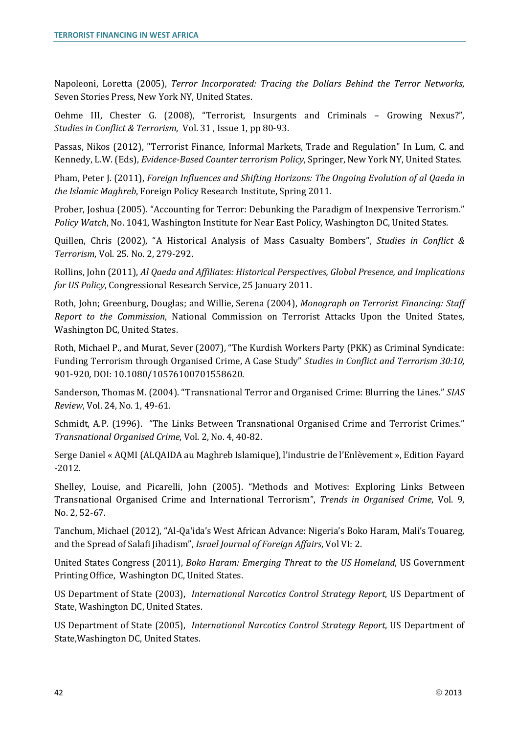Napoleoni, Loretta (2005), *Terror Incorporated: Tracing the Dollars Behind the Terror Networks*, Seven Stories Press, New York NY, United States.

Oehme III, Chester G. (2008), "Terrorist, Insurgents and Criminals – Growing Nexus?", *Studies in Conflict & Terrorism*, Vol. 31 , Issue 1, pp 80-93.

Passas, Nikos (2012), "Terrorist Finance, Informal Markets, Trade and Regulation" In Lum, C. and Kennedy, L.W. (Eds), *Evidence-Based Counter terrorism Policy*, Springer, New York NY, United States.

Pham, Peter J. (2011), *Foreign Influences and Shifting Horizons: The Ongoing Evolution of al Qaeda in the Islamic Maghreb*, Foreign Policy Research Institute, Spring 2011.

Prober, Joshua (2005). "Accounting for Terror: Debunking the Paradigm of Inexpensive Terrorism." *Policy Watch*, No. 1041, Washington Institute for Near East Policy, Washington DC, United States.

Quillen, Chris (2002), "A Historical Analysis of Mass Casualty Bombers", *Studies in Conflict & Terrorism*, Vol. 25. No. 2, 279-292.

Rollins, John (2011), *Al Qaeda and Affiliates: Historical Perspectives, Global Presence, and Implications for US Policy*, Congressional Research Service, 25 January 2011.

Roth, John; Greenburg, Douglas; and Willie, Serena (2004), *Monograph on Terrorist Financing: Staff Report to the Commission*, National Commission on Terrorist Attacks Upon the United States, Washington DC, United States.

Roth, Michael P., and Murat, Sever (2007), "The Kurdish Workers Party (PKK) as Criminal Syndicate: Funding Terrorism through Organised Crime, A Case Study" *Studies in Conflict and Terrorism 30:10,* 901-920, DOI: 10.1080/10576100701558620.

Sanderson, Thomas M. (2004). "Transnational Terror and Organised Crime: Blurring the Lines." *SIAS Review*, Vol. 24, No. 1, 49-61.

Schmidt, A.P. (1996). "The Links Between Transnational Organised Crime and Terrorist Crimes." *Transnational Organised Crime*, Vol. 2, No. 4, 40-82.

Serge Daniel « AQMI (ALQAIDA au Maghreb Islamique), l'industrie de l'Enlèvement », Edition Fayard -2012.

Shelley, Louise, and Picarelli, John (2005). "Methods and Motives: Exploring Links Between Transnational Organised Crime and International Terrorism", *Trends in Organised Crime*, Vol. 9, No. 2, 52-67.

Tanchum, Michael (2012), "Al-Qa'ida's West African Advance: Nigeria's Boko Haram, Mali's Touareg, and the Spread of Salafi Jihadism", *Israel Journal of Foreign Affairs*, Vol VI: 2.

United States Congress (2011), *Boko Haram: Emerging Threat to the US Homeland*, US Government Printing Office, Washington DC, United States.

US Department of State (2003), *International Narcotics Control Strategy Report*, US Department of State, Washington DC, United States.

US Department of State (2005), *International Narcotics Control Strategy Report*, US Department of State,Washington DC, United States.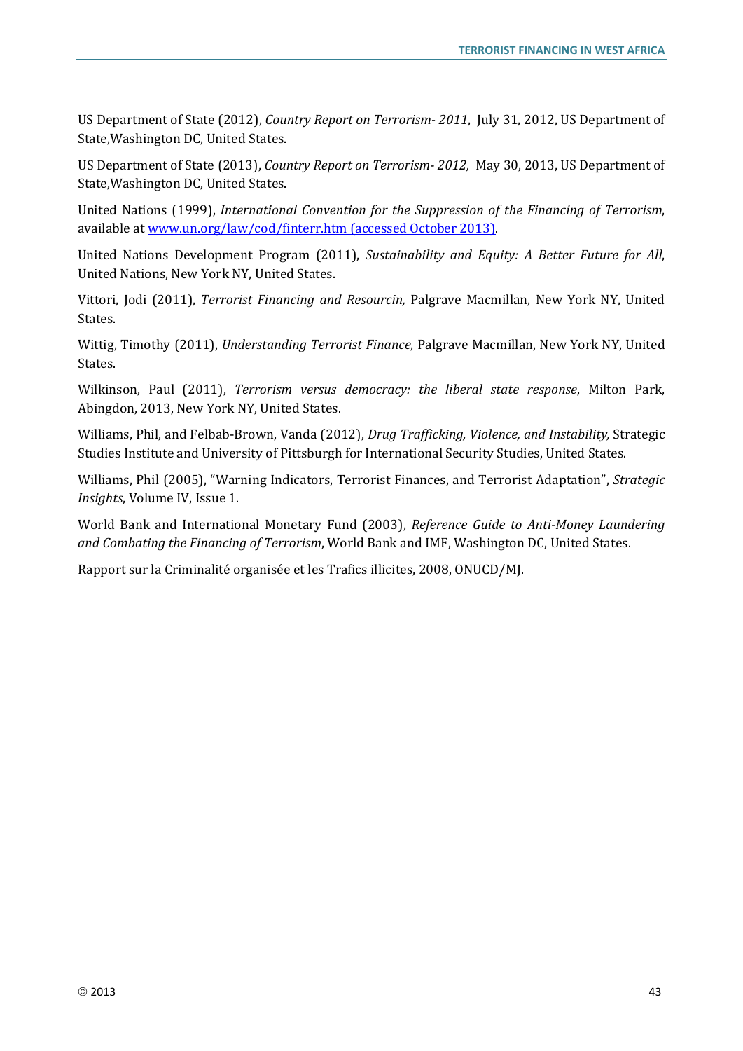US Department of State (2012), *Country Report on Terrorism- 2011*, July 31, 2012, US Department of State,Washington DC, United States.

US Department of State (2013), *Country Report on Terrorism- 2012,* May 30, 2013, US Department of State,Washington DC, United States.

United Nations (1999), *International Convention for the Suppression of the Financing of Terrorism*, available at [www.un.org/law/cod/finterr.htm (accessed October 2013)](http://www.un.org/law/cod/finterr.htm).

United Nations Development Program (2011), *Sustainability and Equity: A Better Future for All*, United Nations, New York NY, United States.

Vittori, Jodi (2011), *Terrorist Financing and Resourcin,* Palgrave Macmillan, New York NY, United States.

Wittig, Timothy (2011), *Understanding Terrorist Finance*, Palgrave Macmillan, New York NY, United States.

Wilkinson, Paul (2011), *Terrorism versus democracy: the liberal state response*, Milton Park, Abingdon, 2013, New York NY, United States.

Williams, Phil, and Felbab-Brown, Vanda (2012), *Drug Trafficking, Violence, and Instability,* Strategic Studies Institute and University of Pittsburgh for International Security Studies, United States.

Williams, Phil (2005), "Warning Indicators, Terrorist Finances, and Terrorist Adaptation", *Strategic Insights*, Volume IV, Issue 1.

World Bank and International Monetary Fund (2003), *Reference Guide to Anti-Money Laundering and Combating the Financing of Terrorism*, World Bank and IMF, Washington DC, United States.

Rapport sur la Criminalité organisée et les Trafics illicites, 2008, ONUCD/MJ.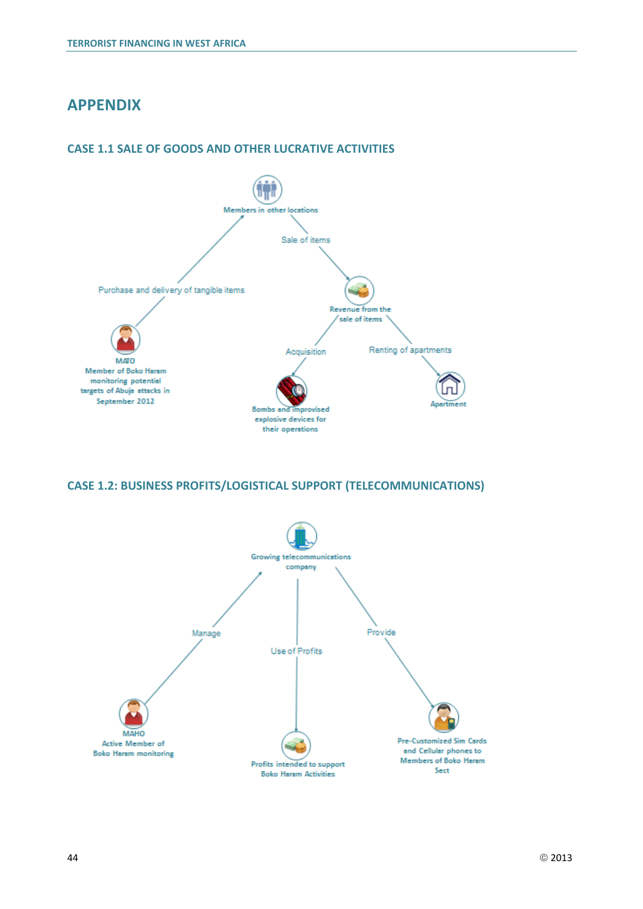# APPENDIX

## CASE 1.1 SALE OF GOODS AND OTHER LUCRATIVE ACTIVITIES

Members in other locations

Sale of items

Purchase and delivery of tangible items

Revenue from the sale of items

MATO
Member of Boko Haram monitoring potential targets of Abuja attacks in September 2012

Acquisition

Renting of apartments

Bombs and improvised explosive devices for their operations

Apartment

## CASE 1.2: BUSINESS PROFITS/LOGISTICAL SUPPORT (TELECOMMUNICATIONS)

Growing telecommunications company

Manage

Use of Profits

Provide

MAHO
Active Member of Boko Haram monitoring

Profits intended to support Boko Haram Activities

Pre-Customized Sim Cards and Cellular phones to Members of Boko Haram Sect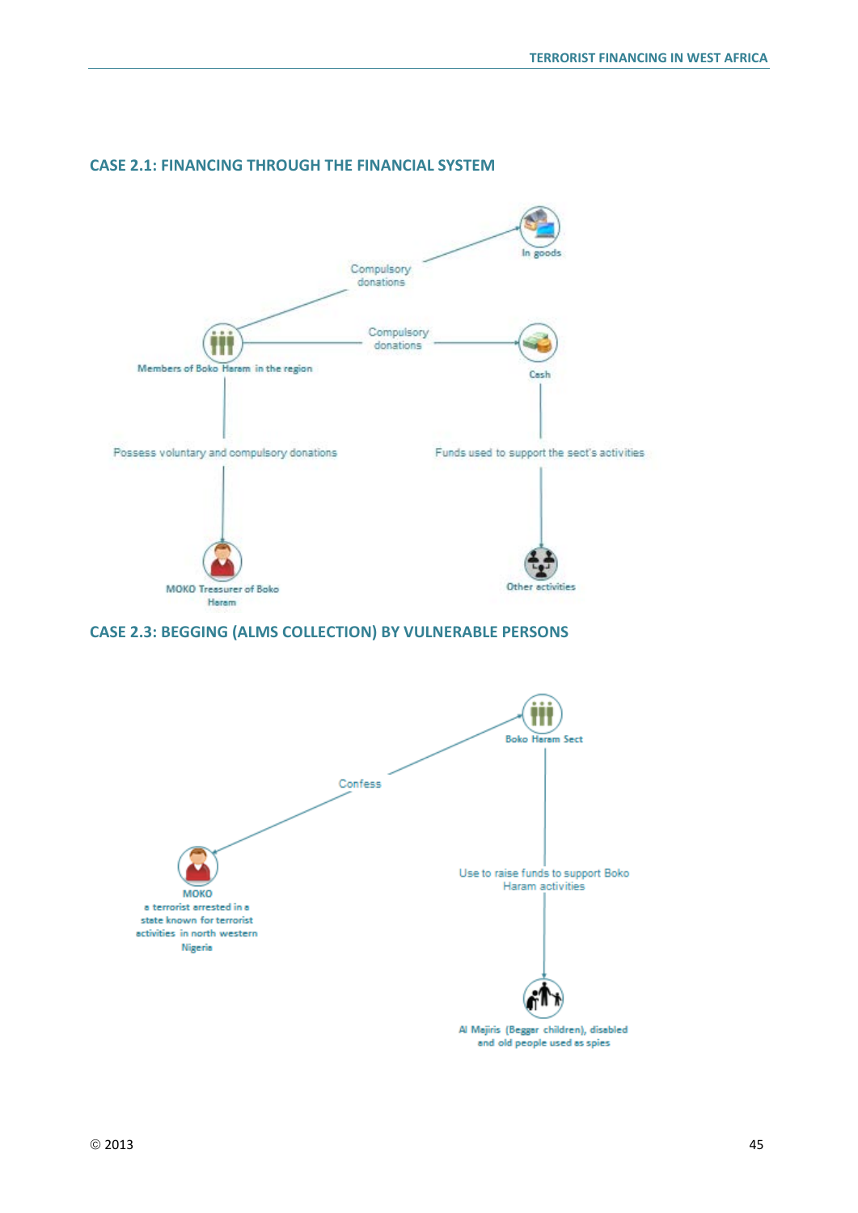## CASE 2.1: FINANCING THROUGH THE FINANCIAL SYSTEM

Compulsory donations

In goods

Members of Boko Haram in the region

Compulsory donations

Cash

Possess voluntary and compulsory donations

Funds used to support the sect's activities

MOKO Treasurer of Boko Haram

Other activities

## CASE 2.3: BEGGING (ALMS COLLECTION) BY VULNERABLE PERSONS

Boko Haram Sect

Confess

MOKO
a terrorist arrested in a state known for terrorist activities in north western Nigeria

Use to raise funds to support Boko Haram activities

Al Majiris (Beggar children), disabled and old people used as spies

© 2013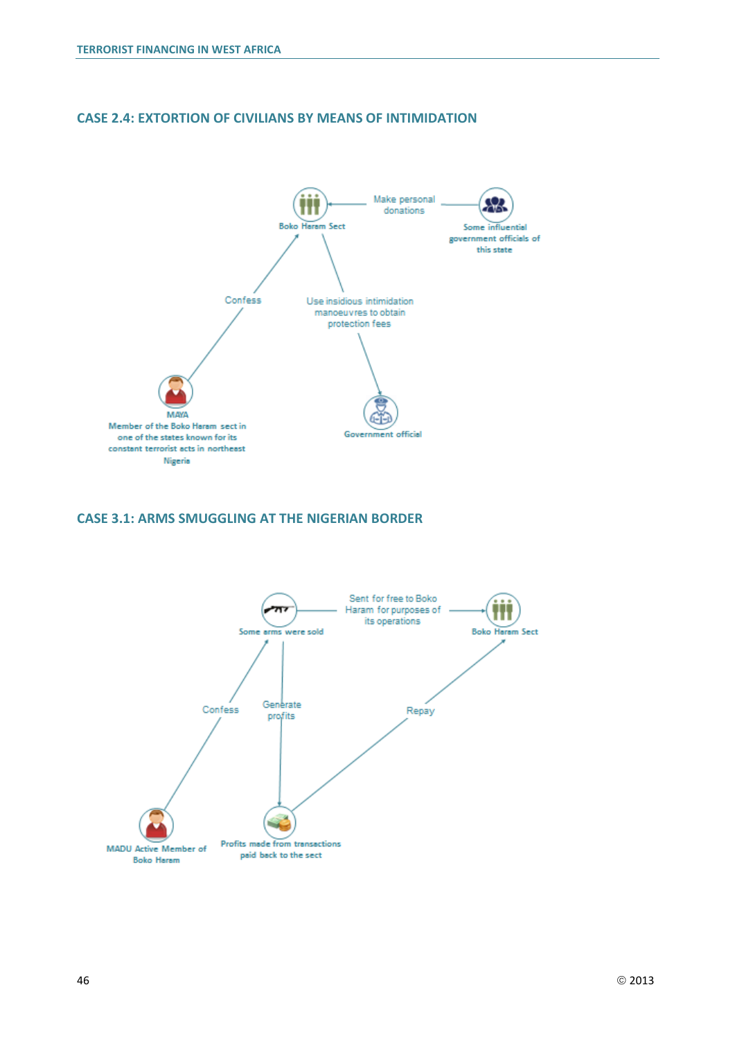## CASE 2.4: EXTORTION OF CIVILIANS BY MEANS OF INTIMIDATION

Boko Haram Sect

Make personal donations

Some influential government officials of this state

Confess

Use insidious intimidation manoeuvres to obtain protection fees

MAYA
Member of the Boko Haram sect in one of the states known for its constant terrorist acts in northeast Nigeria

Government official

## CASE 3.1: ARMS SMUGGLING AT THE NIGERIAN BORDER

Some arms were sold

Sent for free to Boko Haram for purposes of its operations

Boko Haram Sect

Confess

Generate profits

Repay

MADU Active Member of Boko Haram

Profits made from transactions paid back to the sect